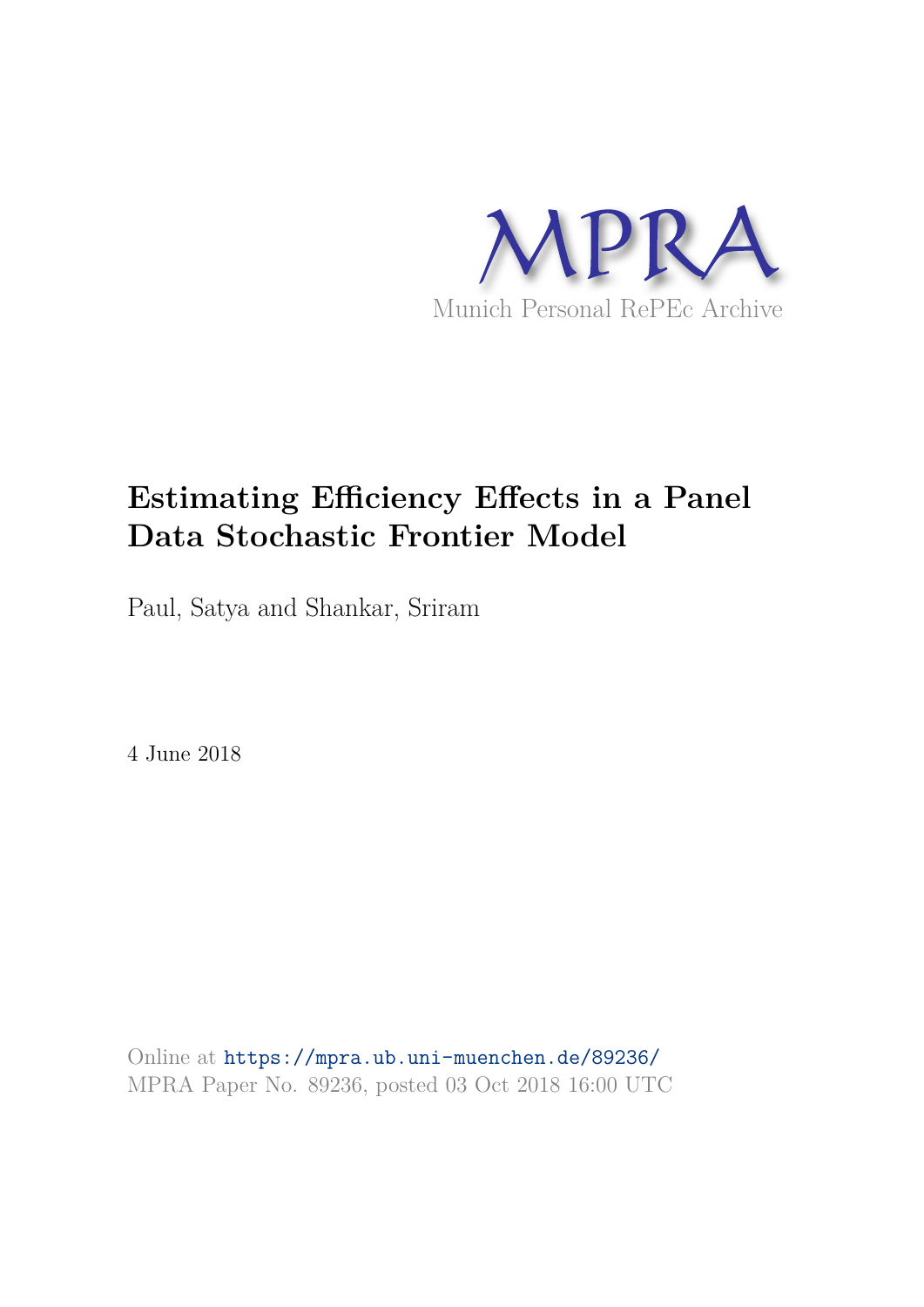MPRA

Munich Personal RePEc Archive

# Estimating Efficiency Effects in a Panel Data Stochastic Frontier Model

Paul, Satya and Shankar, Sriram

4 June 2018

Online at https://mpra.ub.uni-muenchen.de/89236/
MPRA Paper No. 89236, posted 03 Oct 2018 16:00 UTC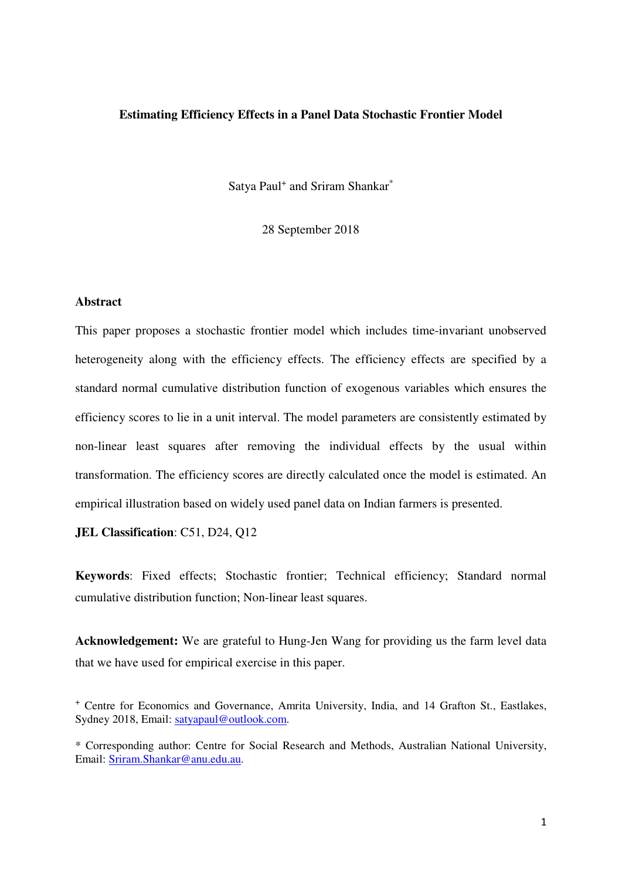**Estimating Efficiency Effects in a Panel Data Stochastic Frontier Model**

Satya Paul[+] and Sriram Shankar[*]

28 September 2018

**Abstract**

This paper proposes a stochastic frontier model which includes time-invariant unobserved heterogeneity along with the efficiency effects. The efficiency effects are specified by a standard normal cumulative distribution function of exogenous variables which ensures the efficiency scores to lie in a unit interval. The model parameters are consistently estimated by non-linear least squares after removing the individual effects by the usual within transformation. The efficiency scores are directly calculated once the model is estimated. An empirical illustration based on widely used panel data on Indian farmers is presented.

**JEL Classification**: C51, D24, Q12

**Keywords**: Fixed effects; Stochastic frontier; Technical efficiency; Standard normal cumulative distribution function; Non-linear least squares.

**Acknowledgement:** We are grateful to Hung-Jen Wang for providing us the farm level data that we have used for empirical exercise in this paper.

[+] Centre for Economics and Governance, Amrita University, India, and 14 Grafton St., Eastlakes, Sydney 2018, Email: satyapaul@outlook.com.

[*] Corresponding author: Centre for Social Research and Methods, Australian National University, Email: Sriram.Shankar@anu.edu.au.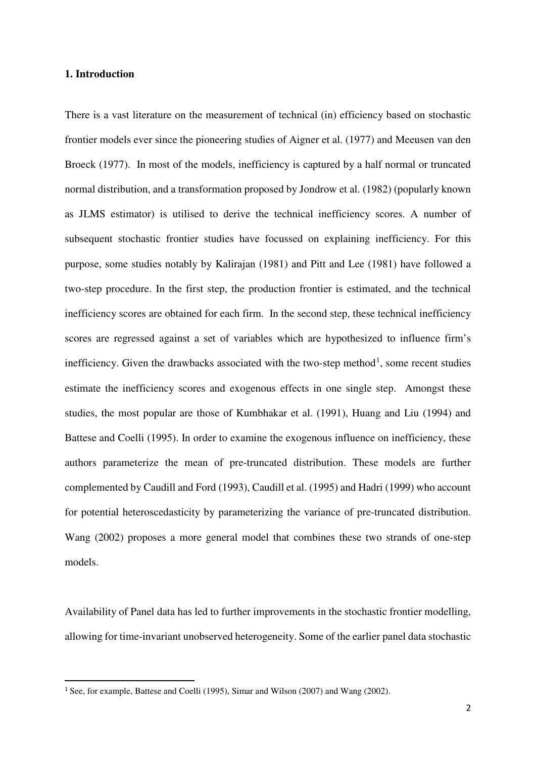## 1. Introduction

There is a vast literature on the measurement of technical (in) efficiency based on stochastic frontier models ever since the pioneering studies of Aigner et al. (1977) and Meeusen van den Broeck (1977). In most of the models, inefficiency is captured by a half normal or truncated normal distribution, and a transformation proposed by Jondrow et al. (1982) (popularly known as JLMS estimator) is utilised to derive the technical inefficiency scores. A number of subsequent stochastic frontier studies have focussed on explaining inefficiency. For this purpose, some studies notably by Kalirajan (1981) and Pitt and Lee (1981) have followed a two-step procedure. In the first step, the production frontier is estimated, and the technical inefficiency scores are obtained for each firm. In the second step, these technical inefficiency scores are regressed against a set of variables which are hypothesized to influence firm's inefficiency. Given the drawbacks associated with the two-step method[1], some recent studies estimate the inefficiency scores and exogenous effects in one single step. Amongst these studies, the most popular are those of Kumbhakar et al. (1991), Huang and Liu (1994) and Battese and Coelli (1995). In order to examine the exogenous influence on inefficiency, these authors parameterize the mean of pre-truncated distribution. These models are further complemented by Caudill and Ford (1993), Caudill et al. (1995) and Hadri (1999) who account for potential heteroscedasticity by parameterizing the variance of pre-truncated distribution. Wang (2002) proposes a more general model that combines these two strands of one-step models.

Availability of Panel data has led to further improvements in the stochastic frontier modelling, allowing for time-invariant unobserved heterogeneity. Some of the earlier panel data stochastic

[1] See, for example, Battese and Coelli (1995), Simar and Wilson (2007) and Wang (2002).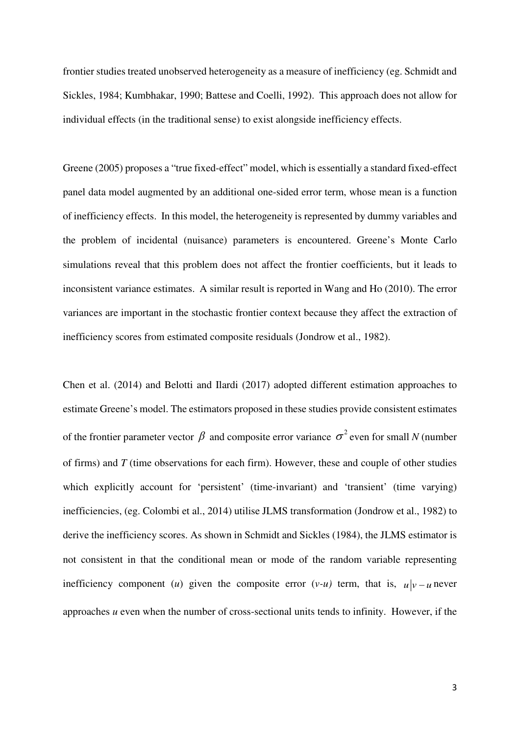frontier studies treated unobserved heterogeneity as a measure of inefficiency (eg. Schmidt and Sickles, 1984; Kumbhakar, 1990; Battese and Coelli, 1992). This approach does not allow for individual effects (in the traditional sense) to exist alongside inefficiency effects.

Greene (2005) proposes a "true fixed-effect" model, which is essentially a standard fixed-effect panel data model augmented by an additional one-sided error term, whose mean is a function of inefficiency effects. In this model, the heterogeneity is represented by dummy variables and the problem of incidental (nuisance) parameters is encountered. Greene's Monte Carlo simulations reveal that this problem does not affect the frontier coefficients, but it leads to inconsistent variance estimates. A similar result is reported in Wang and Ho (2010). The error variances are important in the stochastic frontier context because they affect the extraction of inefficiency scores from estimated composite residuals (Jondrow et al., 1982).

Chen et al. (2014) and Belotti and Ilardi (2017) adopted different estimation approaches to estimate Greene's model. The estimators proposed in these studies provide consistent estimates of the frontier parameter vector $\beta$ and composite error variance $\sigma^2$ even for small *N* (number of firms) and *T* (time observations for each firm). However, these and couple of other studies which explicitly account for 'persistent' (time-invariant) and 'transient' (time varying) inefficiencies, (eg. Colombi et al., 2014) utilise JLMS transformation (Jondrow et al., 1982) to derive the inefficiency scores. As shown in Schmidt and Sickles (1984), the JLMS estimator is not consistent in that the conditional mean or mode of the random variable representing inefficiency component ($u$) given the composite error ($v$-$u$) term, that is, $u|v-u$ never approaches $u$ even when the number of cross-sectional units tends to infinity. However, if the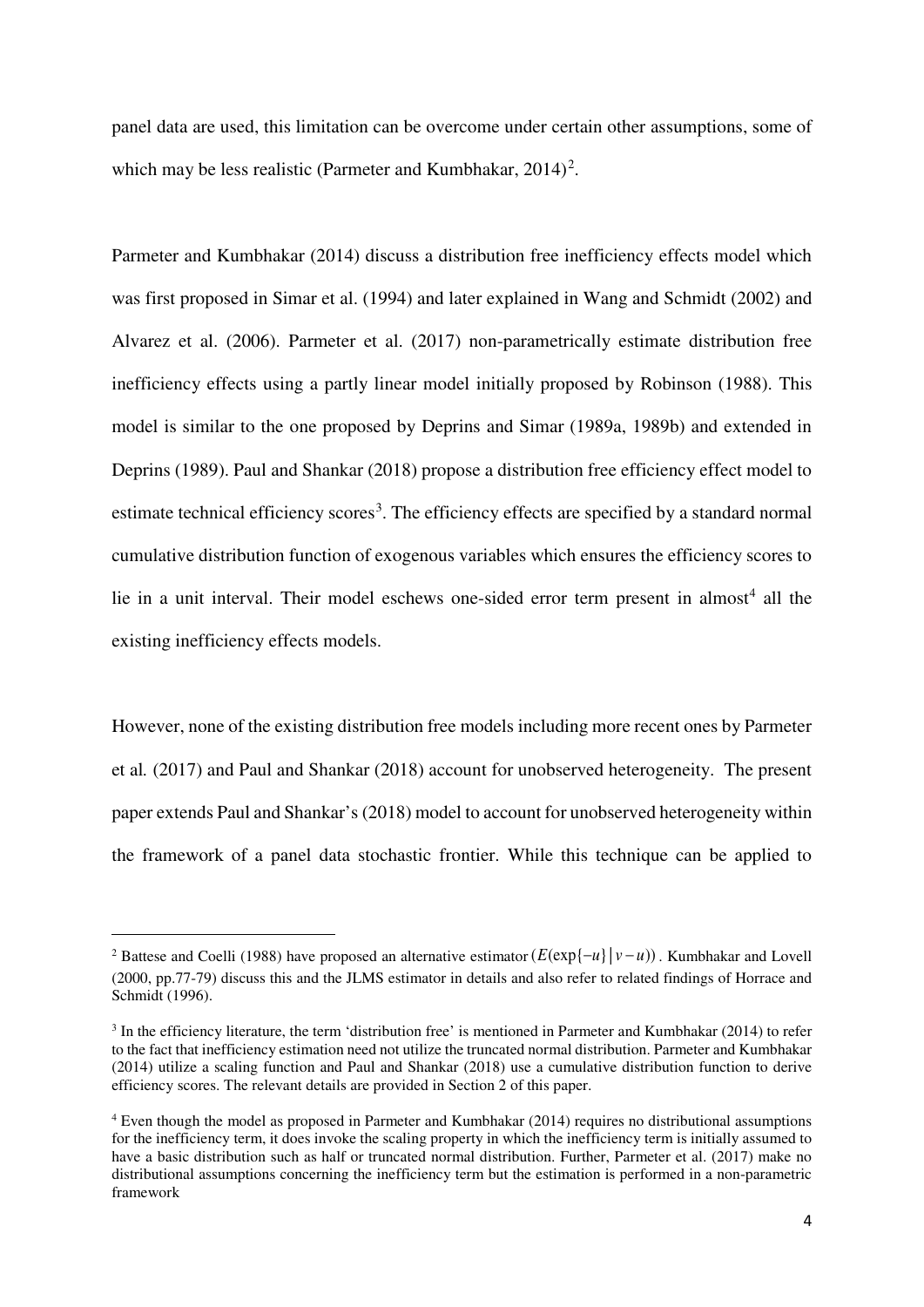panel data are used, this limitation can be overcome under certain other assumptions, some of which may be less realistic (Parmeter and Kumbhakar, 2014)[2].

Parmeter and Kumbhakar (2014) discuss a distribution free inefficiency effects model which was first proposed in Simar et al. (1994) and later explained in Wang and Schmidt (2002) and Alvarez et al. (2006). Parmeter et al. (2017) non-parametrically estimate distribution free inefficiency effects using a partly linear model initially proposed by Robinson (1988). This model is similar to the one proposed by Deprins and Simar (1989a, 1989b) and extended in Deprins (1989). Paul and Shankar (2018) propose a distribution free efficiency effect model to estimate technical efficiency scores[3]. The efficiency effects are specified by a standard normal cumulative distribution function of exogenous variables which ensures the efficiency scores to lie in a unit interval. Their model eschews one-sided error term present in almost[4] all the existing inefficiency effects models.

However, none of the existing distribution free models including more recent ones by Parmeter et al. (2017) and Paul and Shankar (2018) account for unobserved heterogeneity. The present paper extends Paul and Shankar's (2018) model to account for unobserved heterogeneity within the framework of a panel data stochastic frontier. While this technique can be applied to

---

[2] Battese and Coelli (1988) have proposed an alternative estimator $(E(\exp\{-u\} \mid v-u))$. Kumbhakar and Lovell (2000, pp.77-79) discuss this and the JLMS estimator in details and also refer to related findings of Horrace and Schmidt (1996).

[3] In the efficiency literature, the term 'distribution free' is mentioned in Parmeter and Kumbhakar (2014) to refer to the fact that inefficiency estimation need not utilize the truncated normal distribution. Parmeter and Kumbhakar (2014) utilize a scaling function and Paul and Shankar (2018) use a cumulative distribution function to derive efficiency scores. The relevant details are provided in Section 2 of this paper.

[4] Even though the model as proposed in Parmeter and Kumbhakar (2014) requires no distributional assumptions for the inefficiency term, it does invoke the scaling property in which the inefficiency term is initially assumed to have a basic distribution such as half or truncated normal distribution. Further, Parmeter et al. (2017) make no distributional assumptions concerning the inefficiency term but the estimation is performed in a non-parametric framework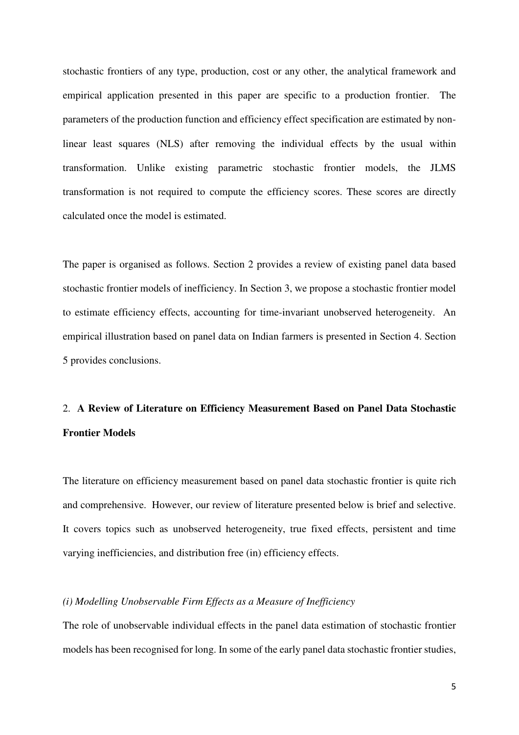stochastic frontiers of any type, production, cost or any other, the analytical framework and empirical application presented in this paper are specific to a production frontier. The parameters of the production function and efficiency effect specification are estimated by non-linear least squares (NLS) after removing the individual effects by the usual within transformation. Unlike existing parametric stochastic frontier models, the JLMS transformation is not required to compute the efficiency scores. These scores are directly calculated once the model is estimated.

The paper is organised as follows. Section 2 provides a review of existing panel data based stochastic frontier models of inefficiency. In Section 3, we propose a stochastic frontier model to estimate efficiency effects, accounting for time-invariant unobserved heterogeneity. An empirical illustration based on panel data on Indian farmers is presented in Section 4. Section 5 provides conclusions.

## 2. **A Review of Literature on Efficiency Measurement Based on Panel Data Stochastic Frontier Models**

The literature on efficiency measurement based on panel data stochastic frontier is quite rich and comprehensive. However, our review of literature presented below is brief and selective. It covers topics such as unobserved heterogeneity, true fixed effects, persistent and time varying inefficiencies, and distribution free (in) efficiency effects.

*(i) Modelling Unobservable Firm Effects as a Measure of Inefficiency*

The role of unobservable individual effects in the panel data estimation of stochastic frontier models has been recognised for long. In some of the early panel data stochastic frontier studies,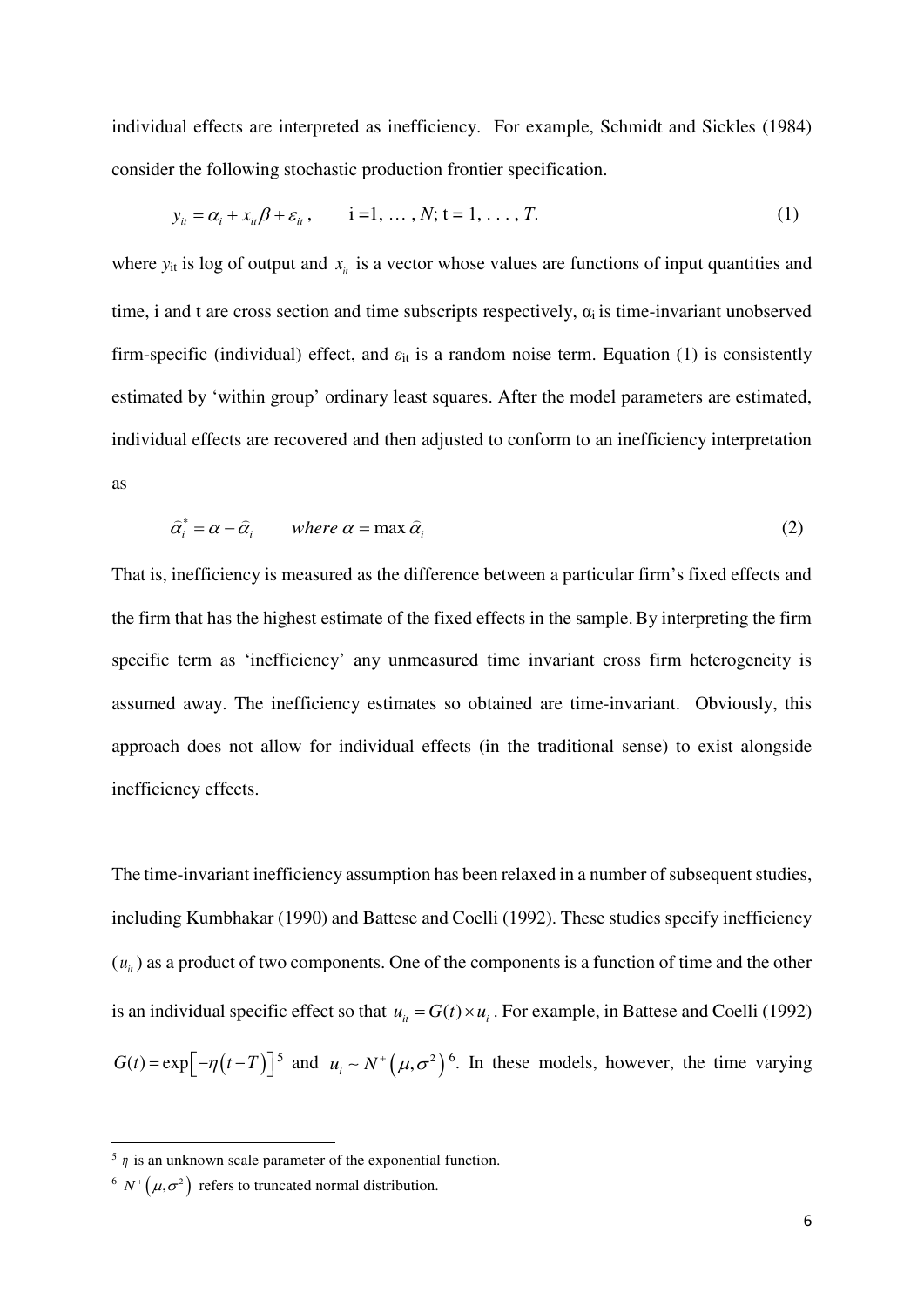individual effects are interpreted as inefficiency. For example, Schmidt and Sickles (1984) consider the following stochastic production frontier specification.

$$y_{it} = \alpha_i + x_{it}\beta + \varepsilon_{it}, \qquad i = 1, \ldots, N; \; t = 1, \ldots, T. \tag{1}$$

where $y_{it}$ is log of output and $x_{it}$ is a vector whose values are functions of input quantities and time, i and t are cross section and time subscripts respectively, $\alpha_i$ is time-invariant unobserved firm-specific (individual) effect, and $\varepsilon_{it}$ is a random noise term. Equation (1) is consistently estimated by 'within group' ordinary least squares. After the model parameters are estimated, individual effects are recovered and then adjusted to conform to an inefficiency interpretation as

$$\hat{\alpha}_i^* = \alpha - \hat{\alpha}_i \qquad \textit{where } \alpha = \max \hat{\alpha}_i \tag{2}$$

That is, inefficiency is measured as the difference between a particular firm's fixed effects and the firm that has the highest estimate of the fixed effects in the sample. By interpreting the firm specific term as 'inefficiency' any unmeasured time invariant cross firm heterogeneity is assumed away. The inefficiency estimates so obtained are time-invariant. Obviously, this approach does not allow for individual effects (in the traditional sense) to exist alongside inefficiency effects.

The time-invariant inefficiency assumption has been relaxed in a number of subsequent studies, including Kumbhakar (1990) and Battese and Coelli (1992). These studies specify inefficiency ($u_{it}$) as a product of two components. One of the components is a function of time and the other is an individual specific effect so that $u_{it} = G(t) \times u_i$. For example, in Battese and Coelli (1992) $G(t) = \exp\left[-\eta\left(t - T\right)\right]$ [5] and $u_i \sim N^+\left(\mu, \sigma^2\right)$ [6]. In these models, however, the time varying

[5] $\eta$ is an unknown scale parameter of the exponential function.

[6] $N^+\left(\mu, \sigma^2\right)$ refers to truncated normal distribution.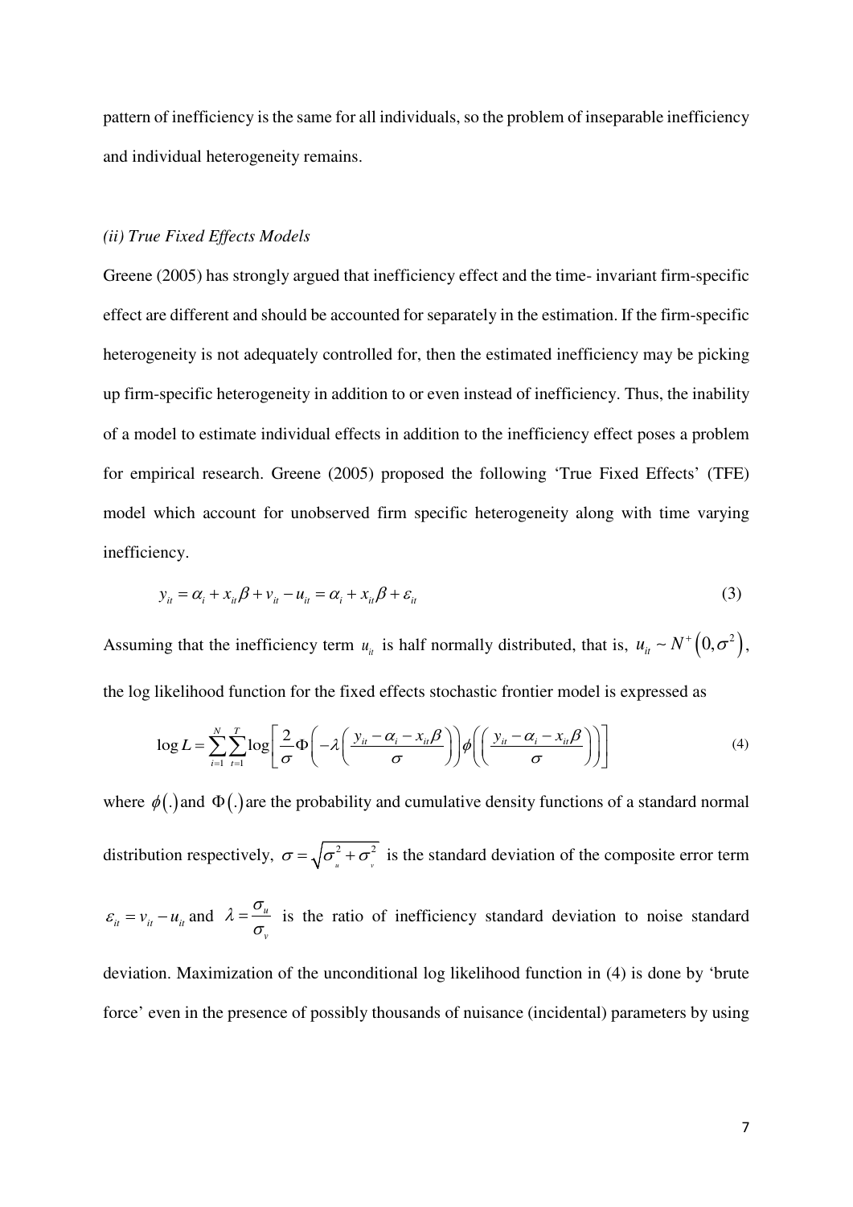pattern of inefficiency is the same for all individuals, so the problem of inseparable inefficiency and individual heterogeneity remains.

*(ii) True Fixed Effects Models*

Greene (2005) has strongly argued that inefficiency effect and the time- invariant firm-specific effect are different and should be accounted for separately in the estimation. If the firm-specific heterogeneity is not adequately controlled for, then the estimated inefficiency may be picking up firm-specific heterogeneity in addition to or even instead of inefficiency. Thus, the inability of a model to estimate individual effects in addition to the inefficiency effect poses a problem for empirical research. Greene (2005) proposed the following 'True Fixed Effects' (TFE) model which account for unobserved firm specific heterogeneity along with time varying inefficiency.

$$y_{it} = \alpha_i + x_{it}\beta + v_{it} - u_{it} = \alpha_i + x_{it}\beta + \varepsilon_{it} \tag{3}$$

Assuming that the inefficiency term $u_{it}$ is half normally distributed, that is, $u_{it} \sim N^{+}\left(0, \sigma^2\right)$, the log likelihood function for the fixed effects stochastic frontier model is expressed as

$$\log L = \sum_{i=1}^{N}\sum_{t=1}^{T}\log\left[\frac{2}{\sigma}\Phi\left(-\lambda\left(\frac{y_{it}-\alpha_i - x_{it}\beta}{\sigma}\right)\right)\phi\left(\left(\frac{y_{it}-\alpha_i - x_{it}\beta}{\sigma}\right)\right)\right] \tag{4}$$

where $\phi(.)$ and $\Phi(.)$ are the probability and cumulative density functions of a standard normal distribution respectively, $\sigma = \sqrt{\sigma_u^2 + \sigma_v^2}$ is the standard deviation of the composite error term $\varepsilon_{it} = v_{it} - u_{it}$ and $\lambda = \dfrac{\sigma_u}{\sigma_v}$ is the ratio of inefficiency standard deviation to noise standard deviation. Maximization of the unconditional log likelihood function in (4) is done by 'brute force' even in the presence of possibly thousands of nuisance (incidental) parameters by using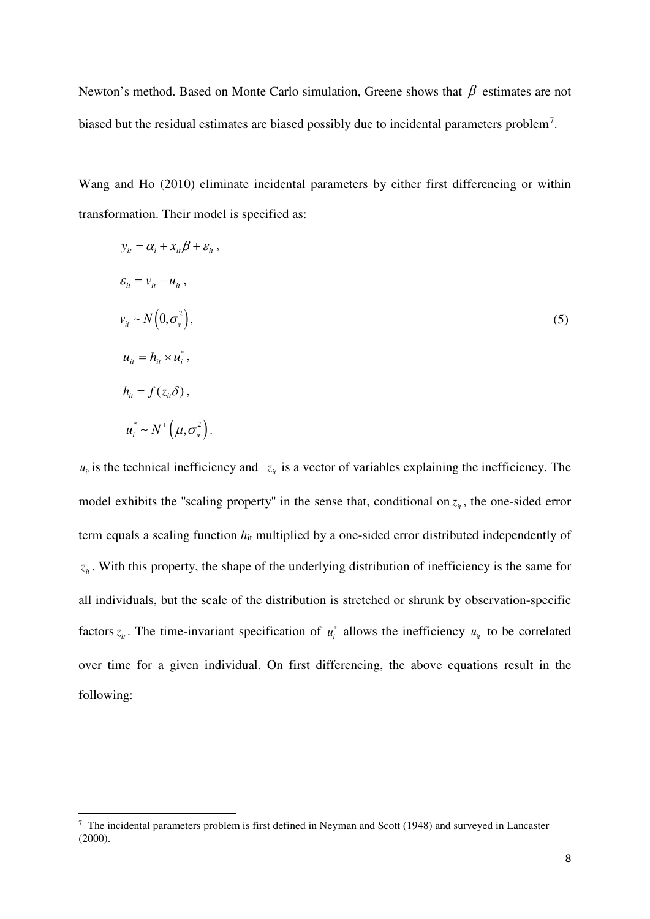Newton's method. Based on Monte Carlo simulation, Greene shows that $\beta$ estimates are not biased but the residual estimates are biased possibly due to incidental parameters problem[7].

Wang and Ho (2010) eliminate incidental parameters by either first differencing or within transformation. Their model is specified as:

$$
\begin{aligned}
& y_{it} = \alpha_i + x_{it}\beta + \varepsilon_{it}, \\
& \varepsilon_{it} = v_{it} - u_{it}, \\
& v_{it} \sim N\left(0, \sigma_v^2\right), \\
& u_{it} = h_{it} \times u_i^*, \\
& h_{it} = f(z_{it}\delta), \\
& u_i^* \sim N^+\left(\mu, \sigma_u^2\right).
\end{aligned}
\tag{5}
$$

$u_{it}$ is the technical inefficiency and $z_{it}$ is a vector of variables explaining the inefficiency. The model exhibits the "scaling property" in the sense that, conditional on $z_{it}$, the one-sided error term equals a scaling function $h_{it}$ multiplied by a one-sided error distributed independently of $z_{it}$. With this property, the shape of the underlying distribution of inefficiency is the same for all individuals, but the scale of the distribution is stretched or shrunk by observation-specific factors $z_{it}$. The time-invariant specification of $u_i^*$ allows the inefficiency $u_{it}$ to be correlated over time for a given individual. On first differencing, the above equations result in the following:

---

[7] The incidental parameters problem is first defined in Neyman and Scott (1948) and surveyed in Lancaster (2000).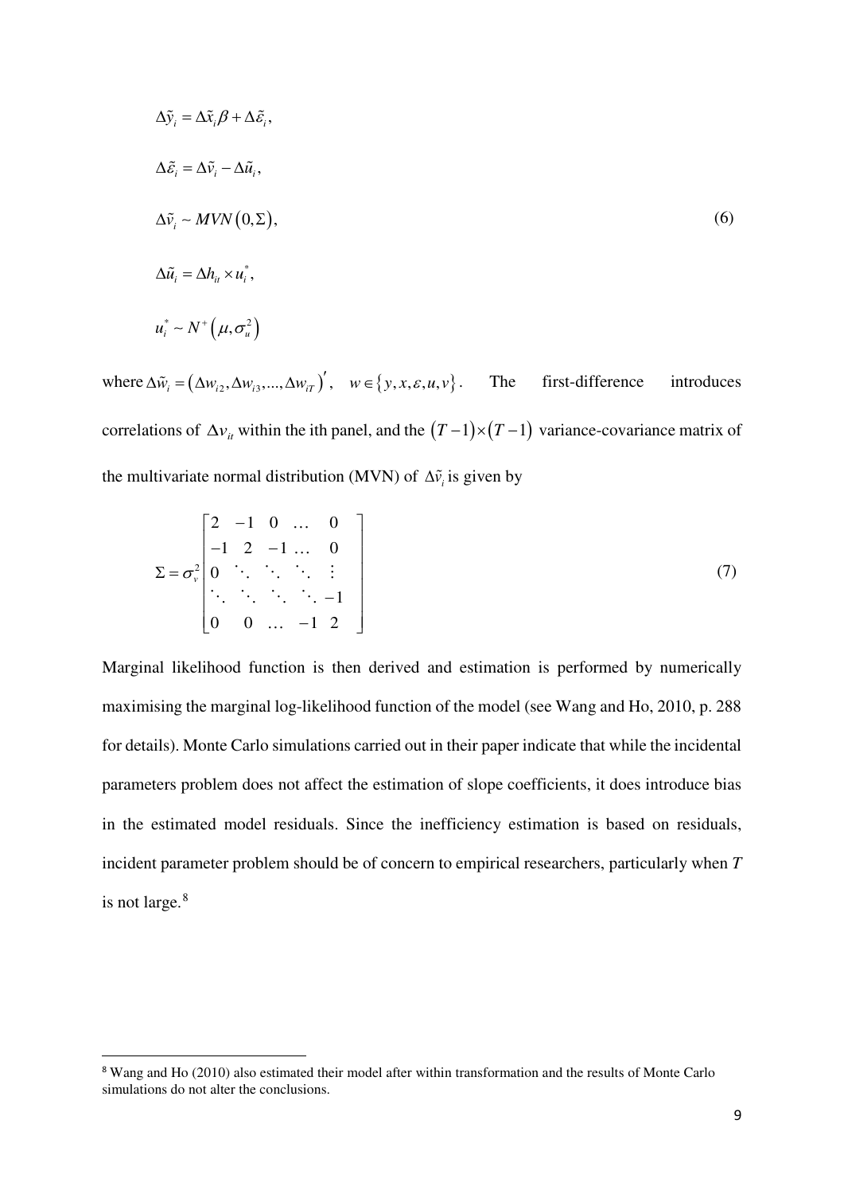$$
\begin{aligned}
&\Delta\tilde{y}_i = \Delta\tilde{x}_i\beta + \Delta\tilde{\varepsilon}_i, \\
&\Delta\tilde{\varepsilon}_i = \Delta\tilde{v}_i - \Delta\tilde{u}_i, \\
&\Delta\tilde{v}_i \sim MVN(0, \Sigma), \\
&\Delta\tilde{u}_i = \Delta h_{it} \times u_i^*, \\
&u_i^* \sim N^+(\mu, \sigma_u^2)
\end{aligned}
\tag{6}
$$

where $\Delta\tilde{w}_i = (\Delta w_{i2}, \Delta w_{i3}, ..., \Delta w_{iT})', \quad w \in \{y, x, \varepsilon, u, v\}$. The first-difference introduces correlations of $\Delta v_{it}$ within the ith panel, and the $(T-1)\times(T-1)$ variance-covariance matrix of the multivariate normal distribution (MVN) of $\Delta\tilde{v}_i$ is given by

$$
\Sigma = \sigma_v^2 \begin{bmatrix} 2 & -1 & 0 & \dots & 0 \\ -1 & 2 & -1 \dots & 0 & \\ 0 & \ddots & \ddots & \ddots & \vdots \\ \ddots & \ddots & \ddots & \ddots & -1 \\ 0 & 0 & \dots & -1 & 2 \end{bmatrix}
\tag{7}
$$

Marginal likelihood function is then derived and estimation is performed by numerically maximising the marginal log-likelihood function of the model (see Wang and Ho, 2010, p. 288 for details). Monte Carlo simulations carried out in their paper indicate that while the incidental parameters problem does not affect the estimation of slope coefficients, it does introduce bias in the estimated model residuals. Since the inefficiency estimation is based on residuals, incident parameter problem should be of concern to empirical researchers, particularly when *T* is not large.[8]

[8] Wang and Ho (2010) also estimated their model after within transformation and the results of Monte Carlo simulations do not alter the conclusions.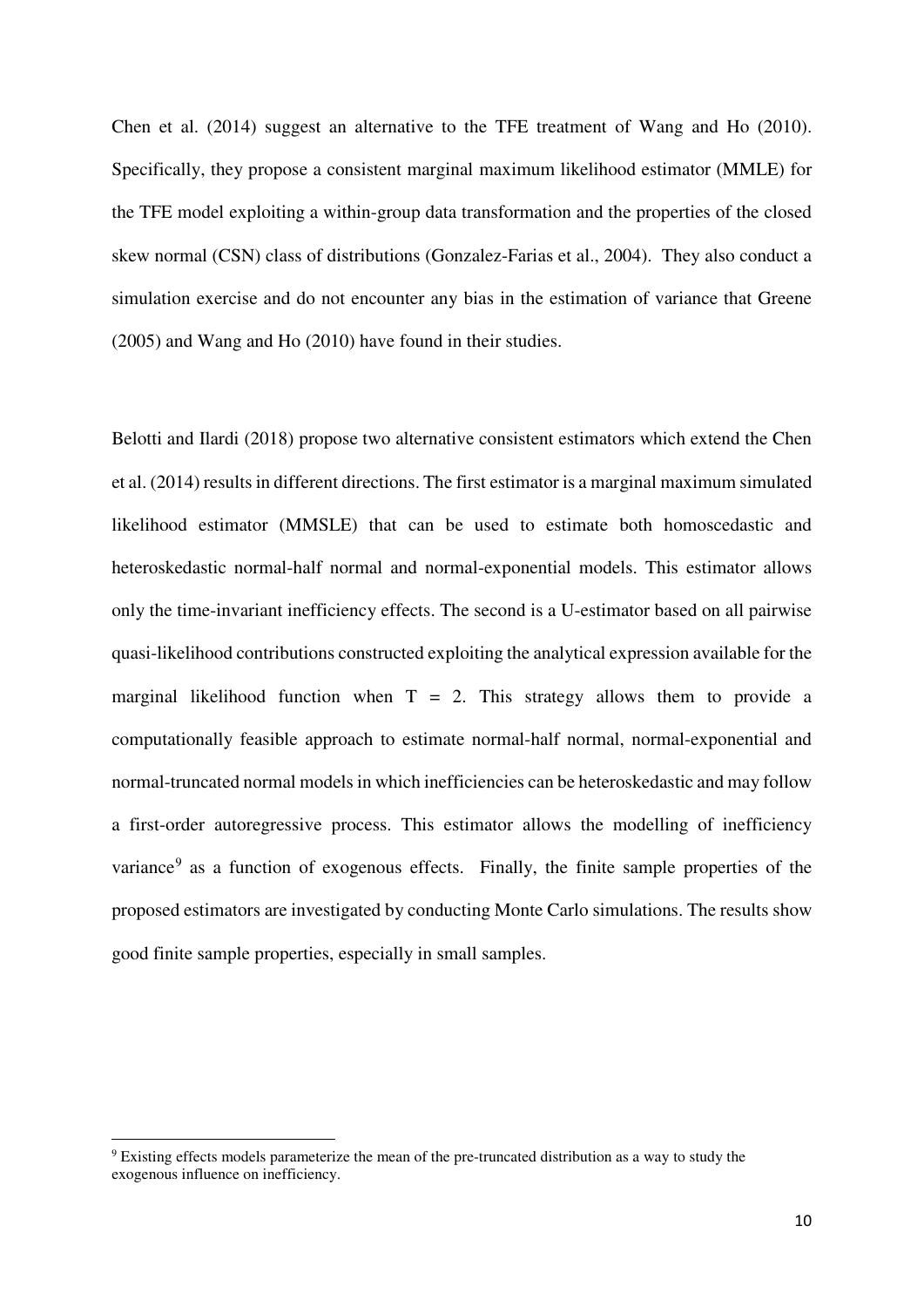Chen et al. (2014) suggest an alternative to the TFE treatment of Wang and Ho (2010). Specifically, they propose a consistent marginal maximum likelihood estimator (MMLE) for the TFE model exploiting a within-group data transformation and the properties of the closed skew normal (CSN) class of distributions (Gonzalez-Farias et al., 2004). They also conduct a simulation exercise and do not encounter any bias in the estimation of variance that Greene (2005) and Wang and Ho (2010) have found in their studies.

Belotti and Ilardi (2018) propose two alternative consistent estimators which extend the Chen et al. (2014) results in different directions. The first estimator is a marginal maximum simulated likelihood estimator (MMSLE) that can be used to estimate both homoscedastic and heteroskedastic normal-half normal and normal-exponential models. This estimator allows only the time-invariant inefficiency effects. The second is a U-estimator based on all pairwise quasi-likelihood contributions constructed exploiting the analytical expression available for the marginal likelihood function when $T = 2$. This strategy allows them to provide a computationally feasible approach to estimate normal-half normal, normal-exponential and normal-truncated normal models in which inefficiencies can be heteroskedastic and may follow a first-order autoregressive process. This estimator allows the modelling of inefficiency variance[9] as a function of exogenous effects. Finally, the finite sample properties of the proposed estimators are investigated by conducting Monte Carlo simulations. The results show good finite sample properties, especially in small samples.

[9] Existing effects models parameterize the mean of the pre-truncated distribution as a way to study the exogenous influence on inefficiency.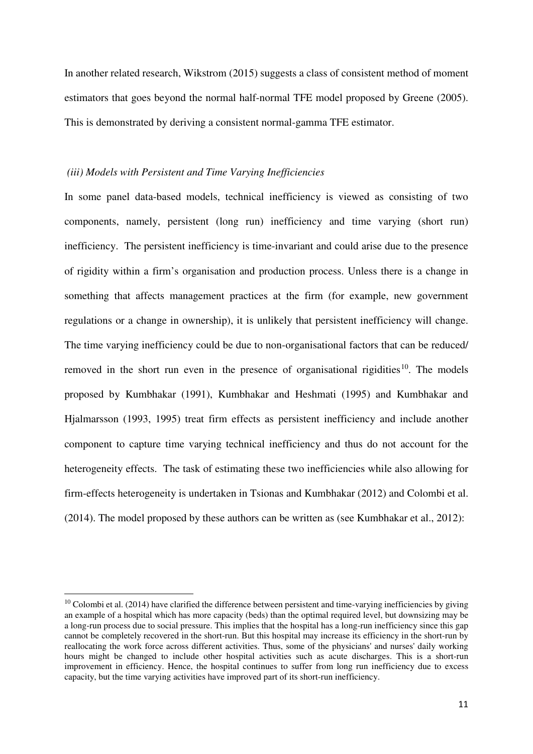In another related research, Wikstrom (2015) suggests a class of consistent method of moment estimators that goes beyond the normal half-normal TFE model proposed by Greene (2005). This is demonstrated by deriving a consistent normal-gamma TFE estimator.

*(iii) Models with Persistent and Time Varying Inefficiencies*

In some panel data-based models, technical inefficiency is viewed as consisting of two components, namely, persistent (long run) inefficiency and time varying (short run) inefficiency. The persistent inefficiency is time-invariant and could arise due to the presence of rigidity within a firm's organisation and production process. Unless there is a change in something that affects management practices at the firm (for example, new government regulations or a change in ownership), it is unlikely that persistent inefficiency will change. The time varying inefficiency could be due to non-organisational factors that can be reduced/ removed in the short run even in the presence of organisational rigidities[10]. The models proposed by Kumbhakar (1991), Kumbhakar and Heshmati (1995) and Kumbhakar and Hjalmarsson (1993, 1995) treat firm effects as persistent inefficiency and include another component to capture time varying technical inefficiency and thus do not account for the heterogeneity effects. The task of estimating these two inefficiencies while also allowing for firm-effects heterogeneity is undertaken in Tsionas and Kumbhakar (2012) and Colombi et al. (2014). The model proposed by these authors can be written as (see Kumbhakar et al., 2012):

[10] Colombi et al. (2014) have clarified the difference between persistent and time-varying inefficiencies by giving an example of a hospital which has more capacity (beds) than the optimal required level, but downsizing may be a long-run process due to social pressure. This implies that the hospital has a long-run inefficiency since this gap cannot be completely recovered in the short-run. But this hospital may increase its efficiency in the short-run by reallocating the work force across different activities. Thus, some of the physicians' and nurses' daily working hours might be changed to include other hospital activities such as acute discharges. This is a short-run improvement in efficiency. Hence, the hospital continues to suffer from long run inefficiency due to excess capacity, but the time varying activities have improved part of its short-run inefficiency.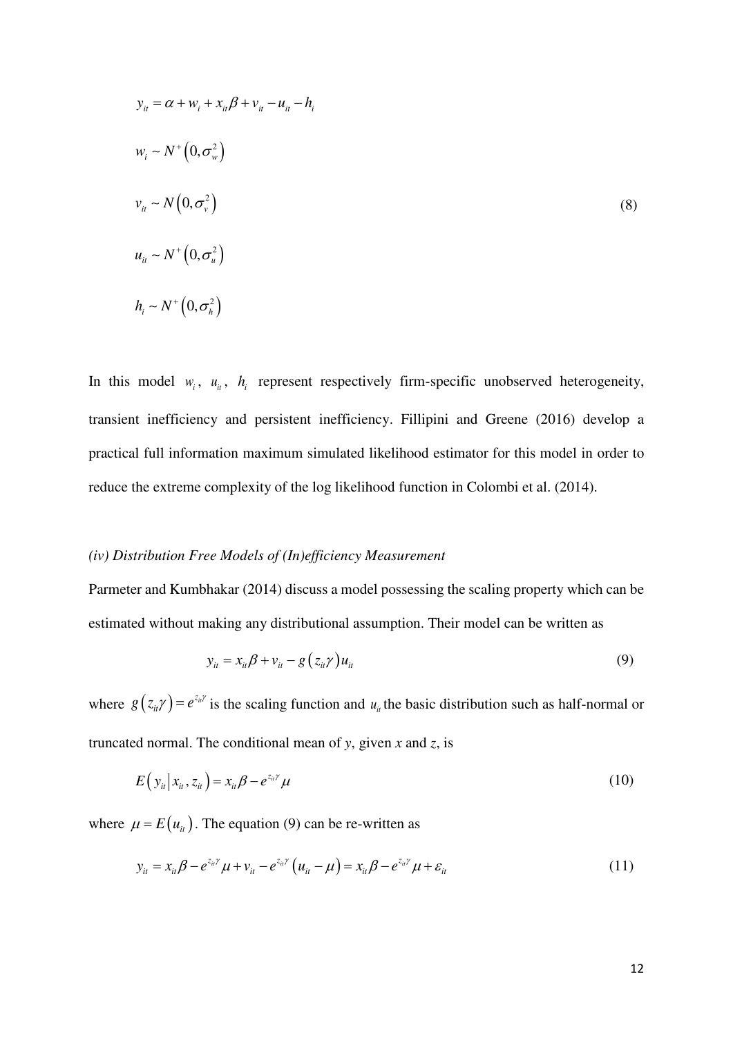$$
\begin{aligned}
& y_{it} = \alpha + w_i + x_{it}\beta + v_{it} - u_{it} - h_i \\
& w_i \sim N^+\left(0, \sigma_w^2\right) \\
& v_{it} \sim N\left(0, \sigma_v^2\right) \\
& u_{it} \sim N^+\left(0, \sigma_u^2\right) \\
& h_i \sim N^+\left(0, \sigma_h^2\right)
\end{aligned}
\tag{8}
$$

In this model $w_i$, $u_{it}$, $h_i$ represent respectively firm-specific unobserved heterogeneity, transient inefficiency and persistent inefficiency. Fillipini and Greene (2016) develop a practical full information maximum simulated likelihood estimator for this model in order to reduce the extreme complexity of the log likelihood function in Colombi et al. (2014).

*(iv) Distribution Free Models of (In)efficiency Measurement*

Parmeter and Kumbhakar (2014) discuss a model possessing the scaling property which can be estimated without making any distributional assumption. Their model can be written as

$$
y_{it} = x_{it}\beta + v_{it} - g\left(z_{it}\gamma\right)u_{it} \tag{9}
$$

where $g\left(z_{it}\gamma\right) = e^{z_{it}\gamma}$ is the scaling function and $u_{it}$ the basic distribution such as half-normal or truncated normal. The conditional mean of *y*, given *x* and *z*, is

$$
E\left(y_{it} \middle| x_{it}, z_{it}\right) = x_{it}\beta - e^{z_{it}\gamma}\mu \tag{10}
$$

where $\mu = E\left(u_{it}\right)$. The equation (9) can be re-written as

$$
y_{it} = x_{it}\beta - e^{z_{it}\gamma}\mu + v_{it} - e^{z_{it}\gamma}\left(u_{it} - \mu\right) = x_{it}\beta - e^{z_{it}\gamma}\mu + \varepsilon_{it} \tag{11}
$$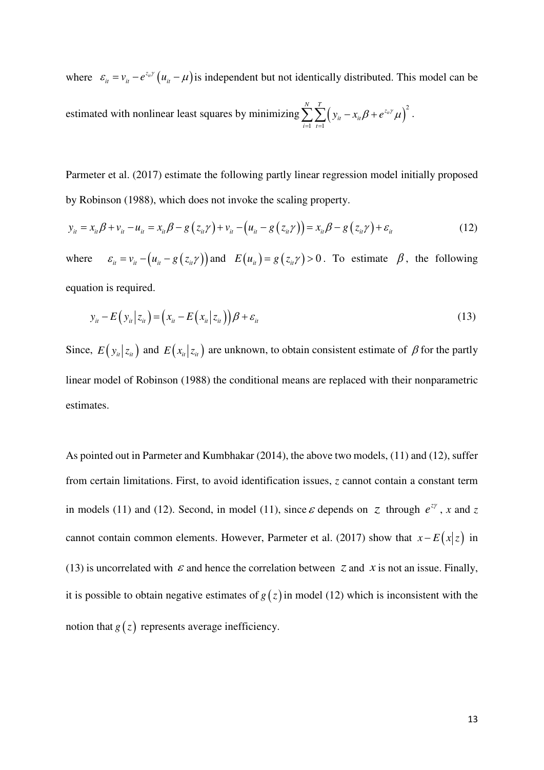where $\varepsilon_{it} = v_{it} - e^{z_{it}\gamma}\left(u_{it} - \mu\right)$ is independent but not identically distributed. This model can be estimated with nonlinear least squares by minimizing $\sum_{i=1}^{N}\sum_{t=1}^{T}\left(y_{it} - x_{it}\beta + e^{z_{it}\gamma}\mu\right)^2$.

Parmeter et al. (2017) estimate the following partly linear regression model initially proposed by Robinson (1988), which does not invoke the scaling property.

$$y_{it} = x_{it}\beta + v_{it} - u_{it} = x_{it}\beta - g\left(z_{it}\gamma\right) + v_{it} - \left(u_{it} - g\left(z_{it}\gamma\right)\right) = x_{it}\beta - g\left(z_{it}\gamma\right) + \varepsilon_{it} \tag{12}$$

where $\varepsilon_{it} = v_{it} - \left(u_{it} - g\left(z_{it}\gamma\right)\right)$ and $E\left(u_{it}\right) = g\left(z_{it}\gamma\right) > 0$. To estimate $\beta$, the following equation is required.

$$y_{it} - E\left(y_{it} \middle| z_{it}\right) = \left(x_{it} - E\left(x_{it} \middle| z_{it}\right)\right)\beta + \varepsilon_{it} \tag{13}$$

Since, $E\left(y_{it} \middle| z_{it}\right)$ and $E\left(x_{it} \middle| z_{it}\right)$ are unknown, to obtain consistent estimate of $\beta$ for the partly linear model of Robinson (1988) the conditional means are replaced with their nonparametric estimates.

As pointed out in Parmeter and Kumbhakar (2014), the above two models, (11) and (12), suffer from certain limitations. First, to avoid identification issues, $z$ cannot contain a constant term in models (11) and (12). Second, in model (11), since $\varepsilon$ depends on $z$ through $e^{z\gamma}$, $x$ and $z$ cannot contain common elements. However, Parmeter et al. (2017) show that $x - E\left(x \middle| z\right)$ in (13) is uncorrelated with $\varepsilon$ and hence the correlation between $z$ and $x$ is not an issue. Finally, it is possible to obtain negative estimates of $g\left(z\right)$ in model (12) which is inconsistent with the notion that $g\left(z\right)$ represents average inefficiency.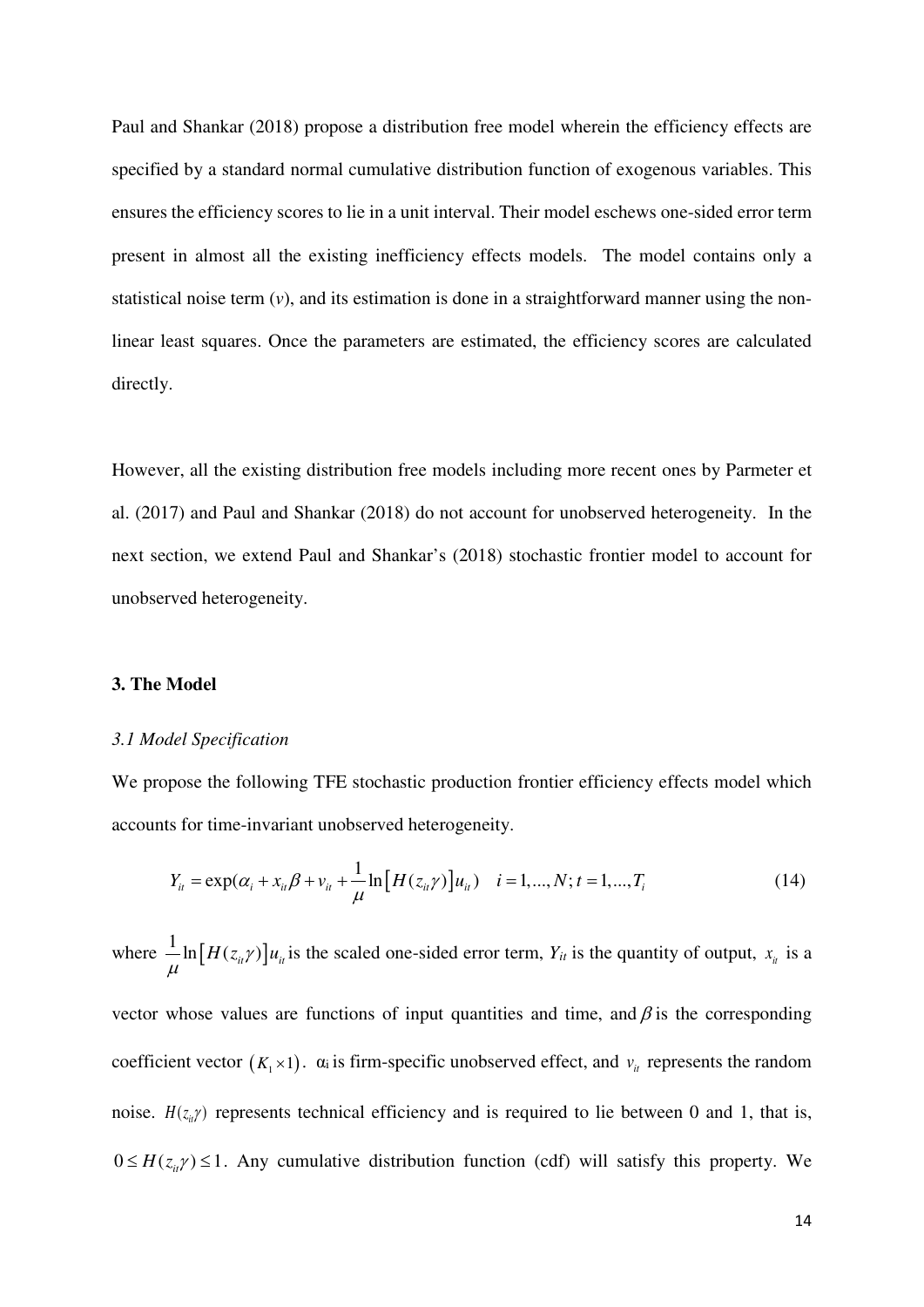Paul and Shankar (2018) propose a distribution free model wherein the efficiency effects are specified by a standard normal cumulative distribution function of exogenous variables. This ensures the efficiency scores to lie in a unit interval. Their model eschews one-sided error term present in almost all the existing inefficiency effects models. The model contains only a statistical noise term ($v$), and its estimation is done in a straightforward manner using the non-linear least squares. Once the parameters are estimated, the efficiency scores are calculated directly.

However, all the existing distribution free models including more recent ones by Parmeter et al. (2017) and Paul and Shankar (2018) do not account for unobserved heterogeneity. In the next section, we extend Paul and Shankar's (2018) stochastic frontier model to account for unobserved heterogeneity.

## 3. The Model

### *3.1 Model Specification*

We propose the following TFE stochastic production frontier efficiency effects model which accounts for time-invariant unobserved heterogeneity.

$$Y_{it} = \exp(\alpha_i + x_{it}\beta + v_{it} + \frac{1}{\mu}\ln\left[H(z_{it}\gamma)\right]u_{it}) \quad i = 1,...,N; t = 1,...,T_i \tag{14}$$

where $\frac{1}{\mu}\ln\left[H(z_{it}\gamma)\right]u_{it}$ is the scaled one-sided error term, $Y_{it}$ is the quantity of output, $x_{it}$ is a vector whose values are functions of input quantities and time, and $\beta$ is the corresponding coefficient vector $(K_1 \times 1)$. $\alpha_i$ is firm-specific unobserved effect, and $v_{it}$ represents the random noise. $H(z_{it}\gamma)$ represents technical efficiency and is required to lie between 0 and 1, that is, $0 \leq H(z_{it}\gamma) \leq 1$. Any cumulative distribution function (cdf) will satisfy this property. We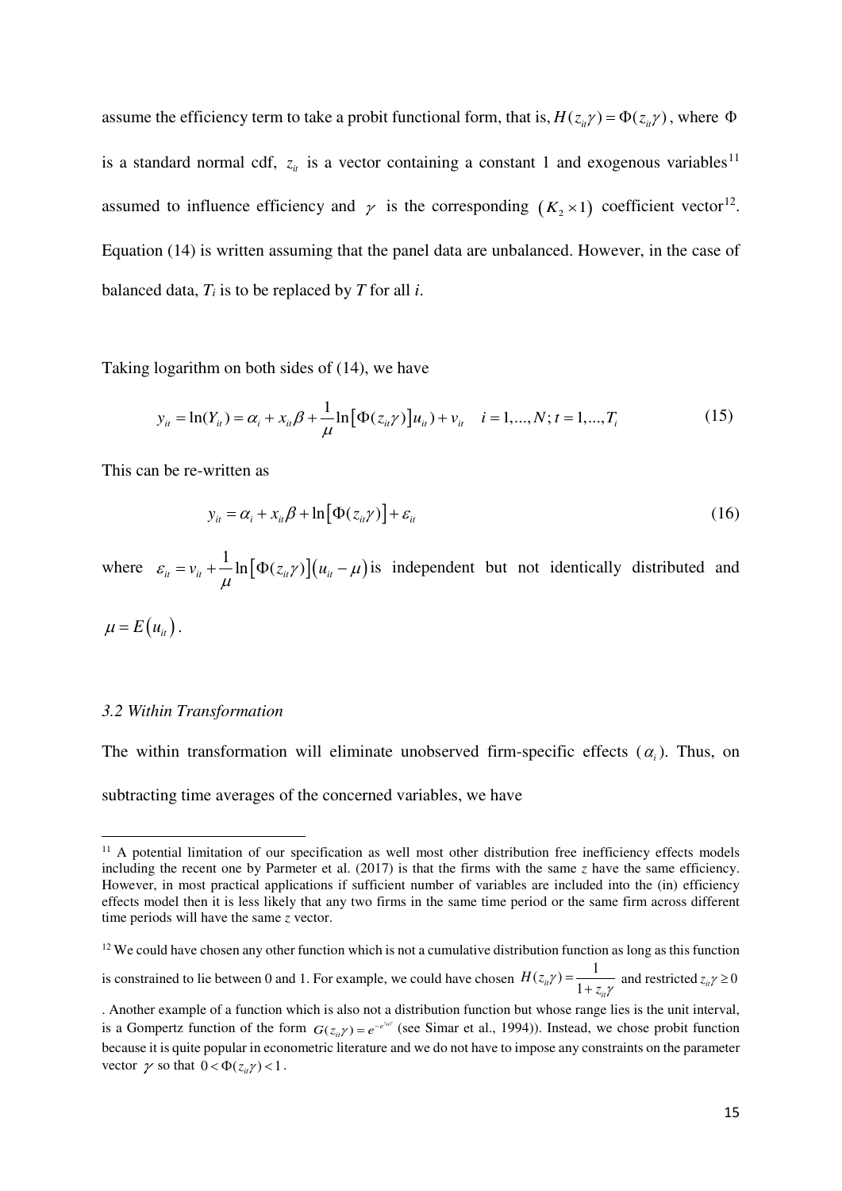assume the efficiency term to take a probit functional form, that is, $H(z_{it}\gamma) = \Phi(z_{it}\gamma)$, where $\Phi$ is a standard normal cdf, $z_{it}$ is a vector containing a constant 1 and exogenous variables[11] assumed to influence efficiency and $\gamma$ is the corresponding $(K_2 \times 1)$ coefficient vector[12]. Equation (14) is written assuming that the panel data are unbalanced. However, in the case of balanced data, $T_i$ is to be replaced by $T$ for all $i$.

Taking logarithm on both sides of (14), we have

$$y_{it} = \ln(Y_{it}) = \alpha_i + x_{it}\beta + \frac{1}{\mu}\ln\left[\Phi(z_{it}\gamma)\right]u_{it}) + v_{it} \quad i = 1,...,N; t = 1,...,T_i \tag{15}$$

This can be re-written as

$$y_{it} = \alpha_i + x_{it}\beta + \ln\left[\Phi(z_{it}\gamma)\right] + \varepsilon_{it} \tag{16}$$

where $\varepsilon_{it} = v_{it} + \frac{1}{\mu}\ln\left[\Phi(z_{it}\gamma)\right]\left(u_{it} - \mu\right)$ is independent but not identically distributed and $\mu = E\left(u_{it}\right)$.

*3.2 Within Transformation*

The within transformation will eliminate unobserved firm-specific effects ($\alpha_i$). Thus, on subtracting time averages of the concerned variables, we have

---

[11] A potential limitation of our specification as well most other distribution free inefficiency effects models including the recent one by Parmeter et al. (2017) is that the firms with the same $z$ have the same efficiency. However, in most practical applications if sufficient number of variables are included into the (in) efficiency effects model then it is less likely that any two firms in the same time period or the same firm across different time periods will have the same $z$ vector.

[12] We could have chosen any other function which is not a cumulative distribution function as long as this function is constrained to lie between 0 and 1. For example, we could have chosen $H(z_{it}\gamma) = \frac{1}{1 + z_{it}\gamma}$ and restricted $z_{it}\gamma \geq 0$. Another example of a function which is also not a distribution function but whose range lies is the unit interval, is a Gompertz function of the form $G(z_{it}\gamma) = e^{-e^{z_{it}\gamma}}$ (see Simar et al., 1994)). Instead, we chose probit function because it is quite popular in econometric literature and we do not have to impose any constraints on the parameter vector $\gamma$ so that $0 < \Phi(z_{it}\gamma) < 1$.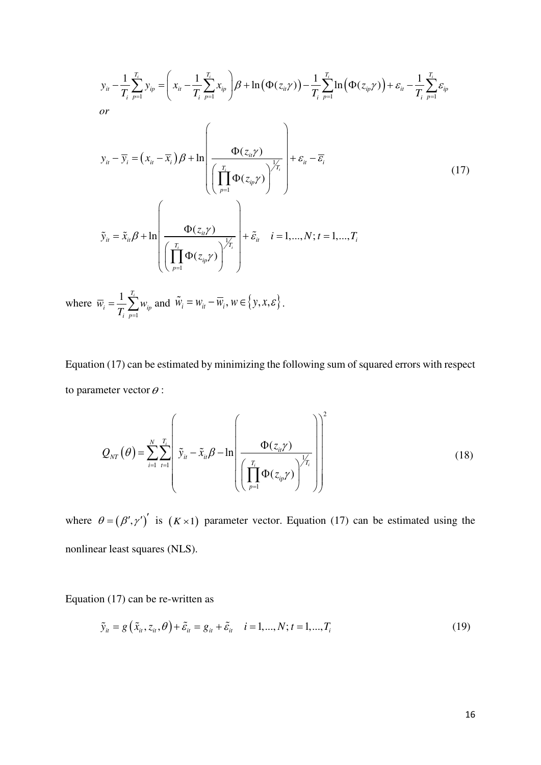$$y_{it} - \frac{1}{T_i}\sum_{p=1}^{T_i} y_{ip} = \left( x_{it} - \frac{1}{T_i}\sum_{p=1}^{T_i} x_{ip} \right)\beta + \ln\left(\Phi(z_{it}\gamma)\right) - \frac{1}{T_i}\sum_{p=1}^{T_i} \ln\left(\Phi(z_{ip}\gamma)\right) + \varepsilon_{it} - \frac{1}{T_i}\sum_{p=1}^{T_i} \varepsilon_{ip}$$

*or*

$$y_{it} - \overline{y}_i = \left(x_{it} - \overline{x}_i\right)\beta + \ln\left( \frac{\Phi(z_{it}\gamma)}{\left(\prod_{p=1}^{T_i} \Phi(z_{ip}\gamma)\right)^{1/T_i}} \right) + \varepsilon_{it} - \overline{\varepsilon}_i \tag{17}$$

$$\tilde{y}_{it} = \tilde{x}_{it}\beta + \ln\left( \frac{\Phi(z_{it}\gamma)}{\left(\prod_{p=1}^{T_i} \Phi(z_{ip}\gamma)\right)^{1/T_i}} \right) + \tilde{\varepsilon}_{it} \quad i = 1,...,N; t = 1,...,T_i$$

where $\overline{w}_i = \frac{1}{T_i}\sum_{p=1}^{T_i} w_{ip}$ and $\tilde{w}_i = w_{it} - \overline{w}_i, w \in \{y, x, \varepsilon\}$.

Equation (17) can be estimated by minimizing the following sum of squared errors with respect to parameter vector $\theta$ :

$$Q_{NT}(\theta) = \sum_{i=1}^{N}\sum_{t=1}^{T_i} \left( \tilde{y}_{it} - \tilde{x}_{it}\beta - \ln\left( \frac{\Phi(z_{it}\gamma)}{\left(\prod_{p=1}^{T_i} \Phi(z_{ip}\gamma)\right)^{1/T_i}} \right) \right)^2 \tag{18}$$

where $\theta = (\beta', \gamma')'$ is $(K \times 1)$ parameter vector. Equation (17) can be estimated using the nonlinear least squares (NLS).

Equation (17) can be re-written as

$$\tilde{y}_{it} = g\left(\tilde{x}_{it}, z_{it}, \theta\right) + \tilde{\varepsilon}_{it} = g_{it} + \tilde{\varepsilon}_{it} \quad i = 1,...,N; t = 1,...,T_i \tag{19}$$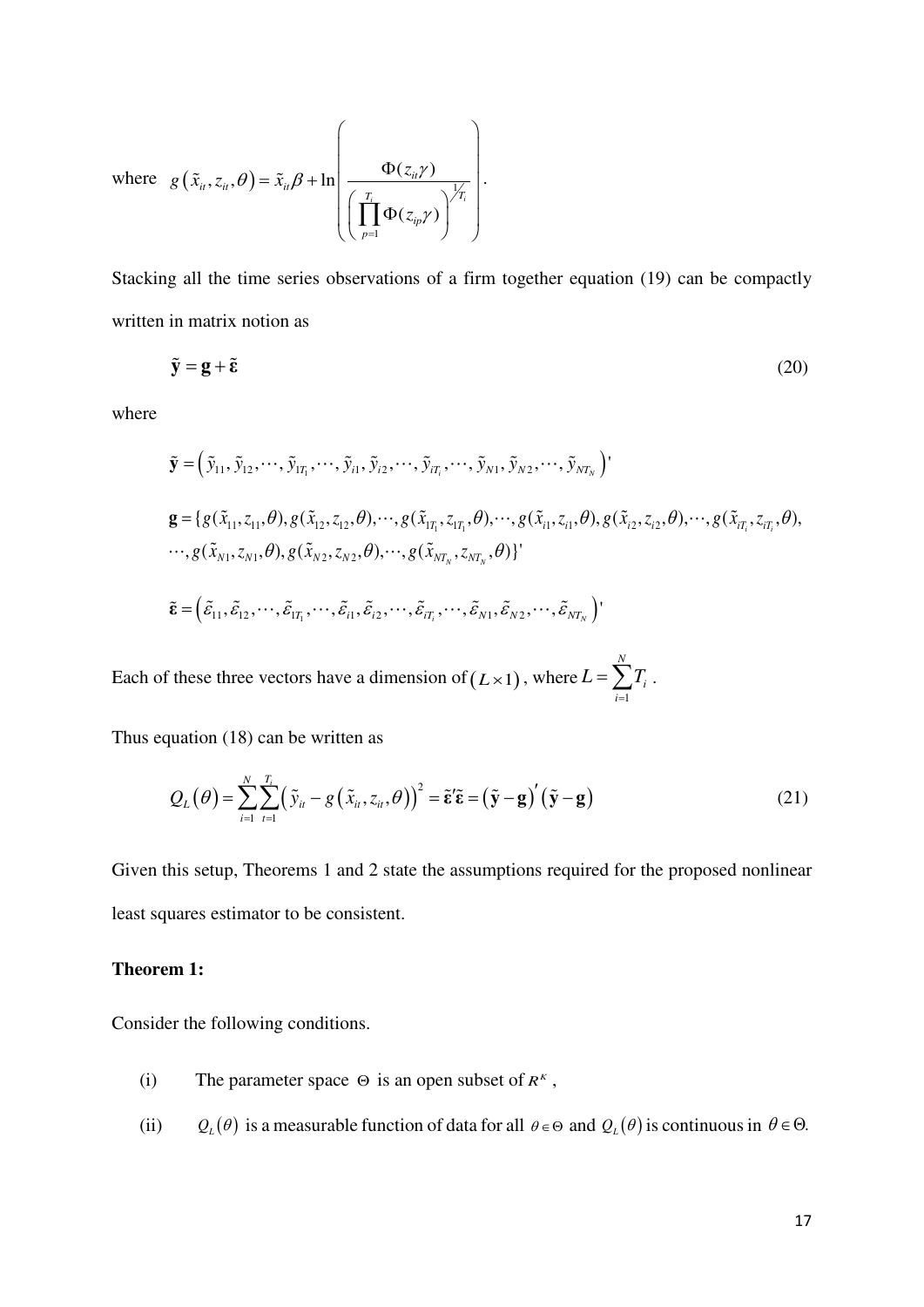where $g\left(\tilde{x}_{it}, z_{it}, \theta\right) = \tilde{x}_{it}\beta + \ln\left(\frac{\Phi(z_{it}\gamma)}{\left(\prod_{p=1}^{T_i}\Phi(z_{ip}\gamma)\right)^{1/T_i}}\right)$.

Stacking all the time series observations of a firm together equation (19) can be compactly written in matrix notion as

$$\tilde{\mathbf{y}} = \mathbf{g} + \tilde{\boldsymbol{\varepsilon}} \tag{20}$$

where

$$\tilde{\mathbf{y}} = \left(\tilde{y}_{11}, \tilde{y}_{12}, \cdots, \tilde{y}_{1T_1}, \cdots, \tilde{y}_{i1}, \tilde{y}_{i2}, \cdots, \tilde{y}_{iT_i}, \cdots, \tilde{y}_{N1}, \tilde{y}_{N2}, \cdots, \tilde{y}_{NT_N}\right)'$$

$$\mathbf{g} = \{g(\tilde{x}_{11}, z_{11}, \theta), g(\tilde{x}_{12}, z_{12}, \theta), \cdots, g(\tilde{x}_{1T_1}, z_{1T_1}, \theta), \cdots, g(\tilde{x}_{i1}, z_{i1}, \theta), g(\tilde{x}_{i2}, z_{i2}, \theta), \cdots, g(\tilde{x}_{iT_i}, z_{iT_i}, \theta),$$
$$\cdots, g(\tilde{x}_{N1}, z_{N1}, \theta), g(\tilde{x}_{N2}, z_{N2}, \theta), \cdots, g(\tilde{x}_{NT_N}, z_{NT_N}, \theta)\}'$$

$$\tilde{\boldsymbol{\varepsilon}} = \left(\tilde{\varepsilon}_{11}, \tilde{\varepsilon}_{12}, \cdots, \tilde{\varepsilon}_{1T_1}, \cdots, \tilde{\varepsilon}_{i1}, \tilde{\varepsilon}_{i2}, \cdots, \tilde{\varepsilon}_{iT_i}, \cdots, \tilde{\varepsilon}_{N1}, \tilde{\varepsilon}_{N2}, \cdots, \tilde{\varepsilon}_{NT_N}\right)'$$

Each of these three vectors have a dimension of $(L \times 1)$, where $L = \sum_{i=1}^{N} T_i$.

Thus equation (18) can be written as

$$Q_L(\theta) = \sum_{i=1}^{N}\sum_{t=1}^{T_i}\left(\tilde{y}_{it} - g\left(\tilde{x}_{it}, z_{it}, \theta\right)\right)^2 = \tilde{\boldsymbol{\varepsilon}}'\tilde{\boldsymbol{\varepsilon}} = \left(\tilde{\mathbf{y}} - \mathbf{g}\right)'\left(\tilde{\mathbf{y}} - \mathbf{g}\right) \tag{21}$$

Given this setup, Theorems 1 and 2 state the assumptions required for the proposed nonlinear least squares estimator to be consistent.

**Theorem 1:**

Consider the following conditions.

(i) The parameter space $\Theta$ is an open subset of $R^K$,

(ii) $Q_L(\theta)$ is a measurable function of data for all $\theta \in \Theta$ and $Q_L(\theta)$ is continuous in $\theta \in \Theta$.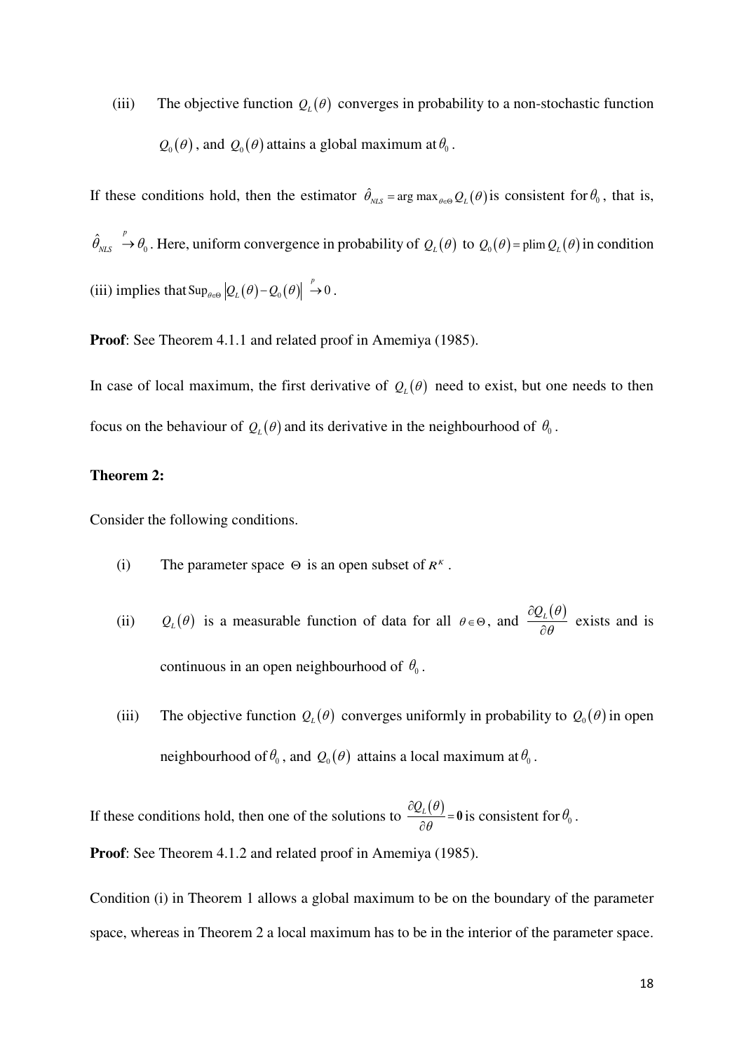(iii) The objective function $Q_L(\theta)$ converges in probability to a non-stochastic function $Q_0(\theta)$, and $Q_0(\theta)$ attains a global maximum at $\theta_0$.

If these conditions hold, then the estimator $\hat{\theta}_{NLS} = \arg\max_{\theta \in \Theta} Q_L(\theta)$ is consistent for $\theta_0$, that is, $\hat{\theta}_{NLS} \overset{p}{\to} \theta_0$. Here, uniform convergence in probability of $Q_L(\theta)$ to $Q_0(\theta) = \text{plim}\, Q_L(\theta)$ in condition (iii) implies that $\text{Sup}_{\theta \in \Theta} \left| Q_L(\theta) - Q_0(\theta) \right| \overset{p}{\to} 0$.

**Proof**: See Theorem 4.1.1 and related proof in Amemiya (1985).

In case of local maximum, the first derivative of $Q_L(\theta)$ need to exist, but one needs to then focus on the behaviour of $Q_L(\theta)$ and its derivative in the neighbourhood of $\theta_0$.

**Theorem 2:**

Consider the following conditions.

(i) The parameter space $\Theta$ is an open subset of $R^K$.

(ii) $Q_L(\theta)$ is a measurable function of data for all $\theta \in \Theta$, and $\dfrac{\partial Q_L(\theta)}{\partial \theta}$ exists and is continuous in an open neighbourhood of $\theta_0$.

(iii) The objective function $Q_L(\theta)$ converges uniformly in probability to $Q_0(\theta)$ in open neighbourhood of $\theta_0$, and $Q_0(\theta)$ attains a local maximum at $\theta_0$.

If these conditions hold, then one of the solutions to $\dfrac{\partial Q_L(\theta)}{\partial \theta} = \mathbf{0}$ is consistent for $\theta_0$.

**Proof**: See Theorem 4.1.2 and related proof in Amemiya (1985).

Condition (i) in Theorem 1 allows a global maximum to be on the boundary of the parameter space, whereas in Theorem 2 a local maximum has to be in the interior of the parameter space.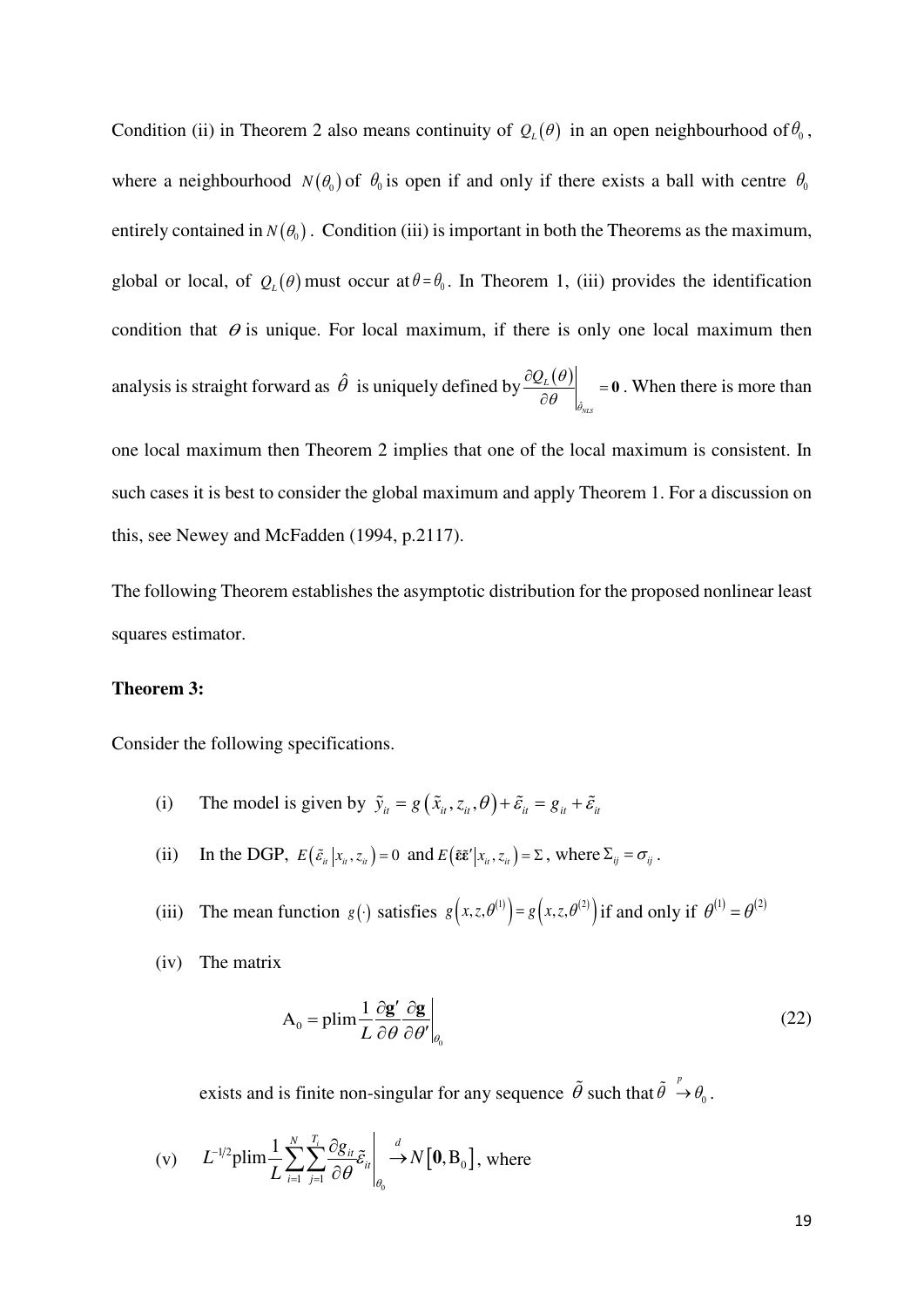Condition (ii) in Theorem 2 also means continuity of $Q_L(\theta)$ in an open neighbourhood of $\theta_0$, where a neighbourhood $N(\theta_0)$ of $\theta_0$ is open if and only if there exists a ball with centre $\theta_0$ entirely contained in $N(\theta_0)$. Condition (iii) is important in both the Theorems as the maximum, global or local, of $Q_L(\theta)$ must occur at $\theta = \theta_0$. In Theorem 1, (iii) provides the identification condition that $\theta$ is unique. For local maximum, if there is only one local maximum then analysis is straight forward as $\hat{\theta}$ is uniquely defined by $\left.\frac{\partial Q_L(\theta)}{\partial \theta}\right|_{\hat{\theta}_{NLS}} = \mathbf{0}$. When there is more than one local maximum then Theorem 2 implies that one of the local maximum is consistent. In such cases it is best to consider the global maximum and apply Theorem 1. For a discussion on this, see Newey and McFadden (1994, p.2117).

The following Theorem establishes the asymptotic distribution for the proposed nonlinear least squares estimator.

**Theorem 3:**

Consider the following specifications.

(i) The model is given by $\tilde{y}_{it} = g(\tilde{x}_{it}, z_{it}, \theta) + \tilde{\varepsilon}_{it} = g_{it} + \tilde{\varepsilon}_{it}$

(ii) In the DGP, $E(\tilde{\varepsilon}_{it} | x_{it}, z_{it}) = 0$ and $E(\tilde{\boldsymbol{\varepsilon}}\tilde{\boldsymbol{\varepsilon}}' | x_{it}, z_{it}) = \Sigma$, where $\Sigma_{ij} = \sigma_{ij}$.

(iii) The mean function $g(\cdot)$ satisfies $g(x, z, \theta^{(1)}) = g(x, z, \theta^{(2)})$ if and only if $\theta^{(1)} = \theta^{(2)}$

(iv) The matrix

$$\mathrm{A}_0 = \mathrm{plim}\frac{1}{L}\frac{\partial \mathbf{g}'}{\partial \theta}\frac{\partial \mathbf{g}}{\partial \theta'}\bigg|_{\theta_0} \tag{22}$$

exists and is finite non-singular for any sequence $\tilde{\theta}$ such that $\tilde{\theta} \xrightarrow{p} \theta_0$.

(v) $L^{-1/2}\mathrm{plim}\frac{1}{L}\sum_{i=1}^{N}\sum_{j=1}^{T_i}\frac{\partial g_{it}}{\partial \theta}\tilde{\varepsilon}_{it}\bigg|_{\theta_0} \xrightarrow{d} N[\mathbf{0}, \mathrm{B}_0]$, where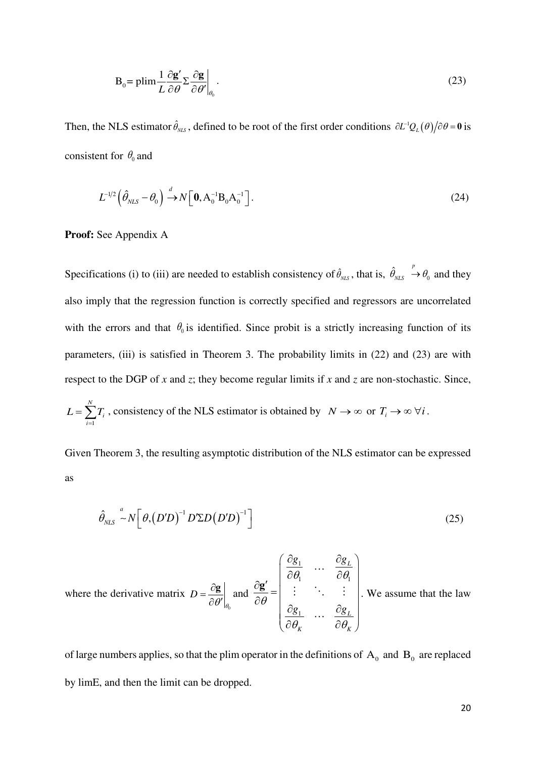$$\mathrm{B}_0 = \operatorname{plim} \frac{1}{L} \frac{\partial \mathbf{g}'}{\partial \theta} \Sigma \frac{\partial \mathbf{g}}{\partial \theta'} \bigg|_{\theta_0} . \tag{23}$$

Then, the NLS estimator $\hat{\theta}_{NLS}$, defined to be root of the first order conditions $\partial L^{-1} Q_L(\theta) / \partial \theta = \mathbf{0}$ is consistent for $\theta_0$ and

$$L^{-1/2}\left(\hat{\theta}_{NLS} - \theta_0\right) \xrightarrow{d} N\left[\mathbf{0}, \mathrm{A}_0^{-1} \mathrm{B}_0 \mathrm{A}_0^{-1}\right]. \tag{24}$$

**Proof:** See Appendix A

Specifications (i) to (iii) are needed to establish consistency of $\hat{\theta}_{NLS}$, that is, $\hat{\theta}_{NLS} \xrightarrow{p} \theta_0$ and they also imply that the regression function is correctly specified and regressors are uncorrelated with the errors and that $\theta_0$ is identified. Since probit is a strictly increasing function of its parameters, (iii) is satisfied in Theorem 3. The probability limits in (22) and (23) are with respect to the DGP of *x* and *z*; they become regular limits if *x* and *z* are non-stochastic. Since, $L = \sum_{i=1}^{N} T_i$, consistency of the NLS estimator is obtained by $N \to \infty$ or $T_i \to \infty \; \forall i$.

Given Theorem 3, the resulting asymptotic distribution of the NLS estimator can be expressed as

$$\hat{\theta}_{NLS} \overset{a}{\sim} N\left[\theta, (D'D)^{-1} D'\Sigma D (D'D)^{-1}\right] \tag{25}$$

where the derivative matrix $D = \left.\dfrac{\partial \mathbf{g}}{\partial \theta'}\right|_{\theta_0}$ and $\dfrac{\partial \mathbf{g}'}{\partial \theta} = \begin{pmatrix} \dfrac{\partial g_1}{\partial \theta_1} & \cdots & \dfrac{\partial g_L}{\partial \theta_1} \\ \vdots & \ddots & \vdots \\ \dfrac{\partial g_1}{\partial \theta_K} & \cdots & \dfrac{\partial g_L}{\partial \theta_K} \end{pmatrix}$. We assume that the law of large numbers applies, so that the plim operator in the definitions of $\mathrm{A}_0$ and $\mathrm{B}_0$ are replaced by limE, and then the limit can be dropped.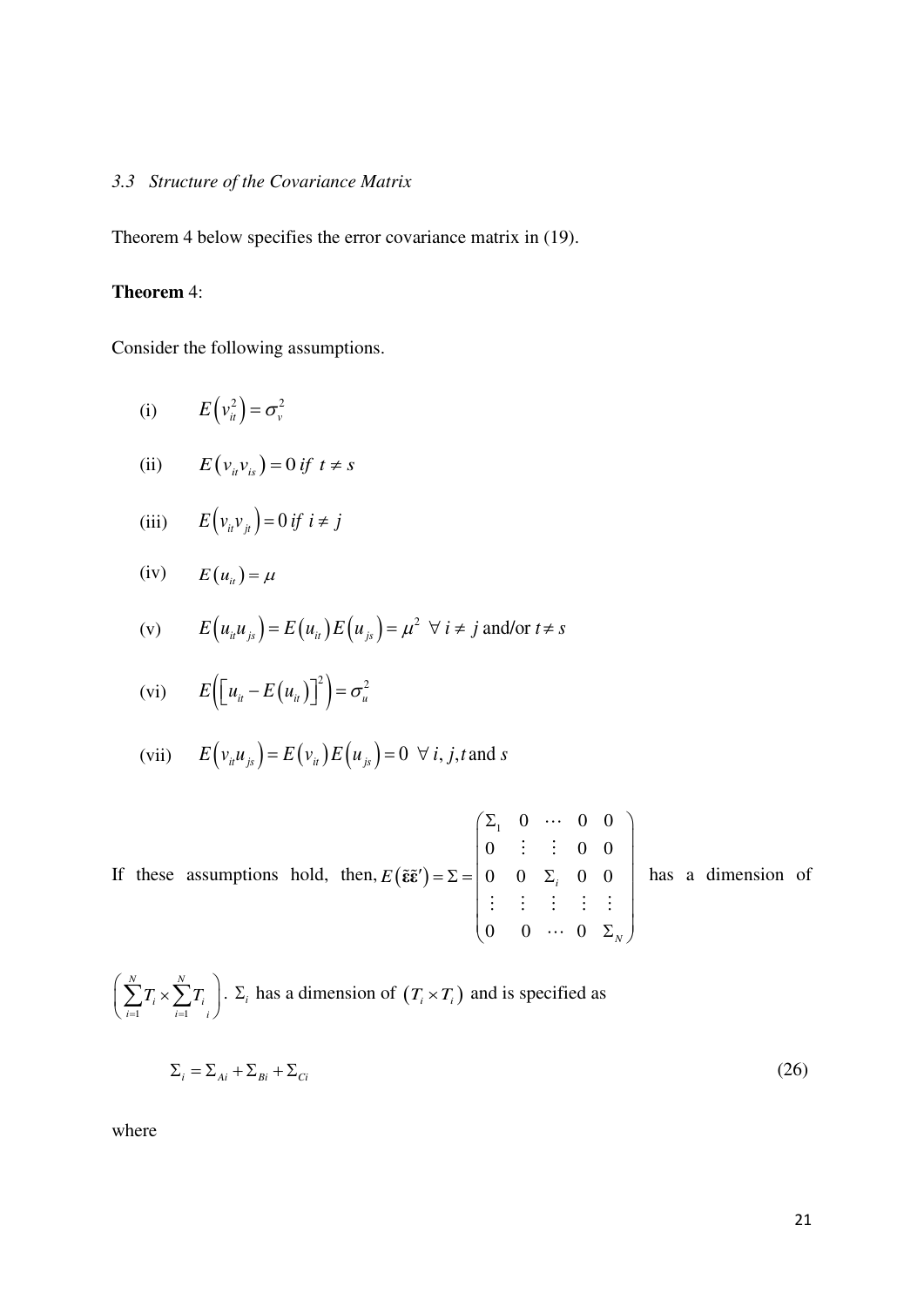### *3.3 Structure of the Covariance Matrix*

Theorem 4 below specifies the error covariance matrix in (19).

**Theorem** 4:

Consider the following assumptions.

(i) $E\left(v_{it}^2\right) = \sigma_v^2$

(ii) $E\left(v_{it}v_{is}\right) = 0 \; if \; t \neq s$

(iii) $E\left(v_{it}v_{jt}\right) = 0 \; if \; i \neq j$

(iv) $E\left(u_{it}\right) = \mu$

(v) $E\left(u_{it}u_{js}\right) = E\left(u_{it}\right)E\left(u_{js}\right) = \mu^2 \;\; \forall \; i \neq j$ and/or $t \neq s$

(vi) $E\left(\left[u_{it} - E\left(u_{it}\right)\right]^2\right) = \sigma_u^2$

(vii) $E\left(v_{it}u_{js}\right) = E\left(v_{it}\right)E\left(u_{js}\right) = 0 \;\; \forall \; i, j, t$ and $s$

If these assumptions hold, then, $E\left(\tilde{\boldsymbol{\varepsilon}}\tilde{\boldsymbol{\varepsilon}}'\right) = \Sigma = \begin{pmatrix} \Sigma_1 & 0 & \cdots & 0 & 0 \\ 0 & \vdots & \vdots & 0 & 0 \\ 0 & 0 & \Sigma_i & 0 & 0 \\ \vdots & \vdots & \vdots & \vdots & \vdots \\ 0 & 0 & \cdots & 0 & \Sigma_N \end{pmatrix}$ has a dimension of $\left(\sum_{i=1}^{N} T_i \times \sum_{i=1}^{N} T_i \right)$. $\Sigma_i$ has a dimension of $\left(T_i \times T_i\right)$ and is specified as

$$\Sigma_i = \Sigma_{Ai} + \Sigma_{Bi} + \Sigma_{Ci} \tag{26}$$

where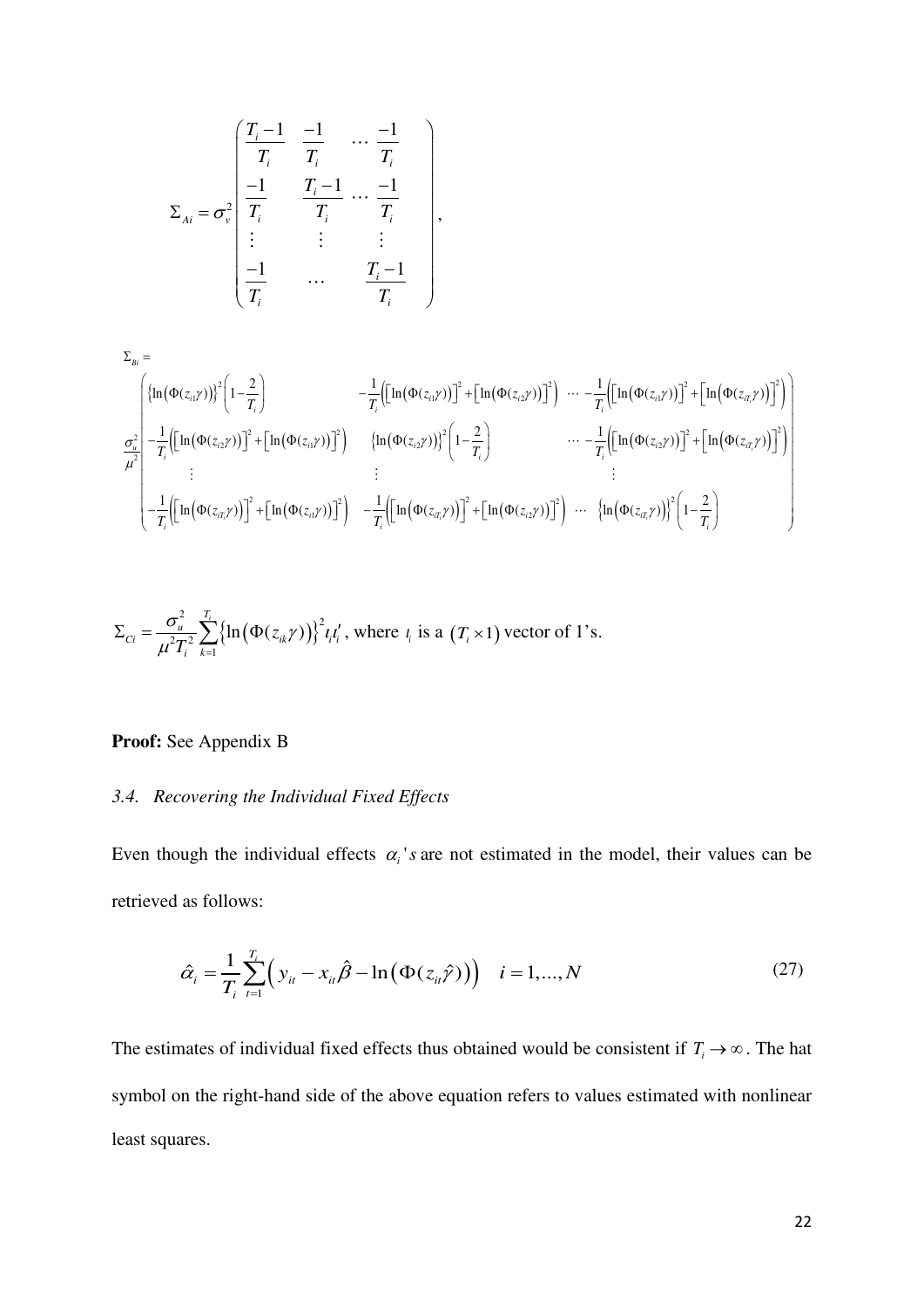$$\Sigma_{Ai} = \sigma_v^2 \begin{pmatrix} \frac{T_i - 1}{T_i} & \frac{-1}{T_i} & \cdots & \frac{-1}{T_i} \\ \frac{-1}{T_i} & \frac{T_i - 1}{T_i} & \cdots & \frac{-1}{T_i} \\ \vdots & \vdots & & \vdots \\ \frac{-1}{T_i} & \cdots & & \frac{T_i - 1}{T_i} \end{pmatrix},$$

$$\Sigma_{Bi} =$$

$$\frac{\sigma_u^2}{\mu^2} \begin{pmatrix} \left\{\ln\left(\Phi(z_{i1}\gamma)\right)\right\}^2 \left(1 - \frac{2}{T_i}\right) & -\frac{1}{T_i}\left(\left[\ln\left(\Phi(z_{i1}\gamma)\right)\right]^2 + \left[\ln\left(\Phi(z_{i2}\gamma)\right)\right]^2\right) & \cdots & -\frac{1}{T_i}\left(\left[\ln\left(\Phi(z_{i1}\gamma)\right)\right]^2 + \left[\ln\left(\Phi(z_{iT_i}\gamma)\right)\right]^2\right) \\ -\frac{1}{T_i}\left(\left[\ln\left(\Phi(z_{i2}\gamma)\right)\right]^2 + \left[\ln\left(\Phi(z_{i1}\gamma)\right)\right]^2\right) & \left\{\ln\left(\Phi(z_{i2}\gamma)\right)\right\}^2 \left(1 - \frac{2}{T_i}\right) & \cdots & -\frac{1}{T_i}\left(\left[\ln\left(\Phi(z_{i2}\gamma)\right)\right]^2 + \left[\ln\left(\Phi(z_{iT_i}\gamma)\right)\right]^2\right) \\ \vdots & \vdots & & \vdots \\ -\frac{1}{T_i}\left(\left[\ln\left(\Phi(z_{iT_i}\gamma)\right)\right]^2 + \left[\ln\left(\Phi(z_{i1}\gamma)\right)\right]^2\right) & -\frac{1}{T_i}\left(\left[\ln\left(\Phi(z_{iT_i}\gamma)\right)\right]^2 + \left[\ln\left(\Phi(z_{i2}\gamma)\right)\right]^2\right) & \cdots & \left\{\ln\left(\Phi(z_{iT_i}\gamma)\right)\right\}^2 \left(1 - \frac{2}{T_i}\right) \end{pmatrix}$$

$$\Sigma_{Ci} = \frac{\sigma_u^2}{\mu^2 T_i^2} \sum_{k=1}^{T_i} \left\{\ln\left(\Phi(z_{ik}\gamma)\right)\right\}^2 \iota_i \iota_i',$$ where $\iota_i$ is a $(T_i \times 1)$ vector of 1's.

**Proof:** See Appendix B

### *3.4. Recovering the Individual Fixed Effects*

Even though the individual effects $\alpha_i$'s are not estimated in the model, their values can be retrieved as follows:

$$\hat{\alpha}_i = \frac{1}{T_i} \sum_{t=1}^{T_i} \left( y_{it} - x_{it}\hat{\beta} - \ln\left(\Phi(z_{it}\hat{\gamma})\right) \right) \quad i = 1, \ldots, N \tag{27}$$

The estimates of individual fixed effects thus obtained would be consistent if $T_i \to \infty$. The hat symbol on the right-hand side of the above equation refers to values estimated with nonlinear least squares.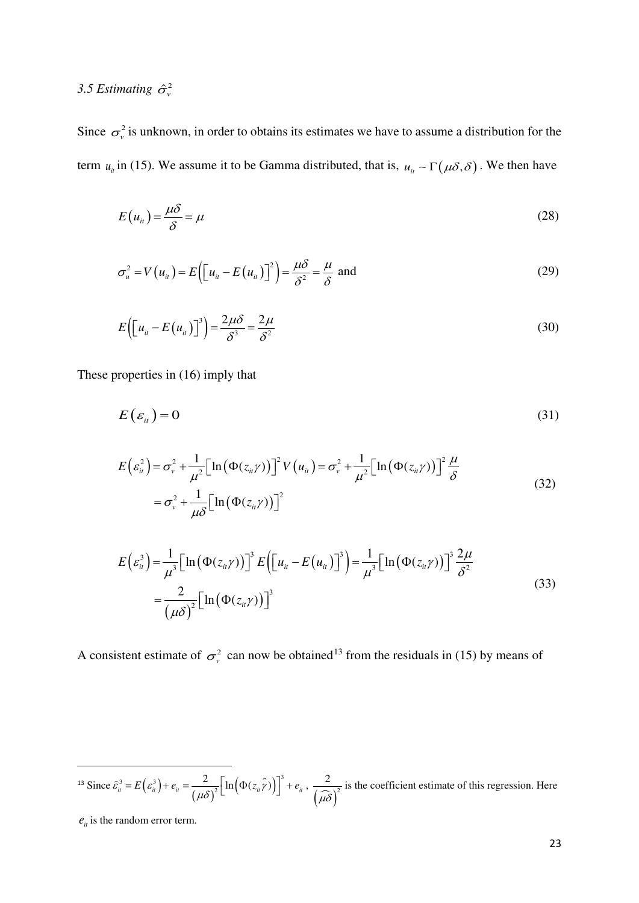### *3.5 Estimating* $\hat{\sigma}_v^2$

Since $\sigma_v^2$ is unknown, in order to obtains its estimates we have to assume a distribution for the term $u_{it}$ in (15). We assume it to be Gamma distributed, that is, $u_{it} \sim \Gamma(\mu\delta, \delta)$. We then have

$$E(u_{it}) = \frac{\mu\delta}{\delta} = \mu \tag{28}$$

$$\sigma_u^2 = V(u_{it}) = E\left(\left[u_{it} - E(u_{it})\right]^2\right) = \frac{\mu\delta}{\delta^2} = \frac{\mu}{\delta} \text{ and} \tag{29}$$

$$E\left(\left[u_{it} - E(u_{it})\right]^3\right) = \frac{2\mu\delta}{\delta^3} = \frac{2\mu}{\delta^2} \tag{30}$$

These properties in (16) imply that

$$E(\varepsilon_{it}) = 0 \tag{31}$$

$$\begin{aligned} E\left(\varepsilon_{it}^2\right) &= \sigma_v^2 + \frac{1}{\mu^2}\left[\ln\left(\Phi(z_{it}\gamma)\right)\right]^2 V(u_{it}) = \sigma_v^2 + \frac{1}{\mu^2}\left[\ln\left(\Phi(z_{it}\gamma)\right)\right]^2 \frac{\mu}{\delta} \\ &= \sigma_v^2 + \frac{1}{\mu\delta}\left[\ln\left(\Phi(z_{it}\gamma)\right)\right]^2 \end{aligned} \tag{32}$$

$$\begin{aligned} E\left(\varepsilon_{it}^3\right) &= \frac{1}{\mu^3}\left[\ln\left(\Phi(z_{it}\gamma)\right)\right]^3 E\left(\left[u_{it} - E(u_{it})\right]^3\right) = \frac{1}{\mu^3}\left[\ln\left(\Phi(z_{it}\gamma)\right)\right]^3 \frac{2\mu}{\delta^2} \\ &= \frac{2}{(\mu\delta)^2}\left[\ln\left(\Phi(z_{it}\gamma)\right)\right]^3 \end{aligned} \tag{33}$$

A consistent estimate of $\sigma_v^2$ can now be obtained[13] from the residuals in (15) by means of

---

[13] Since $\hat{\varepsilon}_{it}^3 = E\left(\varepsilon_{it}^3\right) + e_{it} = \frac{2}{(\mu\delta)^2}\left[\ln\left(\Phi(z_{it}\hat{\gamma})\right)\right]^3 + e_{it}$, $\frac{2}{\left(\widehat{\mu\delta}\right)^2}$ is the coefficient estimate of this regression. Here $e_{it}$ is the random error term.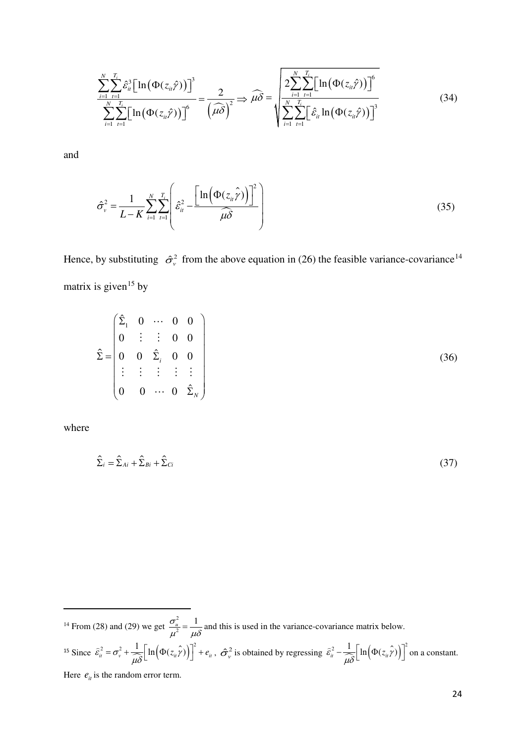$$\frac{\sum_{i=1}^{N}\sum_{t=1}^{T_i}\hat{\varepsilon}_{it}^{3}\left[\ln\left(\Phi(z_{it}\hat{\gamma})\right)\right]^{3}}{\sum_{i=1}^{N}\sum_{t=1}^{T_i}\left[\ln\left(\Phi(z_{it}\hat{\gamma})\right)\right]^{6}} = \frac{2}{\left(\widehat{\mu\delta}\right)^{2}} \Rightarrow \widehat{\mu\delta} = \sqrt{\frac{2\sum_{i=1}^{N}\sum_{t=1}^{T_i}\left[\ln\left(\Phi(z_{it}\hat{\gamma})\right)\right]^{6}}{\sum_{i=1}^{N}\sum_{t=1}^{T_i}\left[\hat{\varepsilon}_{it}\ln\left(\Phi(z_{it}\hat{\gamma})\right)\right]^{3}}} \tag{34}$$

and

$$\hat{\sigma}_{v}^{2} = \frac{1}{L-K}\sum_{i=1}^{N}\sum_{t=1}^{T_i}\left(\hat{\varepsilon}_{it}^{2} - \frac{\left[\ln\left(\Phi(z_{it}\hat{\gamma})\right)\right]^{2}}{\widehat{\mu\delta}}\right) \tag{35}$$

Hence, by substituting $\hat{\sigma}_{v}^{2}$ from the above equation in (26) the feasible variance-covariance[14] matrix is given[15] by

$$\hat{\Sigma} = \begin{pmatrix} \hat{\Sigma}_1 & 0 & \cdots & 0 & 0 \\ 0 & \vdots & \vdots & 0 & 0 \\ 0 & 0 & \hat{\Sigma}_i & 0 & 0 \\ \vdots & \vdots & \vdots & \vdots & \vdots \\ 0 & 0 & \cdots & 0 & \hat{\Sigma}_N \end{pmatrix} \tag{36}$$

where

$$\hat{\Sigma}_i = \hat{\Sigma}_{Ai} + \hat{\Sigma}_{Bi} + \hat{\Sigma}_{Ci} \tag{37}$$

---

[14] From (28) and (29) we get $\frac{\sigma_u^2}{\mu^2} = \frac{1}{\mu\delta}$ and this is used in the variance-covariance matrix below.

[15] Since $\bar{\varepsilon}_{it}^{2} = \sigma_{v}^{2} + \frac{1}{\widehat{\mu\delta}}\left[\ln\left(\Phi(z_{it}\hat{\gamma})\right)\right]^{2} + e_{it}$, $\hat{\sigma}_{v}^{2}$ is obtained by regressing $\bar{\varepsilon}_{it}^{2} - \frac{1}{\widehat{\mu\delta}}\left[\ln\left(\Phi(z_{it}\hat{\gamma})\right)\right]^{2}$ on a constant. Here $e_{it}$ is the random error term.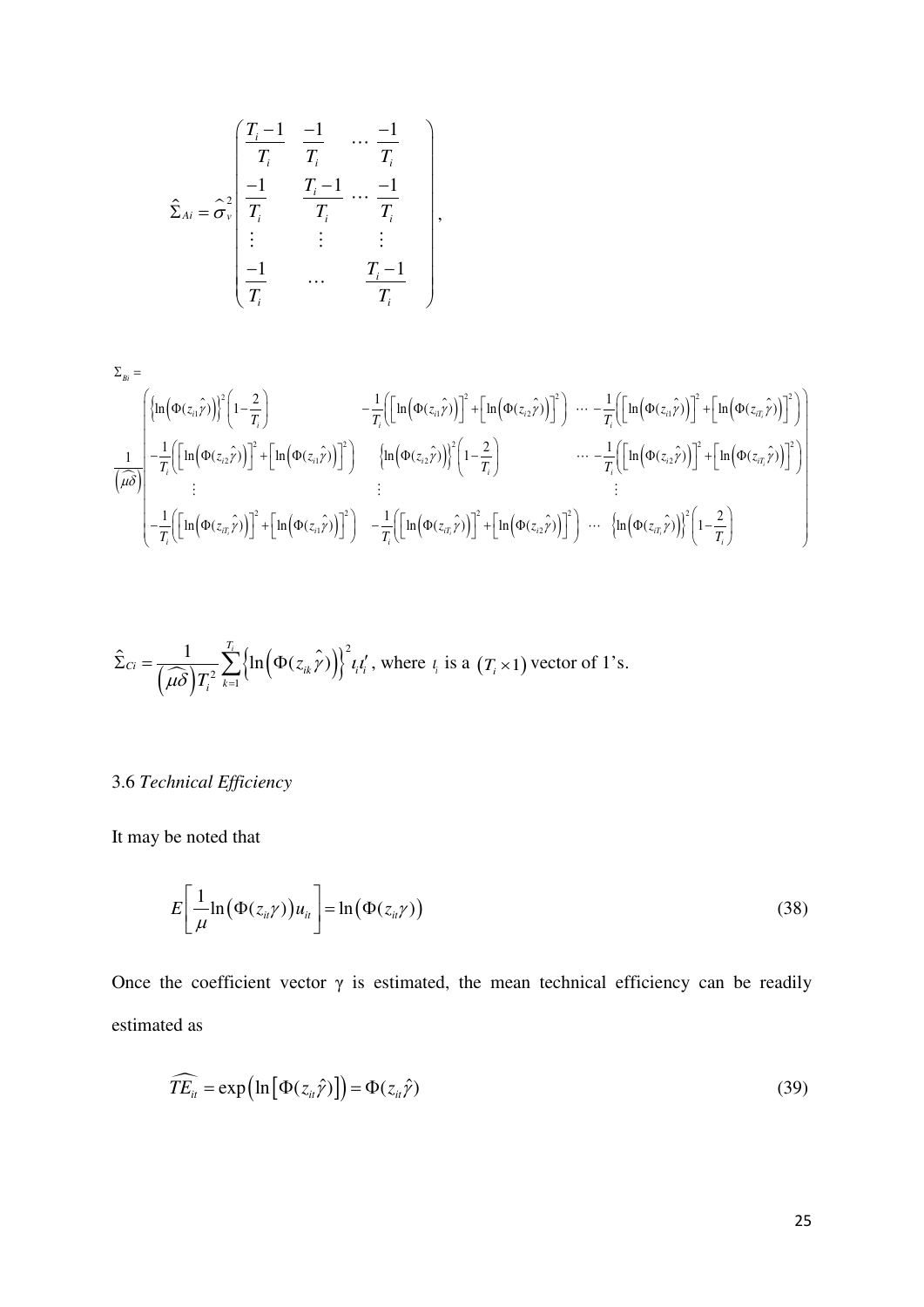$$\hat{\Sigma}_{Ai} = \hat{\sigma}_v^2 \begin{pmatrix} \frac{T_i - 1}{T_i} & \frac{-1}{T_i} & \cdots & \frac{-1}{T_i} \\ \frac{-1}{T_i} & \frac{T_i - 1}{T_i} & \cdots & \frac{-1}{T_i} \\ \vdots & \vdots & & \vdots \\ \frac{-1}{T_i} & & \cdots & \frac{T_i - 1}{T_i} \end{pmatrix},$$

$$\Sigma_{Bi} =$$

$$\frac{1}{\left(\widehat{\mu\delta}\right)} \begin{pmatrix} \left\{\ln\left(\Phi(z_{i1}\hat{\gamma})\right)\right\}^2\left(1-\frac{2}{T_i}\right) & -\frac{1}{T_i}\left(\left[\ln\left(\Phi(z_{i1}\hat{\gamma})\right)\right]^2+\left[\ln\left(\Phi(z_{i2}\hat{\gamma})\right)\right]^2\right) & \cdots & -\frac{1}{T_i}\left(\left[\ln\left(\Phi(z_{i1}\hat{\gamma})\right)\right]^2+\left[\ln\left(\Phi(z_{iT_i}\hat{\gamma})\right)\right]^2\right) \\ -\frac{1}{T_i}\left(\left[\ln\left(\Phi(z_{i2}\hat{\gamma})\right)\right]^2+\left[\ln\left(\Phi(z_{i1}\hat{\gamma})\right)\right]^2\right) & \left\{\ln\left(\Phi(z_{i2}\hat{\gamma})\right)\right\}^2\left(1-\frac{2}{T_i}\right) & \cdots & -\frac{1}{T_i}\left(\left[\ln\left(\Phi(z_{i2}\hat{\gamma})\right)\right]^2+\left[\ln\left(\Phi(z_{iT_i}\hat{\gamma})\right)\right]^2\right) \\ \vdots & \vdots & & \vdots \\ -\frac{1}{T_i}\left(\left[\ln\left(\Phi(z_{iT_i}\hat{\gamma})\right)\right]^2+\left[\ln\left(\Phi(z_{i1}\hat{\gamma})\right)\right]^2\right) & -\frac{1}{T_i}\left(\left[\ln\left(\Phi(z_{iT_i}\hat{\gamma})\right)\right]^2+\left[\ln\left(\Phi(z_{i2}\hat{\gamma})\right)\right]^2\right) & \cdots & \left\{\ln\left(\Phi(z_{iT_i}\hat{\gamma})\right)\right\}^2\left(1-\frac{2}{T_i}\right) \end{pmatrix}$$

$$\hat{\Sigma}_{Ci} = \frac{1}{\left(\widehat{\mu\delta}\right)T_i^2}\sum_{k=1}^{T_i}\left\{\ln\left(\Phi(z_{ik}\hat{\gamma})\right)\right\}^2 \iota_i\iota_i',$$ where $\iota_i$ is a $(T_i \times 1)$ vector of 1's.

### 3.6 *Technical Efficiency*

It may be noted that

$$E\left[\frac{1}{\mu}\ln\left(\Phi(z_{it}\gamma)\right)u_{it}\right] = \ln\left(\Phi(z_{it}\gamma)\right) \tag{38}$$

Once the coefficient vector $\gamma$ is estimated, the mean technical efficiency can be readily estimated as

$$\widehat{TE_{it}} = \exp\left(\ln\left[\Phi(z_{it}\hat{\gamma})\right]\right) = \Phi(z_{it}\hat{\gamma}) \tag{39}$$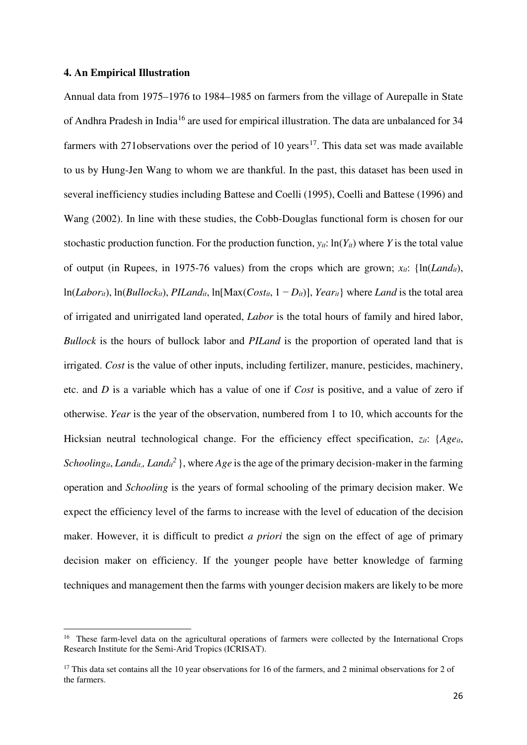### 4. An Empirical Illustration

Annual data from 1975–1976 to 1984–1985 on farmers from the village of Aurepalle in State of Andhra Pradesh in India[16] are used for empirical illustration. The data are unbalanced for 34 farmers with 271observations over the period of 10 years[17]. This data set was made available to us by Hung-Jen Wang to whom we are thankful. In the past, this dataset has been used in several inefficiency studies including Battese and Coelli (1995), Coelli and Battese (1996) and Wang (2002). In line with these studies, the Cobb-Douglas functional form is chosen for our stochastic production function. For the production function, $y_{it}$: $\ln(Y_{it})$ where $Y$ is the total value of output (in Rupees, in 1975-76 values) from the crops which are grown; $x_{it}$: $\{\ln(Land_{it}), \ln(Labor_{it}), \ln(Bullock_{it}), PILand_{it}, \ln[\text{Max}(Cost_{it}, 1 - D_{it})], Year_{it}\}$ where *Land* is the total area of irrigated and unirrigated land operated, *Labor* is the total hours of family and hired labor, *Bullock* is the hours of bullock labor and *PILand* is the proportion of operated land that is irrigated. *Cost* is the value of other inputs, including fertilizer, manure, pesticides, machinery, etc. and *D* is a variable which has a value of one if *Cost* is positive, and a value of zero if otherwise. *Year* is the year of the observation, numbered from 1 to 10, which accounts for the Hicksian neutral technological change. For the efficiency effect specification, $z_{it}$: $\{Age_{it}, Schooling_{it}, Land_{it}, Land_{it}^2\}$, where *Age* is the age of the primary decision-maker in the farming operation and *Schooling* is the years of formal schooling of the primary decision maker. We expect the efficiency level of the farms to increase with the level of education of the decision maker. However, it is difficult to predict *a priori* the sign on the effect of age of primary decision maker on efficiency. If the younger people have better knowledge of farming techniques and management then the farms with younger decision makers are likely to be more

---

[16] These farm-level data on the agricultural operations of farmers were collected by the International Crops Research Institute for the Semi-Arid Tropics (ICRISAT).

[17] This data set contains all the 10 year observations for 16 of the farmers, and 2 minimal observations for 2 of the farmers.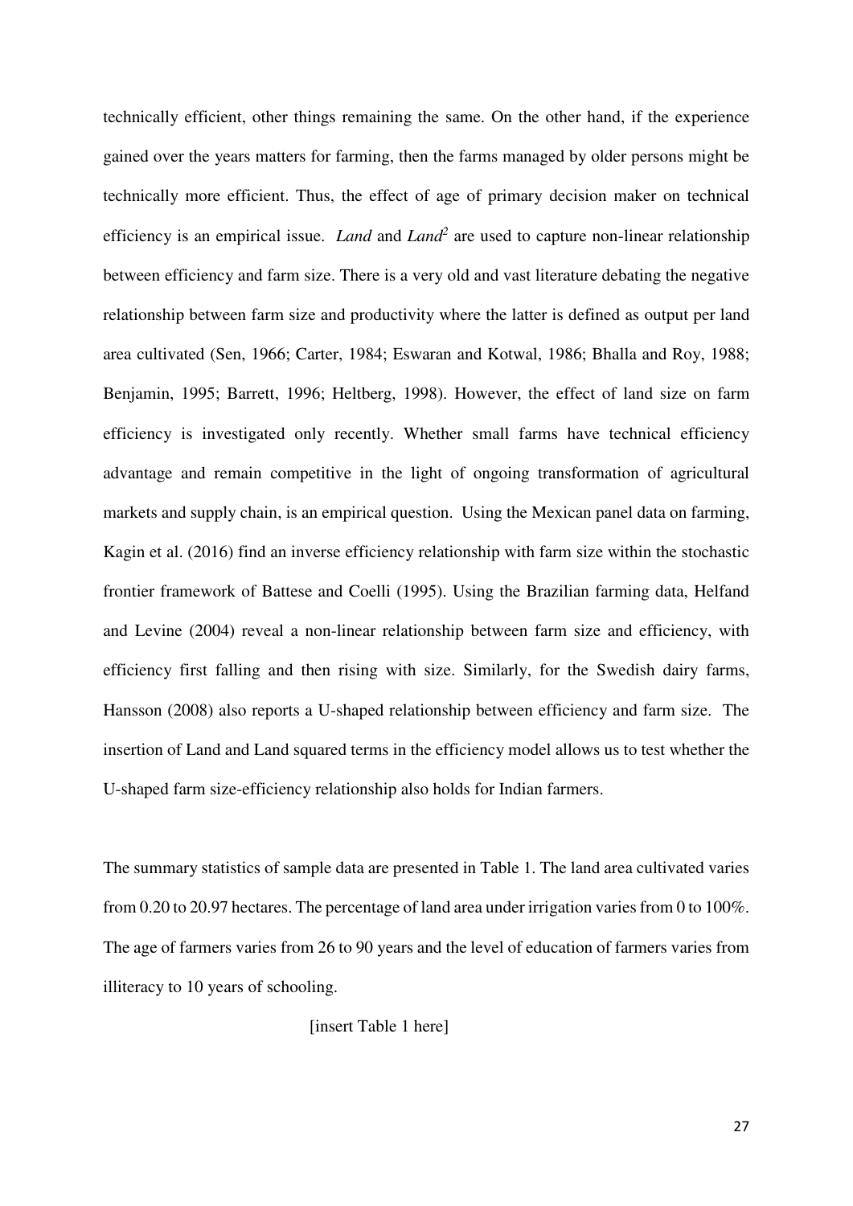technically efficient, other things remaining the same. On the other hand, if the experience gained over the years matters for farming, then the farms managed by older persons might be technically more efficient. Thus, the effect of age of primary decision maker on technical efficiency is an empirical issue. *Land* and *Land*$^2$ are used to capture non-linear relationship between efficiency and farm size. There is a very old and vast literature debating the negative relationship between farm size and productivity where the latter is defined as output per land area cultivated (Sen, 1966; Carter, 1984; Eswaran and Kotwal, 1986; Bhalla and Roy, 1988; Benjamin, 1995; Barrett, 1996; Heltberg, 1998). However, the effect of land size on farm efficiency is investigated only recently. Whether small farms have technical efficiency advantage and remain competitive in the light of ongoing transformation of agricultural markets and supply chain, is an empirical question. Using the Mexican panel data on farming, Kagin et al. (2016) find an inverse efficiency relationship with farm size within the stochastic frontier framework of Battese and Coelli (1995). Using the Brazilian farming data, Helfand and Levine (2004) reveal a non-linear relationship between farm size and efficiency, with efficiency first falling and then rising with size. Similarly, for the Swedish dairy farms, Hansson (2008) also reports a U-shaped relationship between efficiency and farm size. The insertion of Land and Land squared terms in the efficiency model allows us to test whether the U-shaped farm size-efficiency relationship also holds for Indian farmers.

The summary statistics of sample data are presented in Table 1. The land area cultivated varies from 0.20 to 20.97 hectares. The percentage of land area under irrigation varies from 0 to 100%. The age of farmers varies from 26 to 90 years and the level of education of farmers varies from illiteracy to 10 years of schooling.

[insert Table 1 here]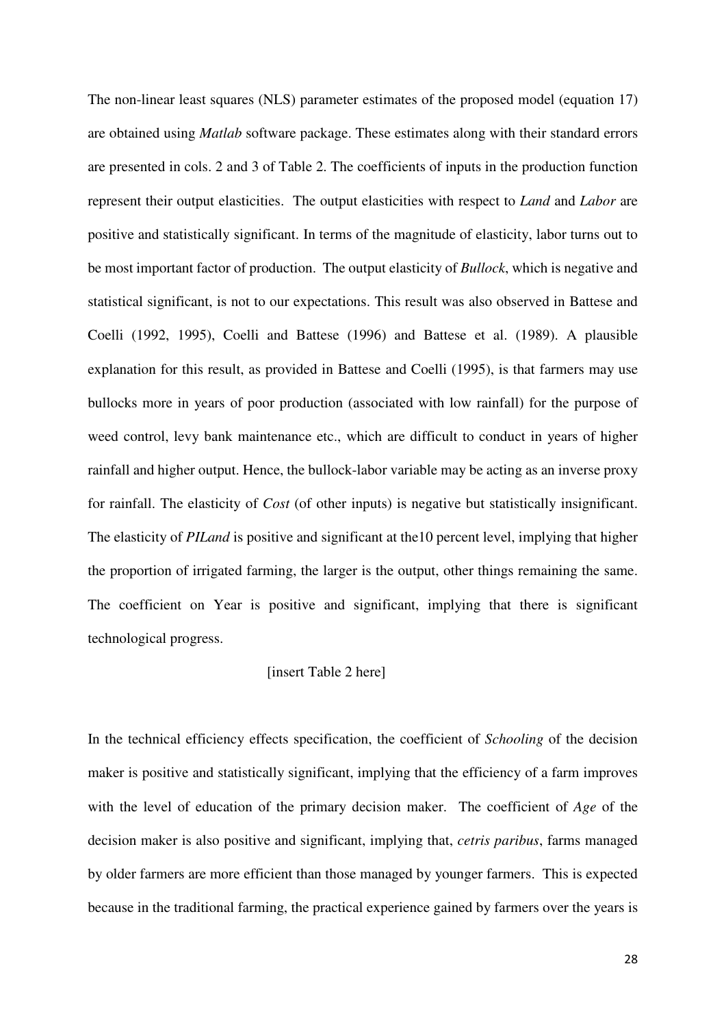The non-linear least squares (NLS) parameter estimates of the proposed model (equation 17) are obtained using *Matlab* software package. These estimates along with their standard errors are presented in cols. 2 and 3 of Table 2. The coefficients of inputs in the production function represent their output elasticities. The output elasticities with respect to *Land* and *Labor* are positive and statistically significant. In terms of the magnitude of elasticity, labor turns out to be most important factor of production. The output elasticity of *Bullock*, which is negative and statistical significant, is not to our expectations. This result was also observed in Battese and Coelli (1992, 1995), Coelli and Battese (1996) and Battese et al. (1989). A plausible explanation for this result, as provided in Battese and Coelli (1995), is that farmers may use bullocks more in years of poor production (associated with low rainfall) for the purpose of weed control, levy bank maintenance etc., which are difficult to conduct in years of higher rainfall and higher output. Hence, the bullock-labor variable may be acting as an inverse proxy for rainfall. The elasticity of *Cost* (of other inputs) is negative but statistically insignificant. The elasticity of *PILand* is positive and significant at the10 percent level, implying that higher the proportion of irrigated farming, the larger is the output, other things remaining the same. The coefficient on Year is positive and significant, implying that there is significant technological progress.

[insert Table 2 here]

In the technical efficiency effects specification, the coefficient of *Schooling* of the decision maker is positive and statistically significant, implying that the efficiency of a farm improves with the level of education of the primary decision maker. The coefficient of *Age* of the decision maker is also positive and significant, implying that, *cetris paribus*, farms managed by older farmers are more efficient than those managed by younger farmers. This is expected because in the traditional farming, the practical experience gained by farmers over the years is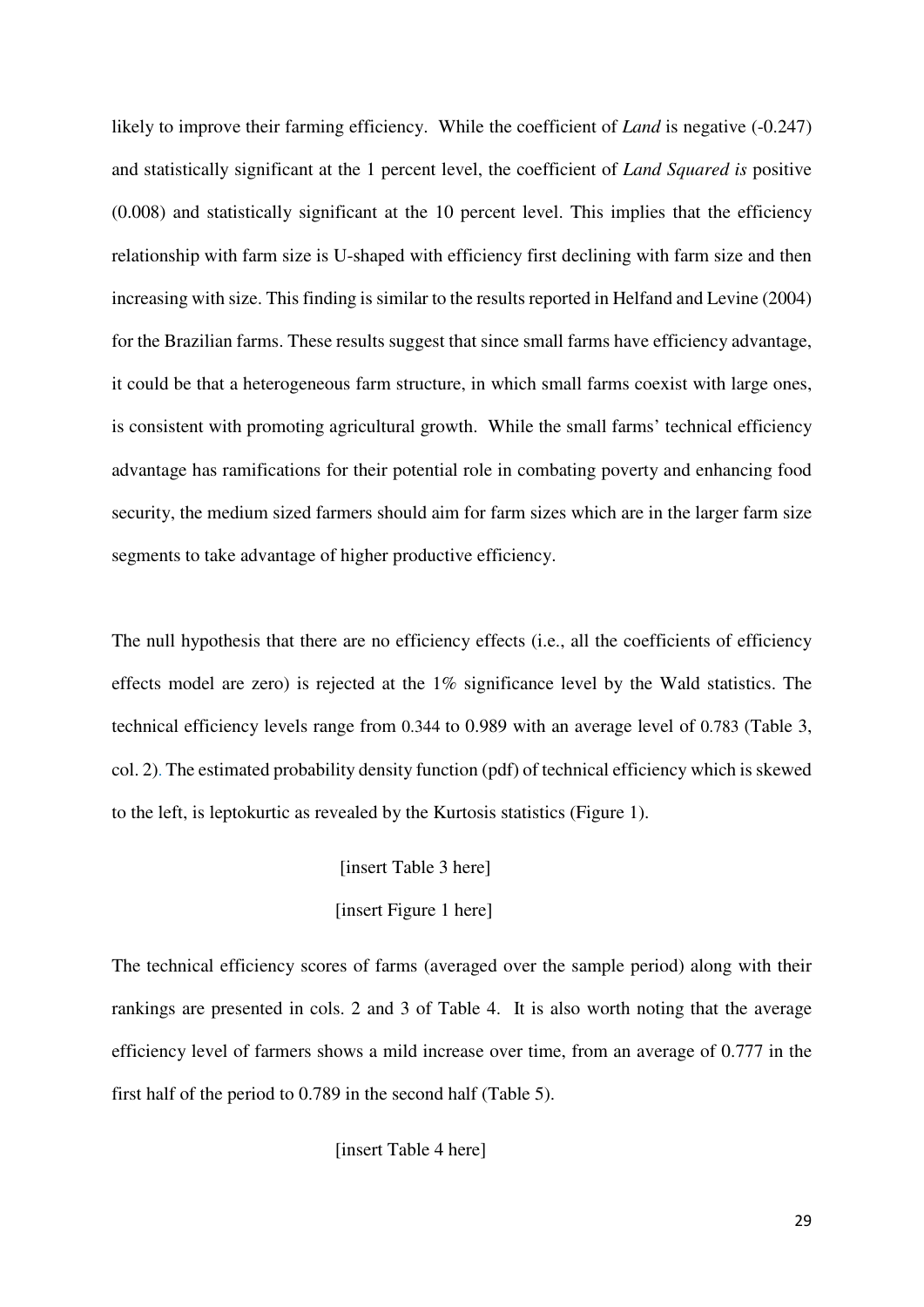likely to improve their farming efficiency. While the coefficient of *Land* is negative (-0.247) and statistically significant at the 1 percent level, the coefficient of *Land Squared is* positive (0.008) and statistically significant at the 10 percent level. This implies that the efficiency relationship with farm size is U-shaped with efficiency first declining with farm size and then increasing with size. This finding is similar to the results reported in Helfand and Levine (2004) for the Brazilian farms. These results suggest that since small farms have efficiency advantage, it could be that a heterogeneous farm structure, in which small farms coexist with large ones, is consistent with promoting agricultural growth. While the small farms' technical efficiency advantage has ramifications for their potential role in combating poverty and enhancing food security, the medium sized farmers should aim for farm sizes which are in the larger farm size segments to take advantage of higher productive efficiency.

The null hypothesis that there are no efficiency effects (i.e., all the coefficients of efficiency effects model are zero) is rejected at the 1% significance level by the Wald statistics. The technical efficiency levels range from 0.344 to 0.989 with an average level of 0.783 (Table 3, col. 2). The estimated probability density function (pdf) of technical efficiency which is skewed to the left, is leptokurtic as revealed by the Kurtosis statistics (Figure 1).

[insert Table 3 here]

[insert Figure 1 here]

The technical efficiency scores of farms (averaged over the sample period) along with their rankings are presented in cols. 2 and 3 of Table 4. It is also worth noting that the average efficiency level of farmers shows a mild increase over time, from an average of 0.777 in the first half of the period to 0.789 in the second half (Table 5).

[insert Table 4 here]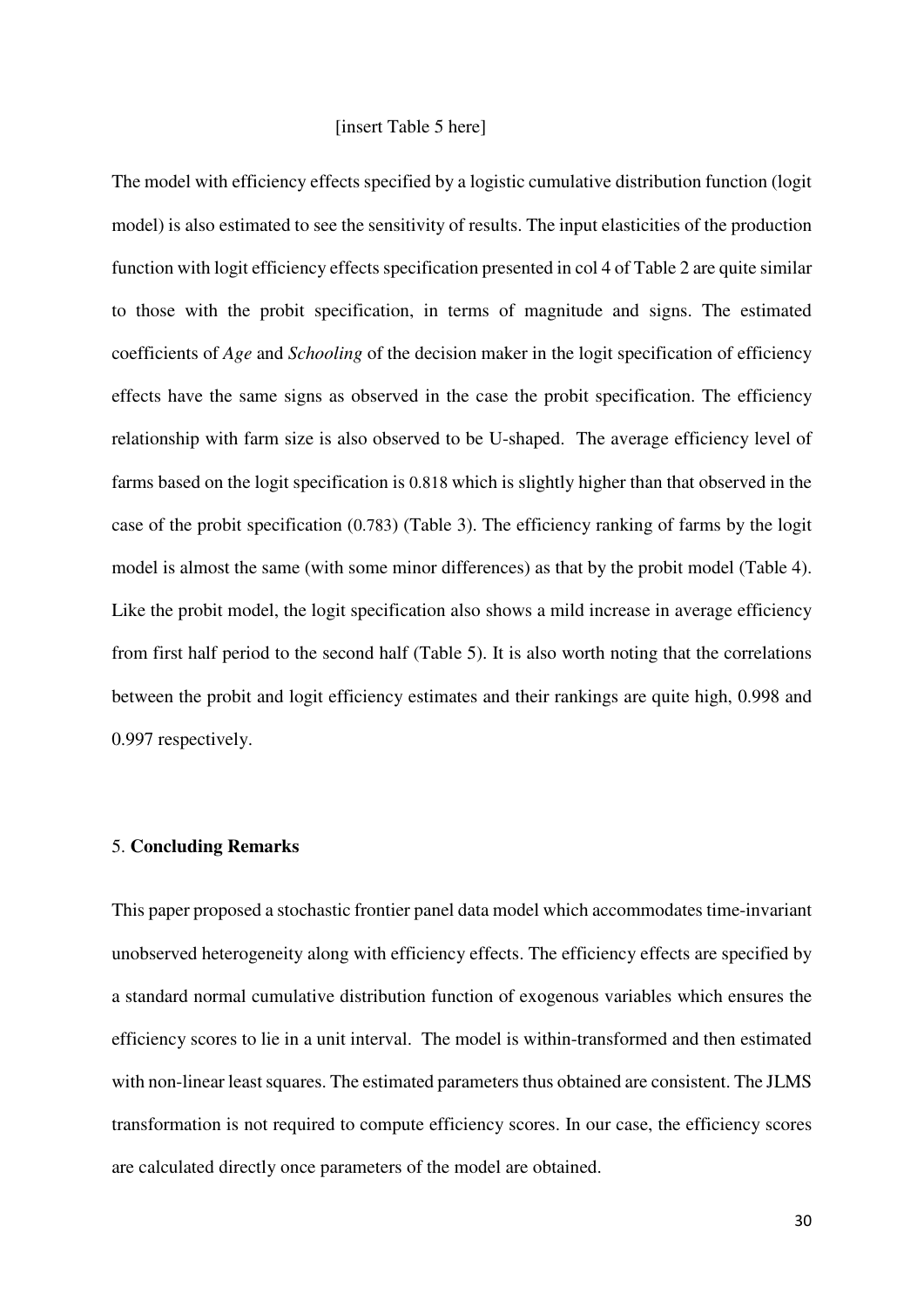[insert Table 5 here]

The model with efficiency effects specified by a logistic cumulative distribution function (logit model) is also estimated to see the sensitivity of results. The input elasticities of the production function with logit efficiency effects specification presented in col 4 of Table 2 are quite similar to those with the probit specification, in terms of magnitude and signs. The estimated coefficients of *Age* and *Schooling* of the decision maker in the logit specification of efficiency effects have the same signs as observed in the case the probit specification. The efficiency relationship with farm size is also observed to be U-shaped. The average efficiency level of farms based on the logit specification is 0.818 which is slightly higher than that observed in the case of the probit specification (0.783) (Table 3). The efficiency ranking of farms by the logit model is almost the same (with some minor differences) as that by the probit model (Table 4). Like the probit model, the logit specification also shows a mild increase in average efficiency from first half period to the second half (Table 5). It is also worth noting that the correlations between the probit and logit efficiency estimates and their rankings are quite high, 0.998 and 0.997 respectively.

## 5. **Concluding Remarks**

This paper proposed a stochastic frontier panel data model which accommodates time-invariant unobserved heterogeneity along with efficiency effects. The efficiency effects are specified by a standard normal cumulative distribution function of exogenous variables which ensures the efficiency scores to lie in a unit interval. The model is within-transformed and then estimated with non-linear least squares. The estimated parameters thus obtained are consistent. The JLMS transformation is not required to compute efficiency scores. In our case, the efficiency scores are calculated directly once parameters of the model are obtained.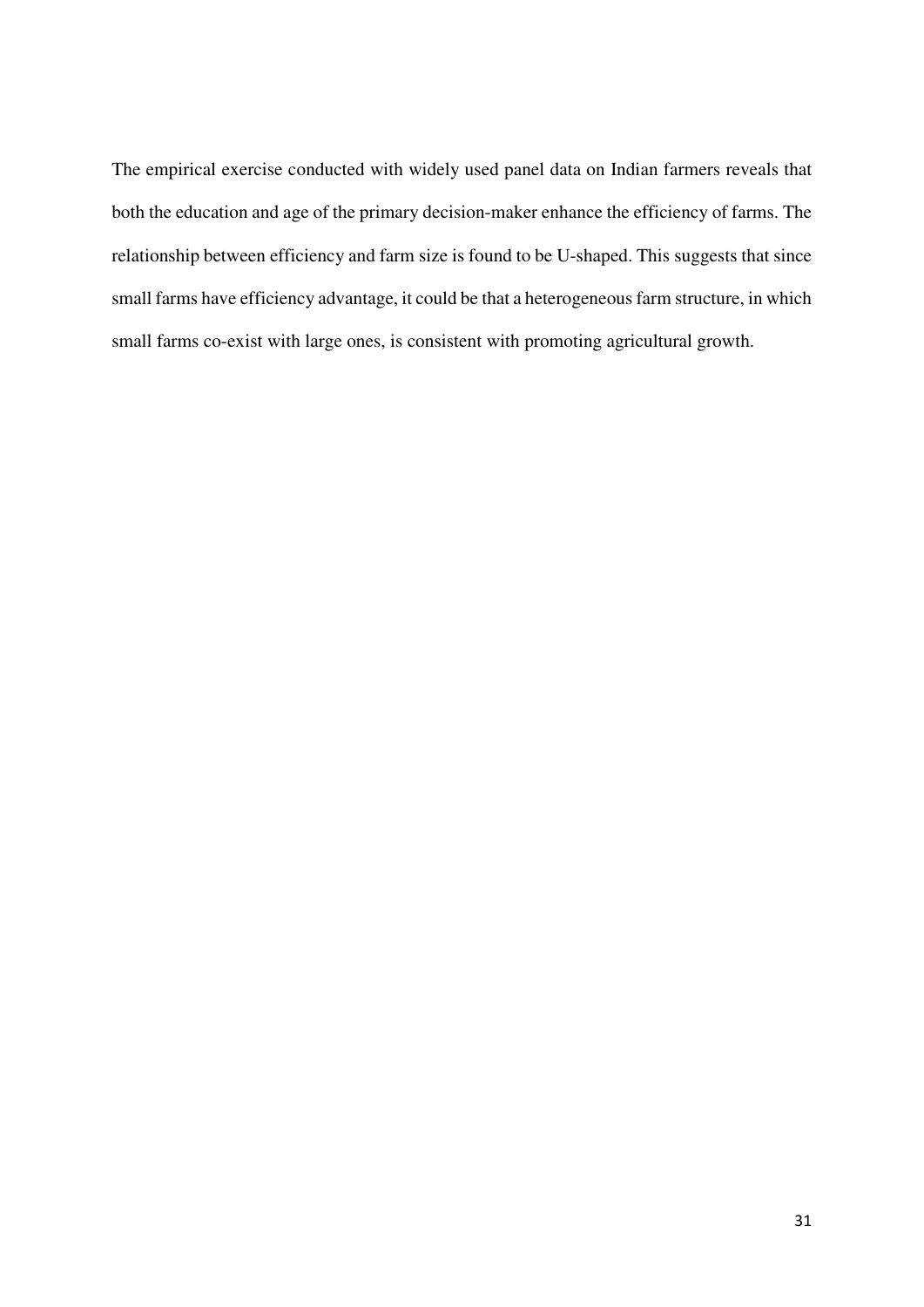The empirical exercise conducted with widely used panel data on Indian farmers reveals that both the education and age of the primary decision-maker enhance the efficiency of farms. The relationship between efficiency and farm size is found to be U-shaped. This suggests that since small farms have efficiency advantage, it could be that a heterogeneous farm structure, in which small farms co-exist with large ones, is consistent with promoting agricultural growth.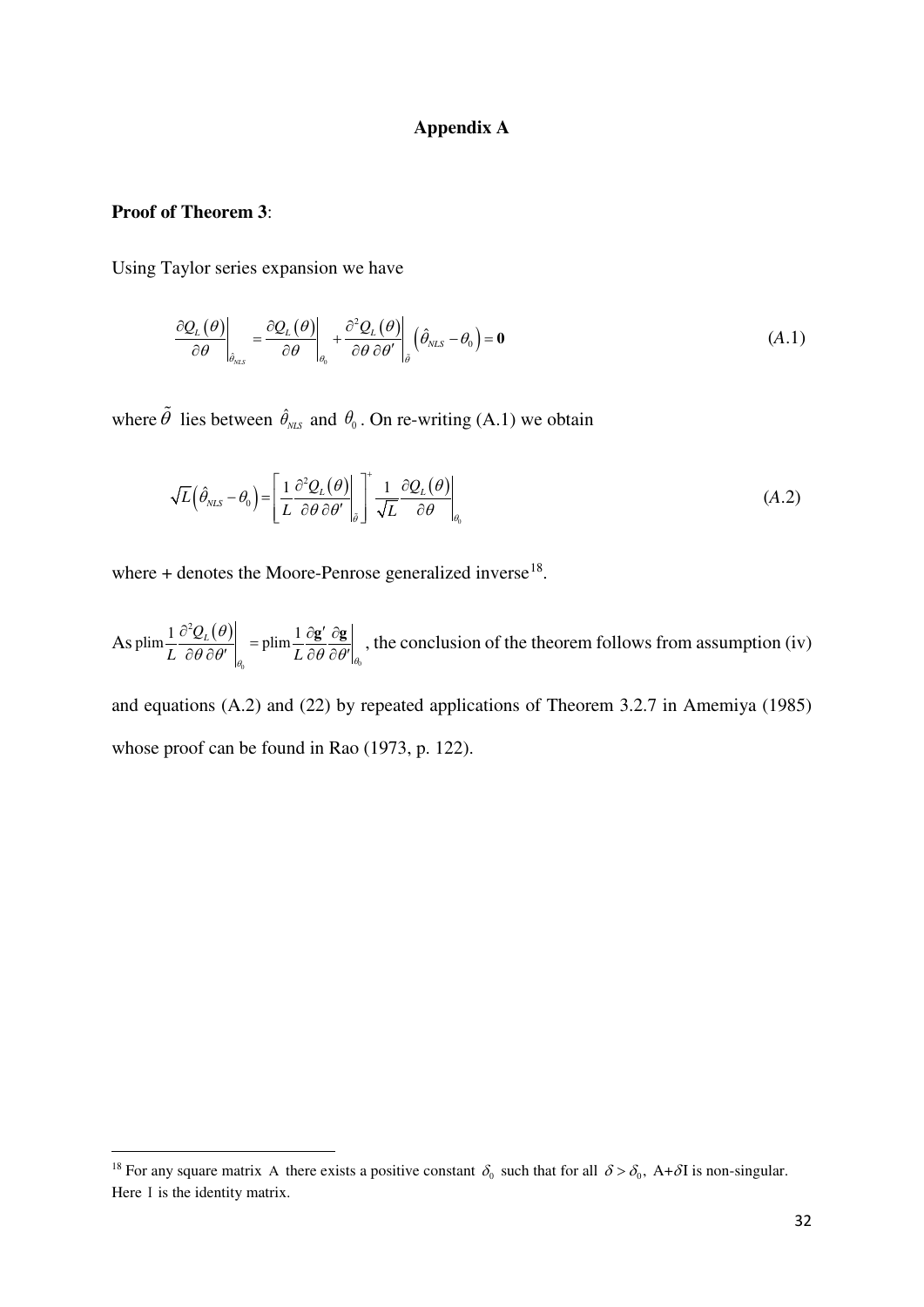**Appendix A**

**Proof of Theorem 3**:

Using Taylor series expansion we have

$$\left.\frac{\partial Q_L(\theta)}{\partial \theta}\right|_{\hat{\theta}_{NLS}} = \left.\frac{\partial Q_L(\theta)}{\partial \theta}\right|_{\theta_0} + \left.\frac{\partial^2 Q_L(\theta)}{\partial \theta\, \partial \theta'}\right|_{\tilde{\theta}} \left(\hat{\theta}_{NLS} - \theta_0\right) = \mathbf{0} \qquad (A.1)$$

where $\tilde{\theta}$ lies between $\hat{\theta}_{NLS}$ and $\theta_0$. On re-writing (A.1) we obtain

$$\sqrt{L}\left(\hat{\theta}_{NLS} - \theta_0\right) = \left[\frac{1}{L}\left.\frac{\partial^2 Q_L(\theta)}{\partial \theta\, \partial \theta'}\right|_{\tilde{\theta}}\right]^{+} \frac{1}{\sqrt{L}}\left.\frac{\partial Q_L(\theta)}{\partial \theta}\right|_{\theta_0} \qquad (A.2)$$

where + denotes the Moore-Penrose generalized inverse[18].

As $\text{plim}\left.\frac{1}{L}\frac{\partial^2 Q_L(\theta)}{\partial \theta\, \partial \theta'}\right|_{\theta_0} = \text{plim}\left.\frac{1}{L}\frac{\partial \mathbf{g}'}{\partial \theta}\frac{\partial \mathbf{g}}{\partial \theta'}\right|_{\theta_0}$, the conclusion of the theorem follows from assumption (iv) and equations (A.2) and (22) by repeated applications of Theorem 3.2.7 in Amemiya (1985) whose proof can be found in Rao (1973, p. 122).

---

[18] For any square matrix A there exists a positive constant $\delta_0$ such that for all $\delta > \delta_0$, A+$\delta$I is non-singular. Here I is the identity matrix.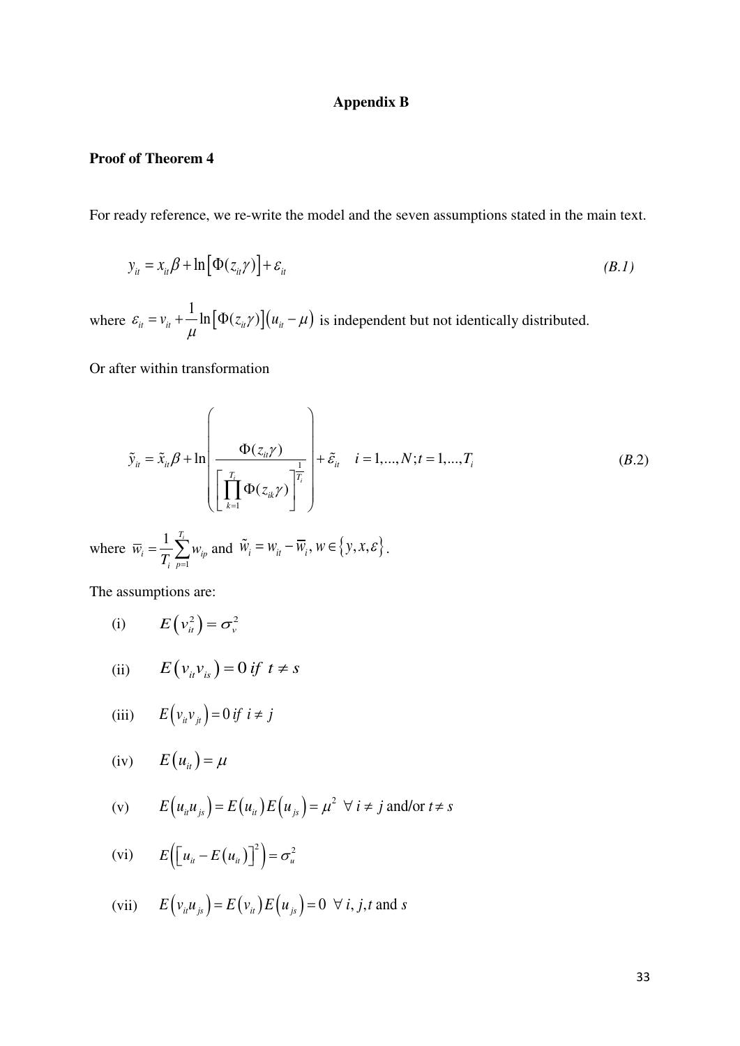**Appendix B**

**Proof of Theorem 4**

For ready reference, we re-write the model and the seven assumptions stated in the main text.

$$y_{it} = x_{it}\beta + \ln\left[\Phi(z_{it}\gamma)\right] + \varepsilon_{it} \qquad \textit{(B.1)}$$

where $\varepsilon_{it} = v_{it} + \dfrac{1}{\mu}\ln\left[\Phi(z_{it}\gamma)\right]\left(u_{it} - \mu\right)$ is independent but not identically distributed.

Or after within transformation

$$\tilde{y}_{it} = \tilde{x}_{it}\beta + \ln\left(\frac{\Phi(z_{it}\gamma)}{\left[\prod_{k=1}^{T_i}\Phi(z_{ik}\gamma)\right]^{\frac{1}{T_i}}}\right) + \tilde{\varepsilon}_{it} \quad i = 1,...,N; t = 1,...,T_i \qquad (B.2)$$

where $\overline{w}_i = \dfrac{1}{T_i}\sum_{p=1}^{T_i} w_{ip}$ and $\tilde{w}_i = w_{it} - \overline{w}_i, w \in \{y, x, \varepsilon\}$.

The assumptions are:

(i) $E\left(v_{it}^2\right) = \sigma_v^2$

(ii) $E\left(v_{it}v_{is}\right) = 0 \; if \; t \neq s$

(iii) $E\left(v_{it}v_{jt}\right) = 0 \; if \; i \neq j$

(iv) $E\left(u_{it}\right) = \mu$

(v) $E\left(u_{it}u_{js}\right) = E\left(u_{it}\right)E\left(u_{js}\right) = \mu^2 \;\; \forall \; i \neq j$ and/or $t \neq s$

(vi) $E\left(\left[u_{it} - E\left(u_{it}\right)\right]^2\right) = \sigma_u^2$

(vii) $E\left(v_{it}u_{js}\right) = E\left(v_{it}\right)E\left(u_{js}\right) = 0 \;\; \forall \; i, j, t$ and $s$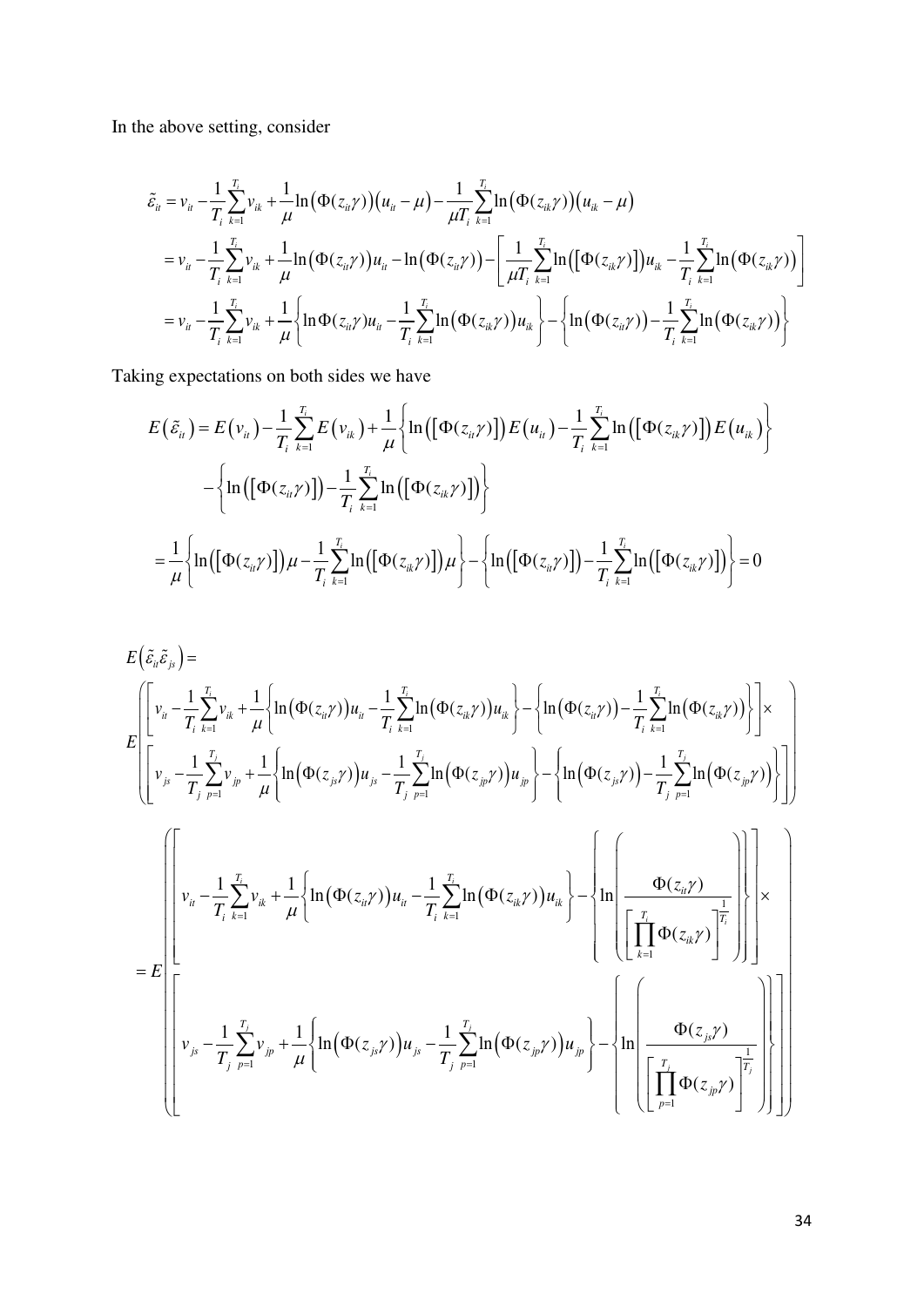In the above setting, consider

$$
\begin{aligned}
\tilde{\varepsilon}_{it} &= v_{it} - \frac{1}{T_i}\sum_{k=1}^{T_i} v_{ik} + \frac{1}{\mu}\ln\left(\Phi(z_{it}\gamma)\right)\left(u_{it}-\mu\right) - \frac{1}{\mu T_i}\sum_{k=1}^{T_i}\ln\left(\Phi(z_{ik}\gamma)\right)\left(u_{ik}-\mu\right) \\
&= v_{it} - \frac{1}{T_i}\sum_{k=1}^{T_i} v_{ik} + \frac{1}{\mu}\ln\left(\Phi(z_{it}\gamma)\right)u_{it} - \ln\left(\Phi(z_{it}\gamma)\right) - \left[\frac{1}{\mu T_i}\sum_{k=1}^{T_i}\ln\left(\left[\Phi(z_{ik}\gamma)\right]\right)u_{ik} - \frac{1}{T_i}\sum_{k=1}^{T_i}\ln\left(\Phi(z_{ik}\gamma)\right)\right] \\
&= v_{it} - \frac{1}{T_i}\sum_{k=1}^{T_i} v_{ik} + \frac{1}{\mu}\left\{\ln\Phi(z_{it}\gamma)u_{it} - \frac{1}{T_i}\sum_{k=1}^{T_i}\ln\left(\Phi(z_{ik}\gamma)\right)u_{ik}\right\} - \left\{\ln\left(\Phi(z_{it}\gamma)\right) - \frac{1}{T_i}\sum_{k=1}^{T_i}\ln\left(\Phi(z_{ik}\gamma)\right)\right\}
\end{aligned}
$$

Taking expectations on both sides we have

$$
\begin{aligned}
E\left(\tilde{\varepsilon}_{it}\right) &= E\left(v_{it}\right) - \frac{1}{T_i}\sum_{k=1}^{T_i} E\left(v_{ik}\right) + \frac{1}{\mu}\left\{\ln\left(\left[\Phi(z_{it}\gamma)\right]\right)E\left(u_{it}\right) - \frac{1}{T_i}\sum_{k=1}^{T_i}\ln\left(\left[\Phi(z_{ik}\gamma)\right]\right)E\left(u_{ik}\right)\right\} \\
&\quad - \left\{\ln\left(\left[\Phi(z_{it}\gamma)\right]\right) - \frac{1}{T_i}\sum_{k=1}^{T_i}\ln\left(\left[\Phi(z_{ik}\gamma)\right]\right)\right\} \\
&= \frac{1}{\mu}\left\{\ln\left(\left[\Phi(z_{it}\gamma)\right]\right)\mu - \frac{1}{T_i}\sum_{k=1}^{T_i}\ln\left(\left[\Phi(z_{ik}\gamma)\right]\right)\mu\right\} - \left\{\ln\left(\left[\Phi(z_{it}\gamma)\right]\right) - \frac{1}{T_i}\sum_{k=1}^{T_i}\ln\left(\left[\Phi(z_{ik}\gamma)\right]\right)\right\} = 0
\end{aligned}
$$

$$
\begin{aligned}
E\left(\tilde{\varepsilon}_{it}\tilde{\varepsilon}_{js}\right) &= \\
E&\left(\begin{array}{l}\left[v_{it} - \frac{1}{T_i}\sum_{k=1}^{T_i} v_{ik} + \frac{1}{\mu}\left\{\ln\left(\Phi(z_{it}\gamma)\right)u_{it} - \frac{1}{T_i}\sum_{k=1}^{T_i}\ln\left(\Phi(z_{ik}\gamma)\right)u_{ik}\right\} - \left\{\ln\left(\Phi(z_{it}\gamma)\right) - \frac{1}{T_i}\sum_{k=1}^{T_i}\ln\left(\Phi(z_{ik}\gamma)\right)\right\}\right]\times \\ \left[v_{js} - \frac{1}{T_j}\sum_{p=1}^{T_j} v_{jp} + \frac{1}{\mu}\left\{\ln\left(\Phi(z_{js}\gamma)\right)u_{js} - \frac{1}{T_j}\sum_{p=1}^{T_j}\ln\left(\Phi(z_{jp}\gamma)\right)u_{jp}\right\} - \left\{\ln\left(\Phi(z_{js}\gamma)\right) - \frac{1}{T_j}\sum_{p=1}^{T_j}\ln\left(\Phi(z_{jp}\gamma)\right)\right\}\right]\end{array}\right) \\
= E&\left(\begin{array}{l}\left[v_{it} - \frac{1}{T_i}\sum_{k=1}^{T_i} v_{ik} + \frac{1}{\mu}\left\{\ln\left(\Phi(z_{it}\gamma)\right)u_{it} - \frac{1}{T_i}\sum_{k=1}^{T_i}\ln\left(\Phi(z_{ik}\gamma)\right)u_{ik}\right\} - \left\{\ln\left(\frac{\Phi(z_{it}\gamma)}{\left[\prod_{k=1}^{T_i}\Phi(z_{ik}\gamma)\right]^{\frac{1}{T_i}}}\right)\right\}\right]\times \\ \left[v_{js} - \frac{1}{T_j}\sum_{p=1}^{T_j} v_{jp} + \frac{1}{\mu}\left\{\ln\left(\Phi(z_{js}\gamma)\right)u_{js} - \frac{1}{T_j}\sum_{p=1}^{T_j}\ln\left(\Phi(z_{jp}\gamma)\right)u_{jp}\right\} - \left\{\ln\left(\frac{\Phi(z_{js}\gamma)}{\left[\prod_{p=1}^{T_j}\Phi(z_{jp}\gamma)\right]^{\frac{1}{T_j}}}\right)\right\}\right]\end{array}\right)
\end{aligned}
$$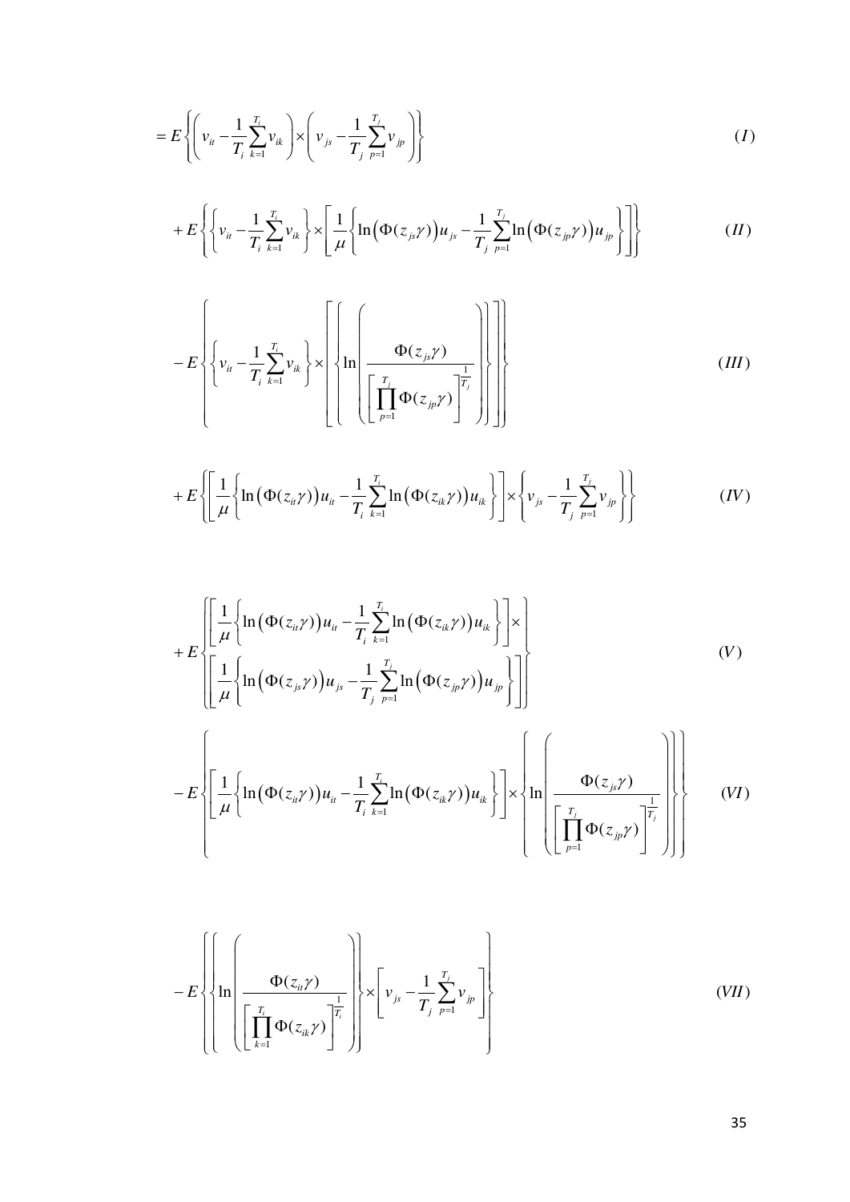$$= E\left\{\left(v_{it} - \frac{1}{T_i}\sum_{k=1}^{T_i} v_{ik}\right) \times \left(v_{js} - \frac{1}{T_j}\sum_{p=1}^{T_j} v_{jp}\right)\right\} \qquad (I)$$

$$+ E\left\{\left\{v_{it} - \frac{1}{T_i}\sum_{k=1}^{T_i} v_{ik}\right\} \times \left[\frac{1}{\mu}\left\{\ln\left(\Phi(z_{js}\gamma)\right)u_{js} - \frac{1}{T_j}\sum_{p=1}^{T_j}\ln\left(\Phi(z_{jp}\gamma)\right)u_{jp}\right\}\right]\right\} \qquad (II)$$

$$- E\left\{\left\{v_{it} - \frac{1}{T_i}\sum_{k=1}^{T_i} v_{ik}\right\} \times \left[\left\{\ln\left(\frac{\Phi(z_{js}\gamma)}{\left[\prod_{p=1}^{T_j}\Phi(z_{jp}\gamma)\right]^{\frac{1}{T_j}}}\right)\right\}\right]\right\} \qquad (III)$$

$$+ E\left\{\left[\frac{1}{\mu}\left\{\ln\left(\Phi(z_{it}\gamma)\right)u_{it} - \frac{1}{T_i}\sum_{k=1}^{T_i}\ln\left(\Phi(z_{ik}\gamma)\right)u_{ik}\right\}\right] \times \left\{v_{js} - \frac{1}{T_j}\sum_{p=1}^{T_j} v_{jp}\right\}\right\} \qquad (IV)$$

$$+ E\left\{\begin{array}{l}\left[\frac{1}{\mu}\left\{\ln\left(\Phi(z_{it}\gamma)\right)u_{it} - \frac{1}{T_i}\sum_{k=1}^{T_i}\ln\left(\Phi(z_{ik}\gamma)\right)u_{ik}\right\}\right] \times \\ \left[\frac{1}{\mu}\left\{\ln\left(\Phi(z_{js}\gamma)\right)u_{js} - \frac{1}{T_j}\sum_{p=1}^{T_j}\ln\left(\Phi(z_{jp}\gamma)\right)u_{jp}\right\}\right]\end{array}\right\} \qquad (V)$$

$$- E\left\{\left[\frac{1}{\mu}\left\{\ln\left(\Phi(z_{it}\gamma)\right)u_{it} - \frac{1}{T_i}\sum_{k=1}^{T_i}\ln\left(\Phi(z_{ik}\gamma)\right)u_{ik}\right\}\right] \times \left\{\ln\left(\frac{\Phi(z_{js}\gamma)}{\left[\prod_{p=1}^{T_j}\Phi(z_{jp}\gamma)\right]^{\frac{1}{T_j}}}\right)\right\}\right\} \qquad (VI)$$

$$- E\left\{\left\{\ln\left(\frac{\Phi(z_{it}\gamma)}{\left[\prod_{k=1}^{T_i}\Phi(z_{ik}\gamma)\right]^{\frac{1}{T_i}}}\right)\right\} \times \left[v_{js} - \frac{1}{T_j}\sum_{p=1}^{T_j} v_{jp}\right]\right\} \qquad (VII)$$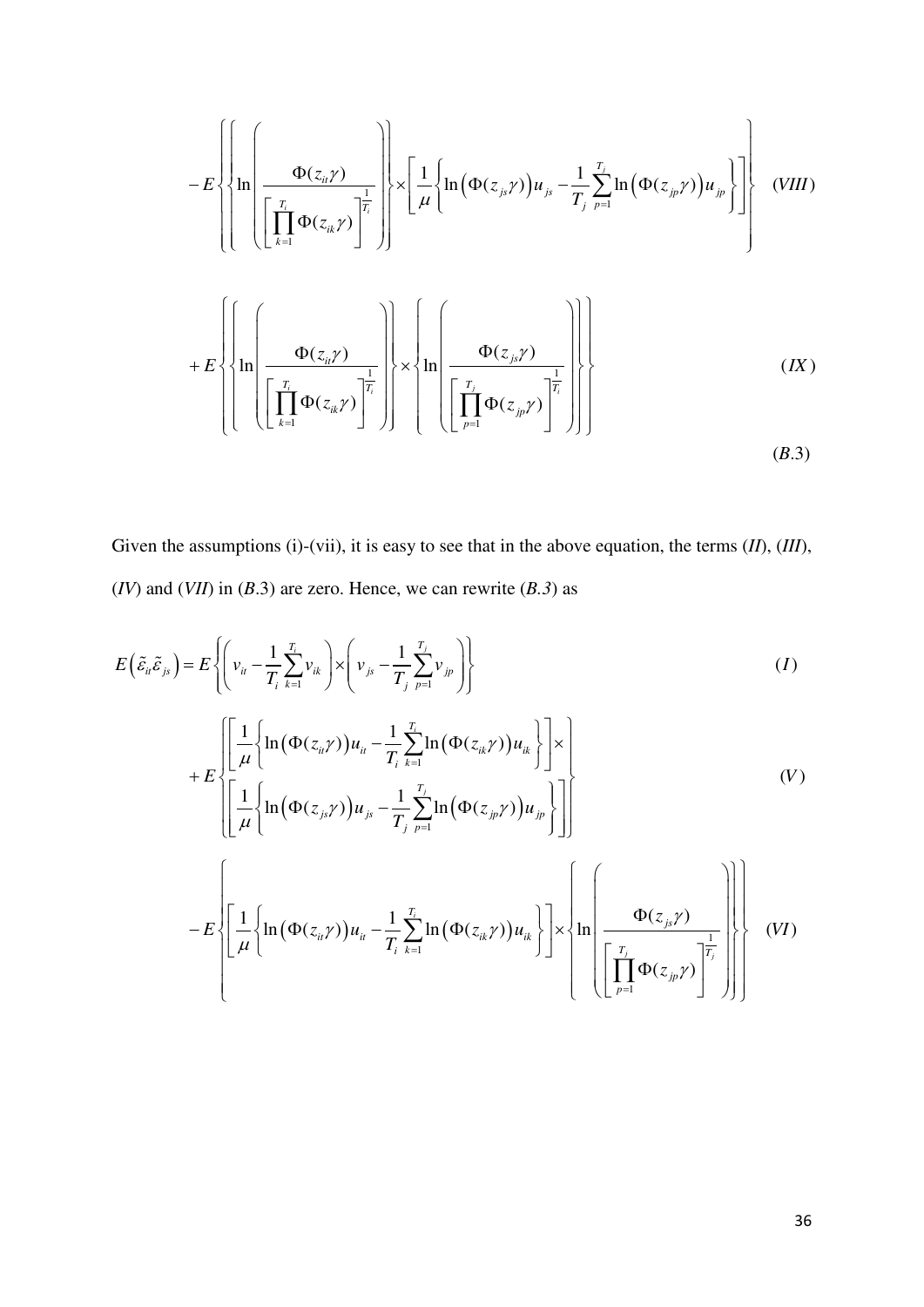$$
-E\left\{\left\{\ln\left(\frac{\Phi(z_{it}\gamma)}{\left[\prod_{k=1}^{T_i}\Phi(z_{ik}\gamma)\right]^{\frac{1}{T_i}}}\right)\right\}\times\left[\frac{1}{\mu}\left\{\ln\left(\Phi(z_{js}\gamma)\right)u_{js}-\frac{1}{T_j}\sum_{p=1}^{T_j}\ln\left(\Phi(z_{jp}\gamma)\right)u_{jp}\right\}\right]\right\} \quad (VIII)
$$

$$
+E\left\{\left\{\ln\left(\frac{\Phi(z_{it}\gamma)}{\left[\prod_{k=1}^{T_i}\Phi(z_{ik}\gamma)\right]^{\frac{1}{T_i}}}\right)\right\}\times\left\{\ln\left(\frac{\Phi(z_{js}\gamma)}{\left[\prod_{p=1}^{T_j}\Phi(z_{jp}\gamma)\right]^{\frac{1}{T_i}}}\right)\right\}\right\} \quad (IX)
$$

$$
(B.3)
$$

Given the assumptions (i)-(vii), it is easy to see that in the above equation, the terms (*II*), (*III*), (*IV*) and (*VII*) in (*B*.3) are zero. Hence, we can rewrite (*B.3*) as

$$
E\left(\tilde{\varepsilon}_{it}\tilde{\varepsilon}_{js}\right)=E\left\{\left(v_{it}-\frac{1}{T_i}\sum_{k=1}^{T_i}v_{ik}\right)\times\left(v_{js}-\frac{1}{T_j}\sum_{p=1}^{T_j}v_{jp}\right)\right\} \quad (I)
$$

$$
+E\left\{\begin{array}{l}\left[\frac{1}{\mu}\left\{\ln\left(\Phi(z_{it}\gamma)\right)u_{it}-\frac{1}{T_i}\sum_{k=1}^{T_i}\ln\left(\Phi(z_{ik}\gamma)\right)u_{ik}\right\}\right]\times\\ \left[\frac{1}{\mu}\left\{\ln\left(\Phi(z_{js}\gamma)\right)u_{js}-\frac{1}{T_j}\sum_{p=1}^{T_j}\ln\left(\Phi(z_{jp}\gamma)\right)u_{jp}\right\}\right]\end{array}\right\} \quad (V)
$$

$$
-E\left\{\left[\frac{1}{\mu}\left\{\ln\left(\Phi(z_{it}\gamma)\right)u_{it}-\frac{1}{T_i}\sum_{k=1}^{T_i}\ln\left(\Phi(z_{ik}\gamma)\right)u_{ik}\right\}\right]\times\left\{\ln\left(\frac{\Phi(z_{js}\gamma)}{\left[\prod_{p=1}^{T_j}\Phi(z_{jp}\gamma)\right]^{\frac{1}{T_j}}}\right)\right\}\right\} \quad (VI)
$$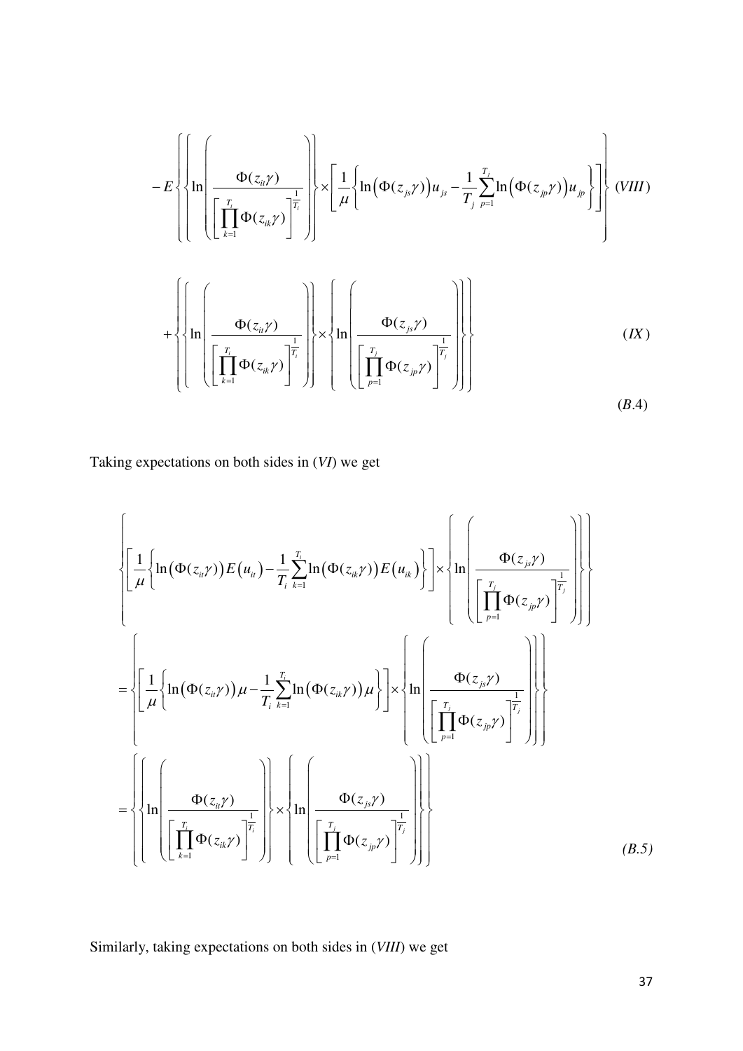$$-E\left\{\left\{\ln\left(\frac{\Phi(z_{it}\gamma)}{\left[\prod_{k=1}^{T_i}\Phi(z_{ik}\gamma)\right]^{\frac{1}{T_i}}}\right)\right\}\times\left[\frac{1}{\mu}\left\{\ln\left(\Phi(z_{js}\gamma)\right)u_{js}-\frac{1}{T_j}\sum_{p=1}^{T_j}\ln\left(\Phi(z_{jp}\gamma)\right)u_{jp}\right\}\right]\right\} \quad (VIII)$$

$$+\left\{\left\{\ln\left(\frac{\Phi(z_{it}\gamma)}{\left[\prod_{k=1}^{T_i}\Phi(z_{ik}\gamma)\right]^{\frac{1}{T_i}}}\right)\right\}\times\left\{\ln\left(\frac{\Phi(z_{js}\gamma)}{\left[\prod_{p=1}^{T_j}\Phi(z_{jp}\gamma)\right]^{\frac{1}{T_j}}}\right)\right\}\right\} \quad (IX)$$

$$(B.4)$$

Taking expectations on both sides in (*VI*) we get

$$\left\{\left[\frac{1}{\mu}\left\{\ln\left(\Phi(z_{it}\gamma)\right)E\left(u_{it}\right)-\frac{1}{T_i}\sum_{k=1}^{T_i}\ln\left(\Phi(z_{ik}\gamma)\right)E\left(u_{ik}\right)\right\}\right]\times\left\{\ln\left(\frac{\Phi(z_{js}\gamma)}{\left[\prod_{p=1}^{T_j}\Phi(z_{jp}\gamma)\right]^{\frac{1}{T_j}}}\right)\right\}\right\}$$

$$=\left\{\left[\frac{1}{\mu}\left\{\ln\left(\Phi(z_{it}\gamma)\right)\mu-\frac{1}{T_i}\sum_{k=1}^{T_i}\ln\left(\Phi(z_{ik}\gamma)\right)\mu\right\}\right]\times\left\{\ln\left(\frac{\Phi(z_{js}\gamma)}{\left[\prod_{p=1}^{T_j}\Phi(z_{jp}\gamma)\right]^{\frac{1}{T_j}}}\right)\right\}\right\}$$

$$=\left\{\left\{\ln\left(\frac{\Phi(z_{it}\gamma)}{\left[\prod_{k=1}^{T_i}\Phi(z_{ik}\gamma)\right]^{\frac{1}{T_i}}}\right)\right\}\times\left\{\ln\left(\frac{\Phi(z_{js}\gamma)}{\left[\prod_{p=1}^{T_j}\Phi(z_{jp}\gamma)\right]^{\frac{1}{T_j}}}\right)\right\}\right\} \quad (B.5)$$

Similarly, taking expectations on both sides in (*VIII*) we get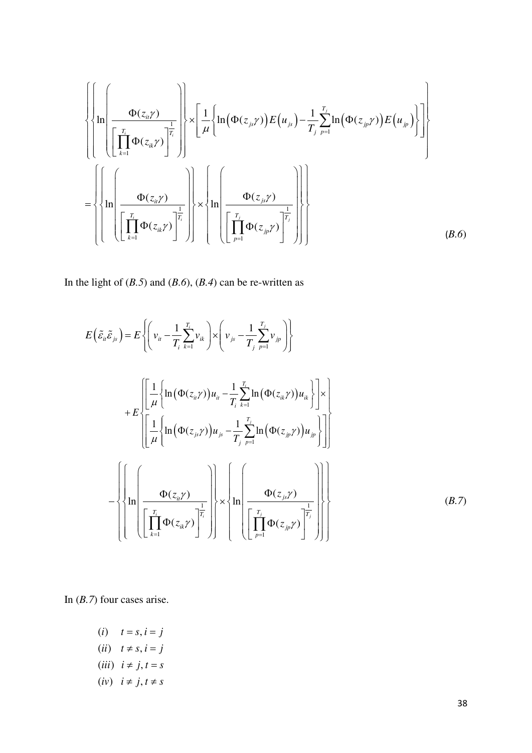$$\left\{\left\{\ln\left(\frac{\Phi(z_{it}\gamma)}{\left[\prod_{k=1}^{T_i}\Phi(z_{ik}\gamma)\right]^{\frac{1}{T_i}}}\right)\right\}\times\left[\frac{1}{\mu}\left\{\ln\left(\Phi(z_{js}\gamma)\right)E\left(u_{js}\right)-\frac{1}{T_j}\sum_{p=1}^{T_j}\ln\left(\Phi(z_{jp}\gamma)\right)E\left(u_{jp}\right)\right\}\right]\right\}$$

$$=\left\{\left\{\ln\left(\frac{\Phi(z_{it}\gamma)}{\left[\prod_{k=1}^{T_i}\Phi(z_{ik}\gamma)\right]^{\frac{1}{T_i}}}\right)\right\}\times\left\{\ln\left(\frac{\Phi(z_{js}\gamma)}{\left[\prod_{p=1}^{T_j}\Phi(z_{jp}\gamma)\right]^{\frac{1}{T_j}}}\right)\right\}\right\} \tag{B.6}$$

In the light of (*B.5*) and (*B.6*), (*B.4*) can be re-written as

$$E\left(\tilde{\varepsilon}_{it}\tilde{\varepsilon}_{js}\right)=E\left\{\left(v_{it}-\frac{1}{T_i}\sum_{k=1}^{T_i}v_{ik}\right)\times\left(v_{js}-\frac{1}{T_j}\sum_{p=1}^{T_j}v_{jp}\right)\right\}$$

$$+E\left\{\begin{array}{l}\left[\frac{1}{\mu}\left\{\ln\left(\Phi(z_{it}\gamma)\right)u_{it}-\frac{1}{T_i}\sum_{k=1}^{T_i}\ln\left(\Phi(z_{ik}\gamma)\right)u_{ik}\right\}\right]\times\\ \left[\frac{1}{\mu}\left\{\ln\left(\Phi(z_{js}\gamma)\right)u_{js}-\frac{1}{T_j}\sum_{p=1}^{T_j}\ln\left(\Phi(z_{jp}\gamma)\right)u_{jp}\right\}\right]\end{array}\right\}$$

$$-\left\{\left\{\ln\left(\frac{\Phi(z_{it}\gamma)}{\left[\prod_{k=1}^{T_i}\Phi(z_{ik}\gamma)\right]^{\frac{1}{T_i}}}\right)\right\}\times\left\{\ln\left(\frac{\Phi(z_{js}\gamma)}{\left[\prod_{p=1}^{T_j}\Phi(z_{jp}\gamma)\right]^{\frac{1}{T_j}}}\right)\right\}\right\} \tag{B.7}$$

In (*B.7*) four cases arise.

(*i*) $t=s, i=j$
(*ii*) $t\neq s, i=j$
(*iii*) $i\neq j, t=s$
(*iv*) $i\neq j, t\neq s$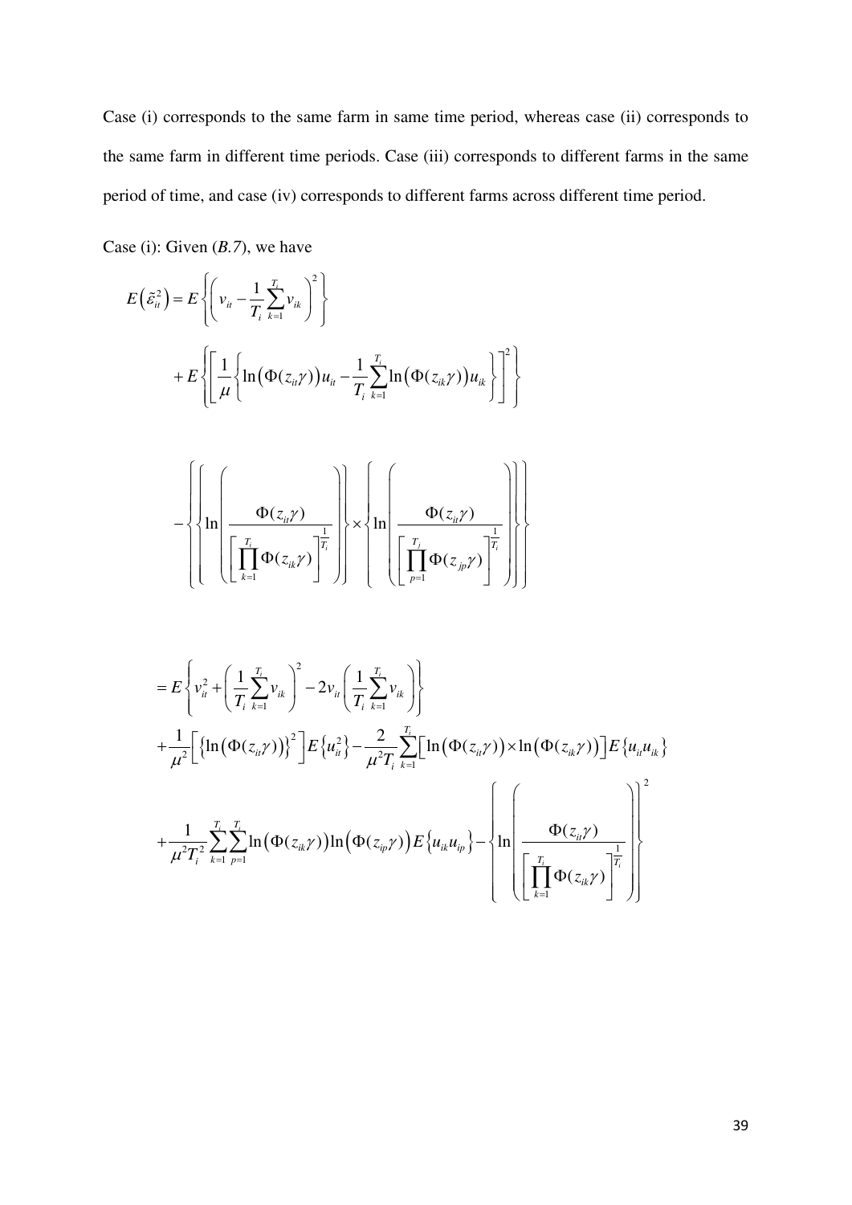Case (i) corresponds to the same farm in same time period, whereas case (ii) corresponds to the same farm in different time periods. Case (iii) corresponds to different farms in the same period of time, and case (iv) corresponds to different farms across different time period.

Case (i): Given (*B.7*), we have

$$
\begin{aligned}
E\left(\tilde{\varepsilon}_{it}^{2}\right) &= E\left\{\left(v_{it} - \frac{1}{T_i}\sum_{k=1}^{T_i} v_{ik}\right)^2\right\} \\
&+ E\left\{\left[\frac{1}{\mu}\left\{\ln\left(\Phi(z_{it}\gamma)\right)u_{it} - \frac{1}{T_i}\sum_{k=1}^{T_i}\ln\left(\Phi(z_{ik}\gamma)\right)u_{ik}\right\}\right]^2\right\}
\end{aligned}
$$

$$
-\left\{\left\{\ln\left(\frac{\Phi(z_{it}\gamma)}{\left[\prod_{k=1}^{T_i}\Phi(z_{ik}\gamma)\right]^{\frac{1}{T_i}}}\right)\right\} \times \left\{\ln\left(\frac{\Phi(z_{it}\gamma)}{\left[\prod_{p=1}^{T_j}\Phi(z_{jp}\gamma)\right]^{\frac{1}{T_i}}}\right)\right\}\right\}
$$

$$
\begin{aligned}
&= E\left\{v_{it}^2 + \left(\frac{1}{T_i}\sum_{k=1}^{T_i} v_{ik}\right)^2 - 2v_{it}\left(\frac{1}{T_i}\sum_{k=1}^{T_i} v_{ik}\right)\right\} \\
&+ \frac{1}{\mu^2}\left[\left\{\ln\left(\Phi(z_{it}\gamma)\right)\right\}^2\right]E\left\{u_{it}^2\right\} - \frac{2}{\mu^2 T_i}\sum_{k=1}^{T_i}\left[\ln\left(\Phi(z_{it}\gamma)\right)\times\ln\left(\Phi(z_{ik}\gamma)\right)\right]E\left\{u_{it}u_{ik}\right\} \\
&+ \frac{1}{\mu^2 T_i^2}\sum_{k=1}^{T_i}\sum_{p=1}^{T_i}\ln\left(\Phi(z_{ik}\gamma)\right)\ln\left(\Phi(z_{ip}\gamma)\right)E\left\{u_{ik}u_{ip}\right\} - \left\{\ln\left(\frac{\Phi(z_{it}\gamma)}{\left[\prod_{k=1}^{T_i}\Phi(z_{ik}\gamma)\right]^{\frac{1}{T_i}}}\right)\right\}^2
\end{aligned}
$$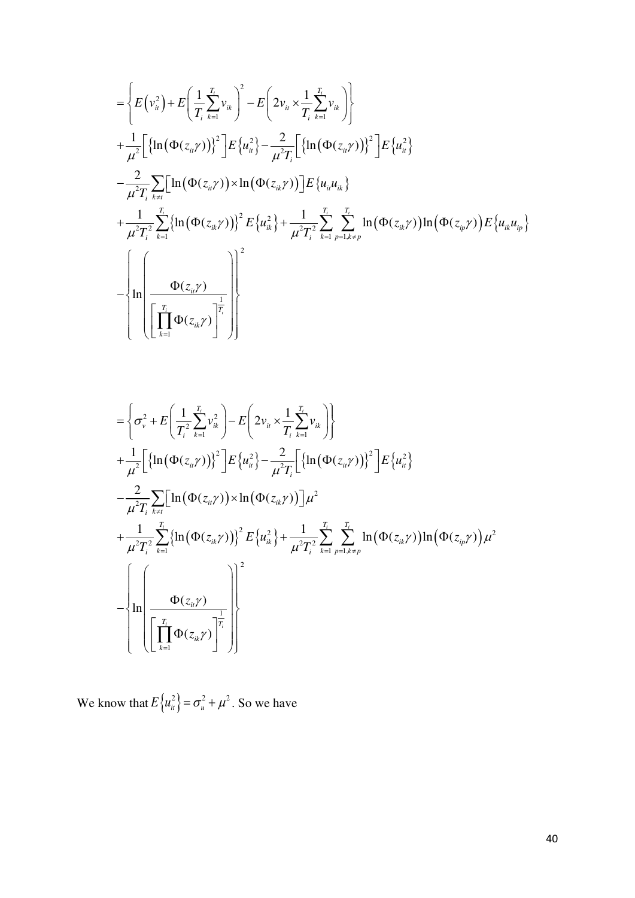$$
\begin{aligned}
&= \left\{ E\left(v_{it}^2\right) + E\left(\frac{1}{T_i}\sum_{k=1}^{T_i} v_{ik}\right)^2 - E\left(2v_{it} \times \frac{1}{T_i}\sum_{k=1}^{T_i} v_{ik}\right) \right\} \\
&+ \frac{1}{\mu^2}\left[\left\{\ln\left(\Phi(z_{it}\gamma)\right)\right\}^2\right] E\left\{u_{it}^2\right\} - \frac{2}{\mu^2 T_i}\left[\left\{\ln\left(\Phi(z_{it}\gamma)\right)\right\}^2\right] E\left\{u_{it}^2\right\} \\
&- \frac{2}{\mu^2 T_i}\sum_{k \neq t}\left[\ln\left(\Phi(z_{it}\gamma)\right) \times \ln\left(\Phi(z_{ik}\gamma)\right)\right] E\left\{u_{it}u_{ik}\right\} \\
&+ \frac{1}{\mu^2 T_i^2}\sum_{k=1}^{T_i}\left\{\ln\left(\Phi(z_{ik}\gamma)\right)\right\}^2 E\left\{u_{ik}^2\right\} + \frac{1}{\mu^2 T_i^2}\sum_{k=1}^{T_i}\sum_{p=1, k \neq p}^{T_i} \ln\left(\Phi(z_{ik}\gamma)\right)\ln\left(\Phi(z_{ip}\gamma)\right) E\left\{u_{ik}u_{ip}\right\} \\
&- \left\{ \ln\left( \frac{\Phi(z_{it}\gamma)}{\left[\prod_{k=1}^{T_i} \Phi(z_{ik}\gamma)\right]^{\frac{1}{T_i}}} \right) \right\}^2
\end{aligned}
$$

$$
\begin{aligned}
&= \left\{ \sigma_v^2 + E\left(\frac{1}{T_i^2}\sum_{k=1}^{T_i} v_{ik}^2\right) - E\left(2v_{it} \times \frac{1}{T_i}\sum_{k=1}^{T_i} v_{ik}\right) \right\} \\
&+ \frac{1}{\mu^2}\left[\left\{\ln\left(\Phi(z_{it}\gamma)\right)\right\}^2\right] E\left\{u_{it}^2\right\} - \frac{2}{\mu^2 T_i}\left[\left\{\ln\left(\Phi(z_{it}\gamma)\right)\right\}^2\right] E\left\{u_{it}^2\right\} \\
&- \frac{2}{\mu^2 T_i}\sum_{k \neq t}\left[\ln\left(\Phi(z_{it}\gamma)\right) \times \ln\left(\Phi(z_{ik}\gamma)\right)\right] \mu^2 \\
&+ \frac{1}{\mu^2 T_i^2}\sum_{k=1}^{T_i}\left\{\ln\left(\Phi(z_{ik}\gamma)\right)\right\}^2 E\left\{u_{ik}^2\right\} + \frac{1}{\mu^2 T_i^2}\sum_{k=1}^{T_i}\sum_{p=1, k \neq p}^{T_i} \ln\left(\Phi(z_{ik}\gamma)\right)\ln\left(\Phi(z_{ip}\gamma)\right) \mu^2 \\
&- \left\{ \ln\left( \frac{\Phi(z_{it}\gamma)}{\left[\prod_{k=1}^{T_i} \Phi(z_{ik}\gamma)\right]^{\frac{1}{T_i}}} \right) \right\}^2
\end{aligned}
$$

We know that $E\left\{u_{it}^2\right\} = \sigma_u^2 + \mu^2$. So we have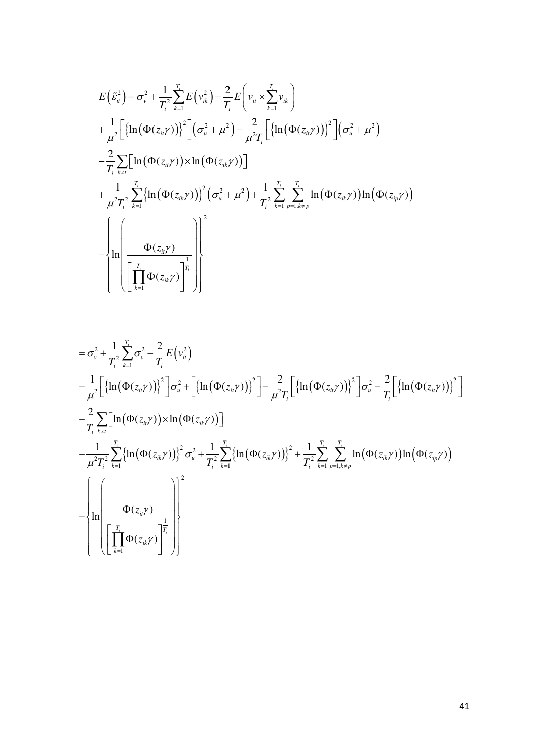$$
\begin{aligned}
E\left(\tilde{\varepsilon}_{it}^{2}\right) &= \sigma_{v}^{2} + \frac{1}{T_i^2}\sum_{k=1}^{T_i} E\left(v_{ik}^{2}\right) - \frac{2}{T_i} E\left(v_{it} \times \sum_{k=1}^{T_i} v_{ik}\right) \\
&+ \frac{1}{\mu^2}\left[\left\{\ln\left(\Phi(z_{it}\gamma)\right)\right\}^2\right]\left(\sigma_u^2 + \mu^2\right) - \frac{2}{\mu^2 T_i}\left[\left\{\ln\left(\Phi(z_{it}\gamma)\right)\right\}^2\right]\left(\sigma_u^2 + \mu^2\right) \\
&- \frac{2}{T_i}\sum_{k \neq t}\left[\ln\left(\Phi(z_{it}\gamma)\right) \times \ln\left(\Phi(z_{ik}\gamma)\right)\right] \\
&+ \frac{1}{\mu^2 T_i^2}\sum_{k=1}^{T_i}\left\{\ln\left(\Phi(z_{ik}\gamma)\right)\right\}^2\left(\sigma_u^2 + \mu^2\right) + \frac{1}{T_i^2}\sum_{k=1}^{T_i}\sum_{p=1, k\neq p}^{T_i} \ln\left(\Phi(z_{ik}\gamma)\right)\ln\left(\Phi(z_{ip}\gamma)\right) \\
&- \left\{\ln\left(\frac{\Phi(z_{it}\gamma)}{\left[\prod_{k=1}^{T_i}\Phi(z_{ik}\gamma)\right]^{\frac{1}{T_i}}}\right)\right\}^2
\end{aligned}
$$

$$
\begin{aligned}
&= \sigma_{v}^{2} + \frac{1}{T_i^2}\sum_{k=1}^{T_i} \sigma_{v}^{2} - \frac{2}{T_i} E\left(v_{it}^{2}\right) \\
&+ \frac{1}{\mu^2}\left[\left\{\ln\left(\Phi(z_{it}\gamma)\right)\right\}^2\right]\sigma_u^2 + \left[\left\{\ln\left(\Phi(z_{it}\gamma)\right)\right\}^2\right] - \frac{2}{\mu^2 T_i}\left[\left\{\ln\left(\Phi(z_{it}\gamma)\right)\right\}^2\right]\sigma_u^2 - \frac{2}{T_i}\left[\left\{\ln\left(\Phi(z_{it}\gamma)\right)\right\}^2\right] \\
&- \frac{2}{T_i}\sum_{k \neq t}\left[\ln\left(\Phi(z_{it}\gamma)\right) \times \ln\left(\Phi(z_{ik}\gamma)\right)\right] \\
&+ \frac{1}{\mu^2 T_i^2}\sum_{k=1}^{T_i}\left\{\ln\left(\Phi(z_{ik}\gamma)\right)\right\}^2 \sigma_u^2 + \frac{1}{T_i^2}\sum_{k=1}^{T_i}\left\{\ln\left(\Phi(z_{ik}\gamma)\right)\right\}^2 + \frac{1}{T_i^2}\sum_{k=1}^{T_i}\sum_{p=1, k\neq p}^{T_i} \ln\left(\Phi(z_{ik}\gamma)\right)\ln\left(\Phi(z_{ip}\gamma)\right) \\
&- \left\{\ln\left(\frac{\Phi(z_{it}\gamma)}{\left[\prod_{k=1}^{T_i}\Phi(z_{ik}\gamma)\right]^{\frac{1}{T_i}}}\right)\right\}^2
\end{aligned}
$$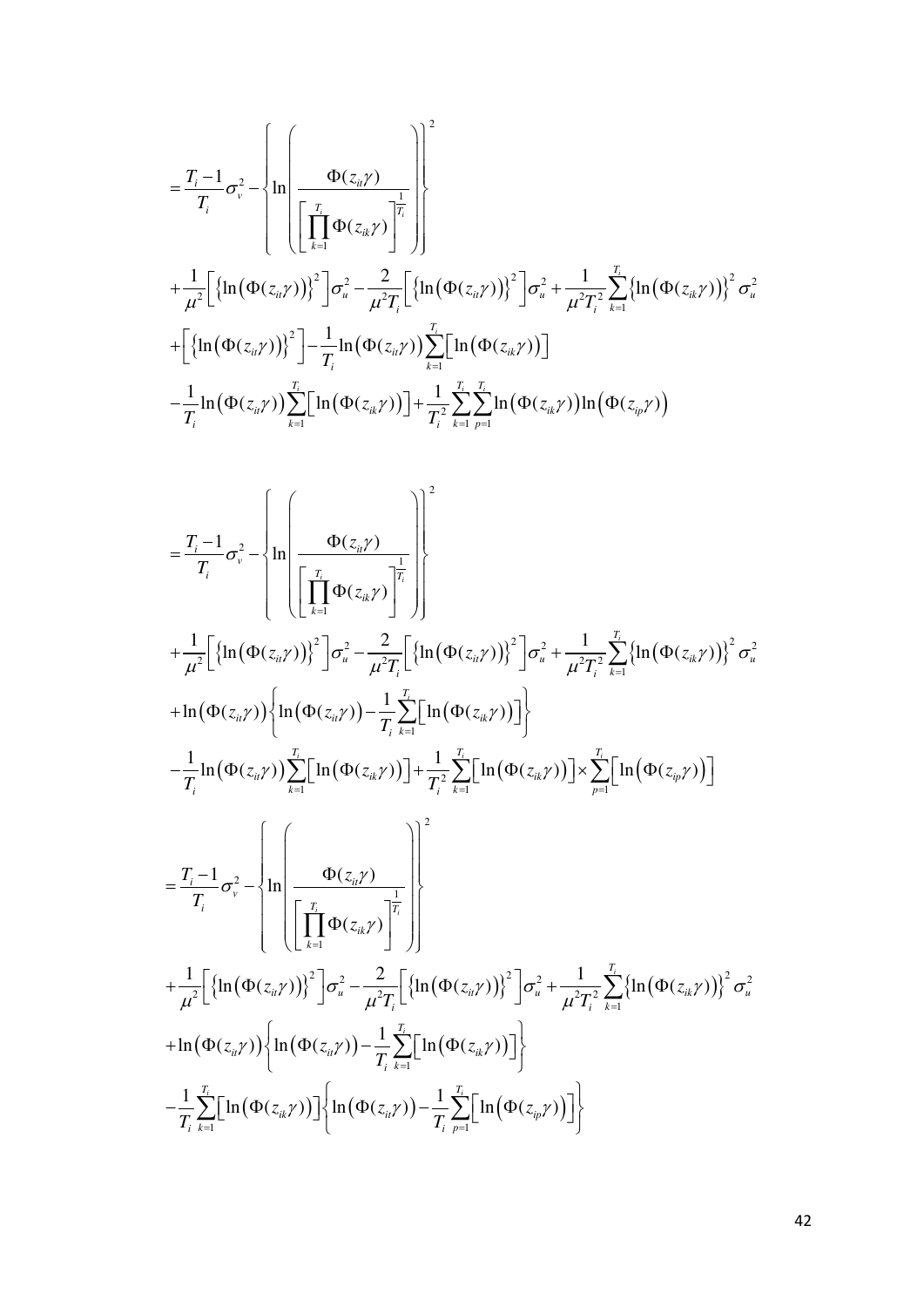$$
\begin{aligned}
&= \frac{T_i - 1}{T_i}\sigma_v^2 - \left\{ \ln\left( \frac{\Phi(z_{it}\gamma)}{\left[ \prod_{k=1}^{T_i} \Phi(z_{ik}\gamma) \right]^{\frac{1}{T_i}}} \right) \right\}^2 \\
&+ \frac{1}{\mu^2}\left[ \left\{ \ln\left(\Phi(z_{it}\gamma)\right) \right\}^2 \right]\sigma_u^2 - \frac{2}{\mu^2 T_i}\left[ \left\{ \ln\left(\Phi(z_{it}\gamma)\right) \right\}^2 \right]\sigma_u^2 + \frac{1}{\mu^2 T_i^2}\sum_{k=1}^{T_i}\left\{ \ln\left(\Phi(z_{ik}\gamma)\right) \right\}^2 \sigma_u^2 \\
&+ \left[ \left\{ \ln\left(\Phi(z_{it}\gamma)\right) \right\}^2 \right] - \frac{1}{T_i}\ln\left(\Phi(z_{it}\gamma)\right)\sum_{k=1}^{T_i}\left[ \ln\left(\Phi(z_{ik}\gamma)\right) \right] \\
&- \frac{1}{T_i}\ln\left(\Phi(z_{it}\gamma)\right)\sum_{k=1}^{T_i}\left[ \ln\left(\Phi(z_{ik}\gamma)\right) \right] + \frac{1}{T_i^2}\sum_{k=1}^{T_i}\sum_{p=1}^{T_i}\ln\left(\Phi(z_{ik}\gamma)\right)\ln\left(\Phi(z_{ip}\gamma)\right)
\end{aligned}
$$

$$
\begin{aligned}
&= \frac{T_i - 1}{T_i}\sigma_v^2 - \left\{ \ln\left( \frac{\Phi(z_{it}\gamma)}{\left[ \prod_{k=1}^{T_i} \Phi(z_{ik}\gamma) \right]^{\frac{1}{T_i}}} \right) \right\}^2 \\
&+ \frac{1}{\mu^2}\left[ \left\{ \ln\left(\Phi(z_{it}\gamma)\right) \right\}^2 \right]\sigma_u^2 - \frac{2}{\mu^2 T_i}\left[ \left\{ \ln\left(\Phi(z_{it}\gamma)\right) \right\}^2 \right]\sigma_u^2 + \frac{1}{\mu^2 T_i^2}\sum_{k=1}^{T_i}\left\{ \ln\left(\Phi(z_{ik}\gamma)\right) \right\}^2 \sigma_u^2 \\
&+ \ln\left(\Phi(z_{it}\gamma)\right)\left\{ \ln\left(\Phi(z_{it}\gamma)\right) - \frac{1}{T_i}\sum_{k=1}^{T_i}\left[ \ln\left(\Phi(z_{ik}\gamma)\right) \right] \right\} \\
&- \frac{1}{T_i}\ln\left(\Phi(z_{it}\gamma)\right)\sum_{k=1}^{T_i}\left[ \ln\left(\Phi(z_{ik}\gamma)\right) \right] + \frac{1}{T_i^2}\sum_{k=1}^{T_i}\left[ \ln\left(\Phi(z_{ik}\gamma)\right) \right] \times \sum_{p=1}^{T_i}\left[ \ln\left(\Phi(z_{ip}\gamma)\right) \right]
\end{aligned}
$$

$$
\begin{aligned}
&= \frac{T_i - 1}{T_i}\sigma_v^2 - \left\{ \ln\left( \frac{\Phi(z_{it}\gamma)}{\left[ \prod_{k=1}^{T_i} \Phi(z_{ik}\gamma) \right]^{\frac{1}{T_i}}} \right) \right\}^2 \\
&+ \frac{1}{\mu^2}\left[ \left\{ \ln\left(\Phi(z_{it}\gamma)\right) \right\}^2 \right]\sigma_u^2 - \frac{2}{\mu^2 T_i}\left[ \left\{ \ln\left(\Phi(z_{it}\gamma)\right) \right\}^2 \right]\sigma_u^2 + \frac{1}{\mu^2 T_i^2}\sum_{k=1}^{T_i}\left\{ \ln\left(\Phi(z_{ik}\gamma)\right) \right\}^2 \sigma_u^2 \\
&+ \ln\left(\Phi(z_{it}\gamma)\right)\left\{ \ln\left(\Phi(z_{it}\gamma)\right) - \frac{1}{T_i}\sum_{k=1}^{T_i}\left[ \ln\left(\Phi(z_{ik}\gamma)\right) \right] \right\} \\
&- \frac{1}{T_i}\sum_{k=1}^{T_i}\left[ \ln\left(\Phi(z_{ik}\gamma)\right) \right]\left\{ \ln\left(\Phi(z_{it}\gamma)\right) - \frac{1}{T_i}\sum_{p=1}^{T_i}\left[ \ln\left(\Phi(z_{ip}\gamma)\right) \right] \right\}
\end{aligned}
$$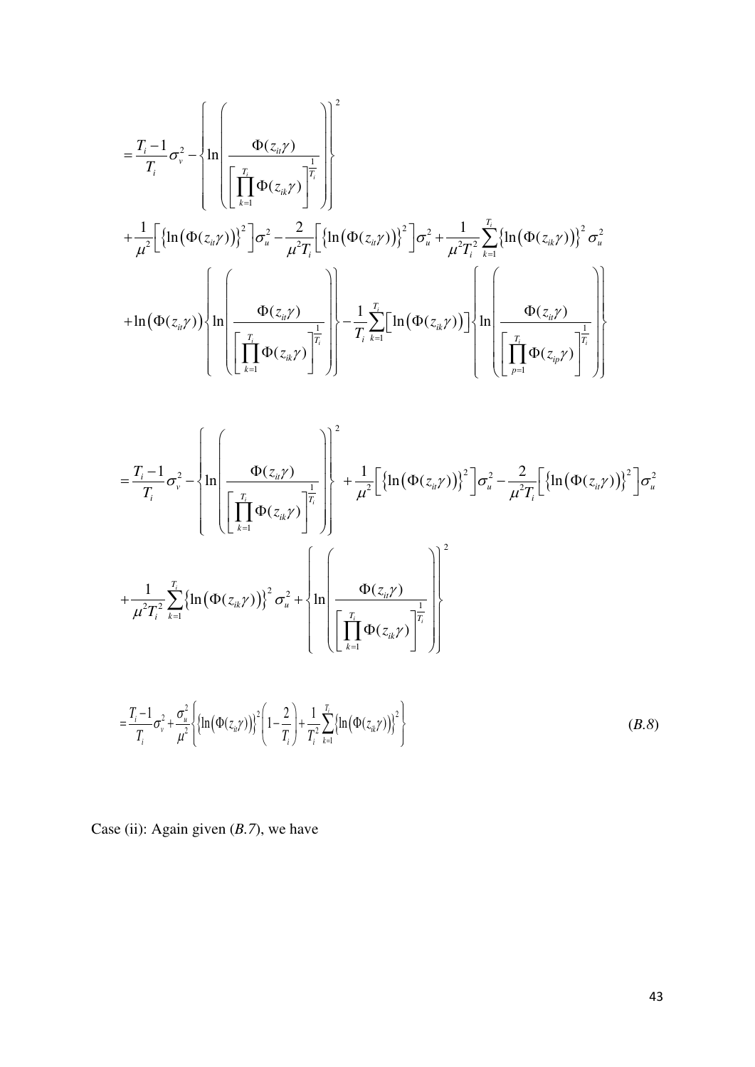$$= \frac{T_i - 1}{T_i}\sigma_v^2 - \left\{ \ln\left( \frac{\Phi(z_{it}\gamma)}{\left[\prod_{k=1}^{T_i}\Phi(z_{ik}\gamma)\right]^{\frac{1}{T_i}}} \right) \right\}^2$$

$$+ \frac{1}{\mu^2}\left[ \left\{ \ln\left(\Phi(z_{it}\gamma)\right) \right\}^2 \right]\sigma_u^2 - \frac{2}{\mu^2 T_i}\left[ \left\{ \ln\left(\Phi(z_{it}\gamma)\right) \right\}^2 \right]\sigma_u^2 + \frac{1}{\mu^2 T_i^2}\sum_{k=1}^{T_i}\left\{ \ln\left(\Phi(z_{ik}\gamma)\right) \right\}^2 \sigma_u^2$$

$$+ \ln\left(\Phi(z_{it}\gamma)\right)\left\{ \ln\left( \frac{\Phi(z_{it}\gamma)}{\left[\prod_{k=1}^{T_i}\Phi(z_{ik}\gamma)\right]^{\frac{1}{T_i}}} \right) \right\} - \frac{1}{T_i}\sum_{k=1}^{T_i}\left[ \ln\left(\Phi(z_{ik}\gamma)\right) \right]\left\{ \ln\left( \frac{\Phi(z_{it}\gamma)}{\left[\prod_{p=1}^{T_i}\Phi(z_{ip}\gamma)\right]^{\frac{1}{T_i}}} \right) \right\}$$

$$= \frac{T_i - 1}{T_i}\sigma_v^2 - \left\{ \ln\left( \frac{\Phi(z_{it}\gamma)}{\left[\prod_{k=1}^{T_i}\Phi(z_{ik}\gamma)\right]^{\frac{1}{T_i}}} \right) \right\}^2 + \frac{1}{\mu^2}\left[ \left\{ \ln\left(\Phi(z_{it}\gamma)\right) \right\}^2 \right]\sigma_u^2 - \frac{2}{\mu^2 T_i}\left[ \left\{ \ln\left(\Phi(z_{it}\gamma)\right) \right\}^2 \right]\sigma_u^2$$

$$+ \frac{1}{\mu^2 T_i^2}\sum_{k=1}^{T_i}\left\{ \ln\left(\Phi(z_{ik}\gamma)\right) \right\}^2 \sigma_u^2 + \left\{ \ln\left( \frac{\Phi(z_{it}\gamma)}{\left[\prod_{k=1}^{T_i}\Phi(z_{ik}\gamma)\right]^{\frac{1}{T_i}}} \right) \right\}^2$$

$$= \frac{T_i - 1}{T_i}\sigma_v^2 + \frac{\sigma_u^2}{\mu^2}\left\{ \left\{ \ln\left(\Phi(z_{it}\gamma)\right) \right\}^2 \left( 1 - \frac{2}{T_i} \right) + \frac{1}{T_i^2}\sum_{k=1}^{T_i}\left\{ \ln\left(\Phi(z_{ik}\gamma)\right) \right\}^2 \right\} \tag{B.8}$$

Case (ii): Again given (*B.7*), we have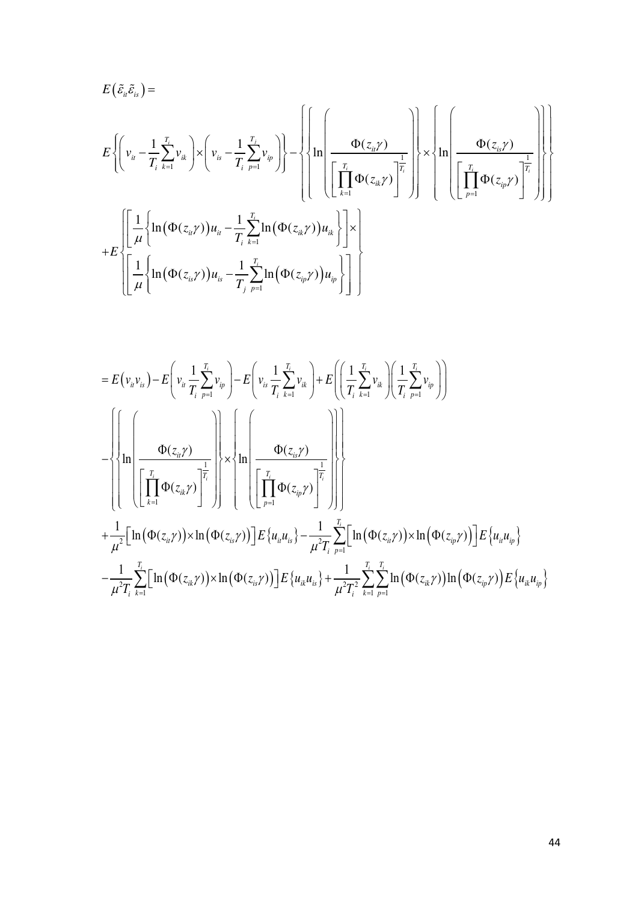$$
E\left(\tilde{\varepsilon}_{it}\tilde{\varepsilon}_{is}\right) =
$$

$$
E\left\{\left(v_{it}-\frac{1}{T_i}\sum_{k=1}^{T_i}v_{ik}\right)\times\left(v_{is}-\frac{1}{T_i}\sum_{p=1}^{T_j}v_{ip}\right)\right\}-\left\{\left\{\ln\left(\frac{\Phi(z_{it}\gamma)}{\left[\prod_{k=1}^{T_i}\Phi(z_{ik}\gamma)\right]^{\frac{1}{T_i}}}\right)\right\}\times\left\{\ln\left(\frac{\Phi(z_{is}\gamma)}{\left[\prod_{p=1}^{T_i}\Phi(z_{ip}\gamma)\right]^{\frac{1}{T_i}}}\right)\right\}\right\}
$$

$$
+E\left\{\begin{array}{l}\left[\frac{1}{\mu}\left\{\ln\left(\Phi(z_{it}\gamma)\right)u_{it}-\frac{1}{T_i}\sum_{k=1}^{T_i}\ln\left(\Phi(z_{ik}\gamma)\right)u_{ik}\right\}\right]\times\\ \left[\frac{1}{\mu}\left\{\ln\left(\Phi(z_{is}\gamma)\right)u_{is}-\frac{1}{T_j}\sum_{p=1}^{T_i}\ln\left(\Phi(z_{ip}\gamma)\right)u_{ip}\right\}\right]\end{array}\right\}
$$

$$
=E\left(v_{it}v_{is}\right)-E\left(v_{it}\frac{1}{T_i}\sum_{p=1}^{T_i}v_{ip}\right)-E\left(v_{is}\frac{1}{T_i}\sum_{k=1}^{T_i}v_{ik}\right)+E\left(\left(\frac{1}{T_i}\sum_{k=1}^{T_i}v_{ik}\right)\left(\frac{1}{T_i}\sum_{p=1}^{T_i}v_{ip}\right)\right)
$$

$$
-\left\{\left\{\ln\left(\frac{\Phi(z_{it}\gamma)}{\left[\prod_{k=1}^{T_i}\Phi(z_{ik}\gamma)\right]^{\frac{1}{T_i}}}\right)\right\}\times\left\{\ln\left(\frac{\Phi(z_{is}\gamma)}{\left[\prod_{p=1}^{T_i}\Phi(z_{ip}\gamma)\right]^{\frac{1}{T_i}}}\right)\right\}\right\}
$$

$$
+\frac{1}{\mu^2}\left[\ln\left(\Phi(z_{it}\gamma)\right)\times\ln\left(\Phi(z_{is}\gamma)\right)\right]E\left\{u_{it}u_{is}\right\}-\frac{1}{\mu^2T_i}\sum_{p=1}^{T_i}\left[\ln\left(\Phi(z_{it}\gamma)\right)\times\ln\left(\Phi(z_{ip}\gamma)\right)\right]E\left\{u_{it}u_{ip}\right\}
$$

$$
-\frac{1}{\mu^2T_i}\sum_{k=1}^{T_i}\left[\ln\left(\Phi(z_{ik}\gamma)\right)\times\ln\left(\Phi(z_{is}\gamma)\right)\right]E\left\{u_{ik}u_{is}\right\}+\frac{1}{\mu^2T_i^2}\sum_{k=1}^{T_i}\sum_{p=1}^{T_i}\ln\left(\Phi(z_{ik}\gamma)\right)\ln\left(\Phi(z_{ip}\gamma)\right)E\left\{u_{ik}u_{ip}\right\}
$$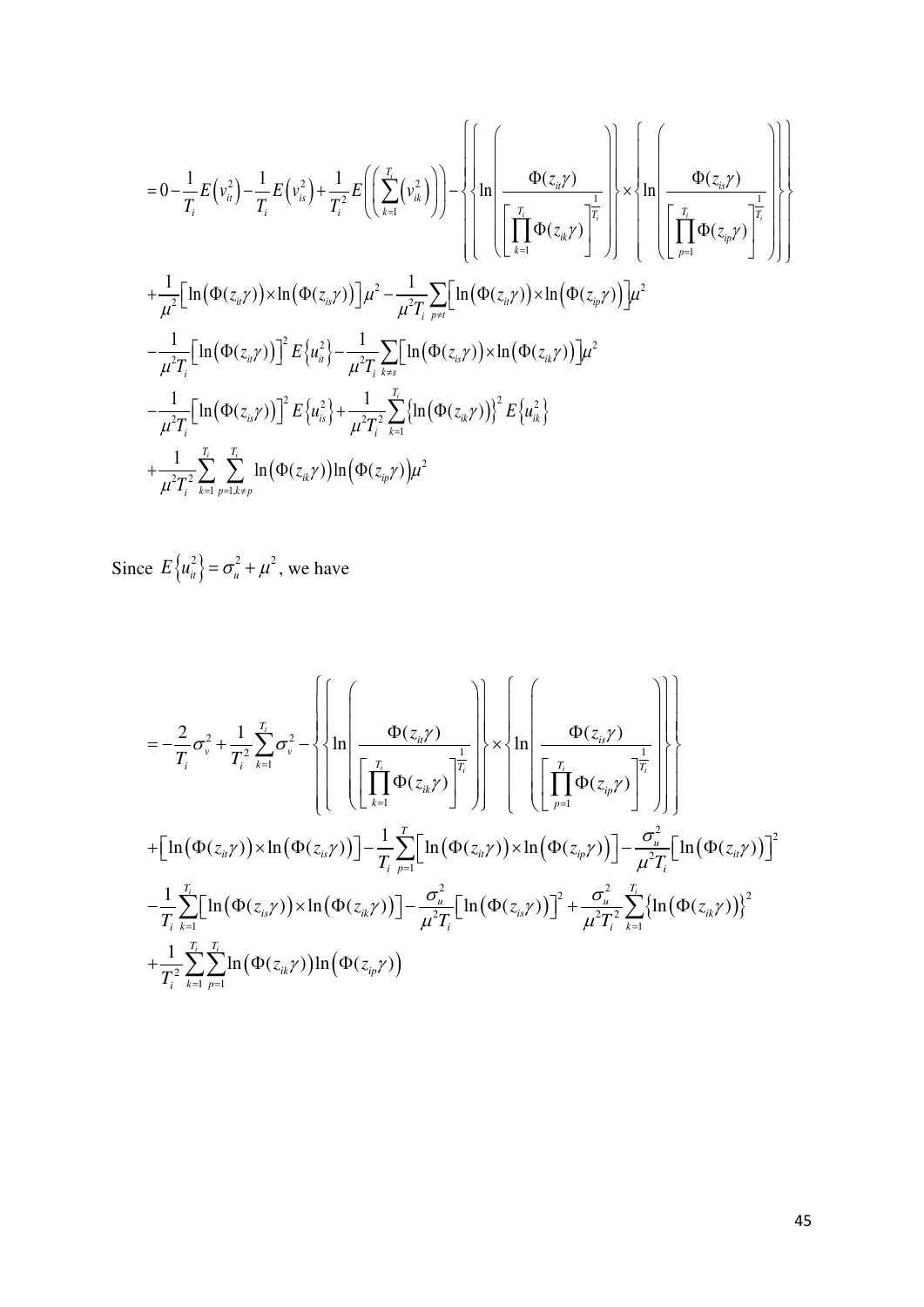$$
\begin{aligned}
&= 0 - \frac{1}{T_i}E\left(v_{it}^2\right) - \frac{1}{T_i}E\left(v_{is}^2\right) + \frac{1}{T_i^2}E\left(\left(\sum_{k=1}^{T_i}\left(v_{ik}^2\right)\right)\right) - \left\{\left\{\ln\left(\frac{\Phi(z_{it}\gamma)}{\left[\prod_{k=1}^{T_i}\Phi(z_{ik}\gamma)\right]^{\frac{1}{T_i}}}\right)\right\} \times \left\{\ln\left(\frac{\Phi(z_{is}\gamma)}{\left[\prod_{p=1}^{T_i}\Phi(z_{ip}\gamma)\right]^{\frac{1}{T_i}}}\right)\right\}\right\} \\
&+ \frac{1}{\mu^2}\left[\ln\left(\Phi(z_{it}\gamma)\right) \times \ln\left(\Phi(z_{is}\gamma)\right)\right]\mu^2 - \frac{1}{\mu^2 T_i}\sum_{p \neq t}\left[\ln\left(\Phi(z_{it}\gamma)\right) \times \ln\left(\Phi(z_{ip}\gamma)\right)\right]\mu^2 \\
&- \frac{1}{\mu^2 T_i}\left[\ln\left(\Phi(z_{it}\gamma)\right)\right]^2 E\left\{u_{it}^2\right\} - \frac{1}{\mu^2 T_i}\sum_{k \neq s}\left[\ln\left(\Phi(z_{is}\gamma)\right) \times \ln\left(\Phi(z_{ik}\gamma)\right)\right]\mu^2 \\
&- \frac{1}{\mu^2 T_i}\left[\ln\left(\Phi(z_{is}\gamma)\right)\right]^2 E\left\{u_{is}^2\right\} + \frac{1}{\mu^2 T_i^2}\sum_{k=1}^{T_i}\left\{\ln\left(\Phi(z_{ik}\gamma)\right)\right\}^2 E\left\{u_{ik}^2\right\} \\
&+ \frac{1}{\mu^2 T_i^2}\sum_{k=1}^{T_i}\sum_{p=1, k \neq p}^{T_i}\ln\left(\Phi(z_{ik}\gamma)\right)\ln\left(\Phi(z_{ip}\gamma)\right)\mu^2
\end{aligned}
$$

Since $E\left\{u_{it}^2\right\} = \sigma_u^2 + \mu^2$, we have

$$
\begin{aligned}
&= -\frac{2}{T_i}\sigma_v^2 + \frac{1}{T_i^2}\sum_{k=1}^{T_i}\sigma_v^2 - \left\{\left\{\ln\left(\frac{\Phi(z_{it}\gamma)}{\left[\prod_{k=1}^{T_i}\Phi(z_{ik}\gamma)\right]^{\frac{1}{T_i}}}\right)\right\} \times \left\{\ln\left(\frac{\Phi(z_{is}\gamma)}{\left[\prod_{p=1}^{T_i}\Phi(z_{ip}\gamma)\right]^{\frac{1}{T_i}}}\right)\right\}\right\} \\
&+ \left[\ln\left(\Phi(z_{it}\gamma)\right) \times \ln\left(\Phi(z_{is}\gamma)\right)\right] - \frac{1}{T_i}\sum_{p=1}^{T}\left[\ln\left(\Phi(z_{it}\gamma)\right) \times \ln\left(\Phi(z_{ip}\gamma)\right)\right] - \frac{\sigma_u^2}{\mu^2 T_i}\left[\ln\left(\Phi(z_{it}\gamma)\right)\right]^2 \\
&- \frac{1}{T_i}\sum_{k=1}^{T_i}\left[\ln\left(\Phi(z_{is}\gamma)\right) \times \ln\left(\Phi(z_{ik}\gamma)\right)\right] - \frac{\sigma_u^2}{\mu^2 T_i}\left[\ln\left(\Phi(z_{is}\gamma)\right)\right]^2 + \frac{\sigma_u^2}{\mu^2 T_i^2}\sum_{k=1}^{T_i}\left\{\ln\left(\Phi(z_{ik}\gamma)\right)\right\}^2 \\
&+ \frac{1}{T_i^2}\sum_{k=1}^{T_i}\sum_{p=1}^{T_i}\ln\left(\Phi(z_{ik}\gamma)\right)\ln\left(\Phi(z_{ip}\gamma)\right)
\end{aligned}
$$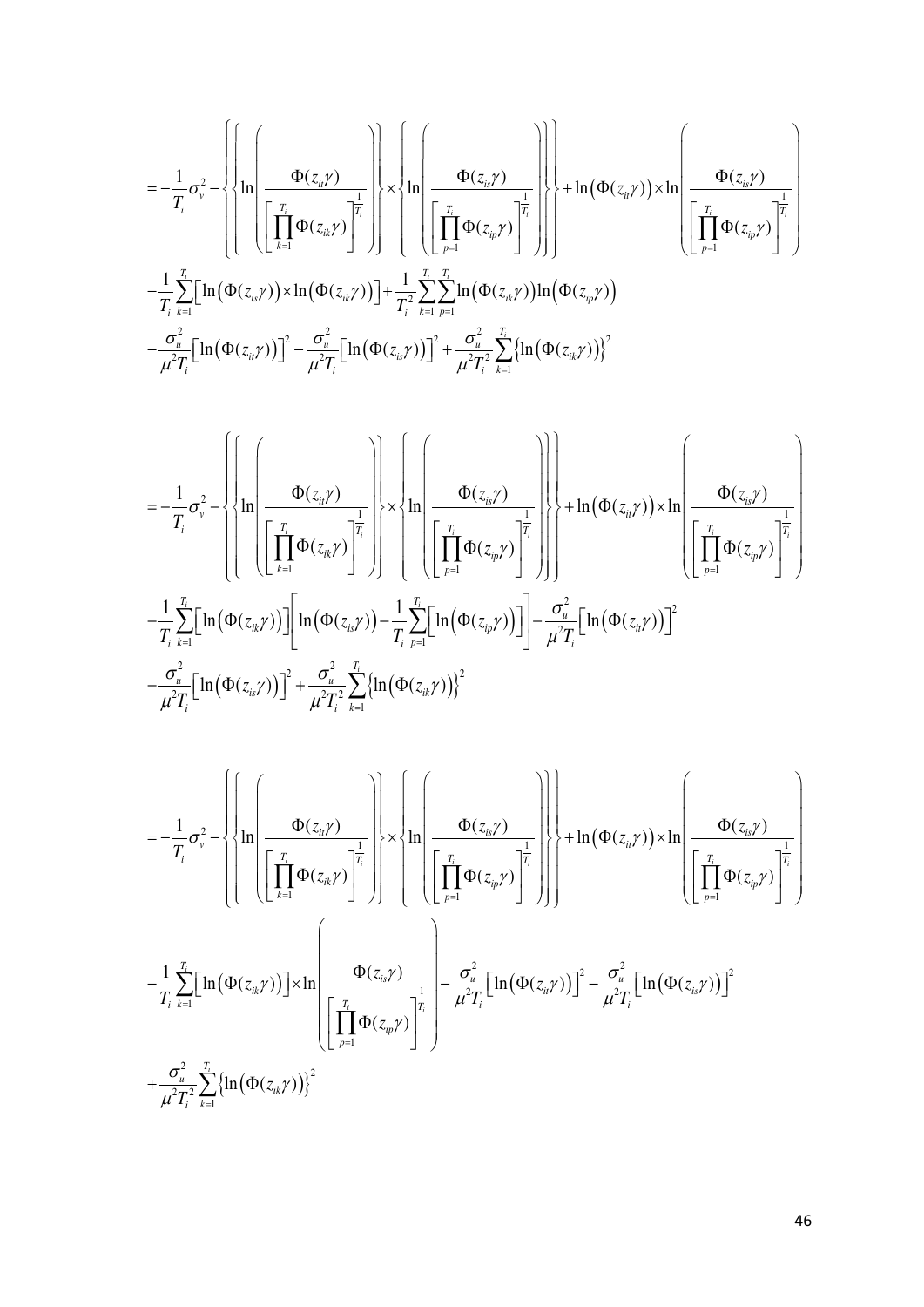$$
= -\frac{1}{T_i}\sigma_v^2 - \left\{ \left\{ \ln\left( \frac{\Phi(z_{it}\gamma)}{\left[\prod_{k=1}^{T_i}\Phi(z_{ik}\gamma)\right]^{\frac{1}{T_i}}} \right) \right\} \times \left\{ \ln\left( \frac{\Phi(z_{is}\gamma)}{\left[\prod_{p=1}^{T_i}\Phi(z_{ip}\gamma)\right]^{\frac{1}{T_i}}} \right) \right\} \right\} + \ln\left(\Phi(z_{it}\gamma)\right) \times \ln\left( \frac{\Phi(z_{is}\gamma)}{\left[\prod_{p=1}^{T_i}\Phi(z_{ip}\gamma)\right]^{\frac{1}{T_i}}} \right)
$$

$$
-\frac{1}{T_i}\sum_{k=1}^{T_i}\left[\ln\left(\Phi(z_{is}\gamma)\right)\times\ln\left(\Phi(z_{ik}\gamma)\right)\right] + \frac{1}{T_i^2}\sum_{k=1}^{T_i}\sum_{p=1}^{T_i}\ln\left(\Phi(z_{ik}\gamma)\right)\ln\left(\Phi(z_{ip}\gamma)\right)
$$

$$
-\frac{\sigma_u^2}{\mu^2 T_i}\left[\ln\left(\Phi(z_{it}\gamma)\right)\right]^2 - \frac{\sigma_u^2}{\mu^2 T_i}\left[\ln\left(\Phi(z_{is}\gamma)\right)\right]^2 + \frac{\sigma_u^2}{\mu^2 T_i^2}\sum_{k=1}^{T_i}\left\{\ln\left(\Phi(z_{ik}\gamma)\right)\right\}^2
$$

$$
= -\frac{1}{T_i}\sigma_v^2 - \left\{ \left\{ \ln\left( \frac{\Phi(z_{it}\gamma)}{\left[\prod_{k=1}^{T_i}\Phi(z_{ik}\gamma)\right]^{\frac{1}{T_i}}} \right) \right\} \times \left\{ \ln\left( \frac{\Phi(z_{is}\gamma)}{\left[\prod_{p=1}^{T_i}\Phi(z_{ip}\gamma)\right]^{\frac{1}{T_i}}} \right) \right\} \right\} + \ln\left(\Phi(z_{it}\gamma)\right) \times \ln\left( \frac{\Phi(z_{is}\gamma)}{\left[\prod_{p=1}^{T_i}\Phi(z_{ip}\gamma)\right]^{\frac{1}{T_i}}} \right)
$$

$$
-\frac{1}{T_i}\sum_{k=1}^{T_i}\left[\ln\left(\Phi(z_{ik}\gamma)\right)\right]\left[\ln\left(\Phi(z_{is}\gamma)\right) - \frac{1}{T_i}\sum_{p=1}^{T_i}\left[\ln\left(\Phi(z_{ip}\gamma)\right)\right]\right] - \frac{\sigma_u^2}{\mu^2 T_i}\left[\ln\left(\Phi(z_{it}\gamma)\right)\right]^2
$$

$$
-\frac{\sigma_u^2}{\mu^2 T_i}\left[\ln\left(\Phi(z_{is}\gamma)\right)\right]^2 + \frac{\sigma_u^2}{\mu^2 T_i^2}\sum_{k=1}^{T_i}\left\{\ln\left(\Phi(z_{ik}\gamma)\right)\right\}^2
$$

$$
= -\frac{1}{T_i}\sigma_v^2 - \left\{ \left\{ \ln\left( \frac{\Phi(z_{it}\gamma)}{\left[\prod_{k=1}^{T_i}\Phi(z_{ik}\gamma)\right]^{\frac{1}{T_i}}} \right) \right\} \times \left\{ \ln\left( \frac{\Phi(z_{is}\gamma)}{\left[\prod_{p=1}^{T_i}\Phi(z_{ip}\gamma)\right]^{\frac{1}{T_i}}} \right) \right\} \right\} + \ln\left(\Phi(z_{it}\gamma)\right) \times \ln\left( \frac{\Phi(z_{is}\gamma)}{\left[\prod_{p=1}^{T_i}\Phi(z_{ip}\gamma)\right]^{\frac{1}{T_i}}} \right)
$$

$$
-\frac{1}{T_i}\sum_{k=1}^{T_i}\left[\ln\left(\Phi(z_{ik}\gamma)\right)\right]\times\ln\left( \frac{\Phi(z_{is}\gamma)}{\left[\prod_{p=1}^{T_i}\Phi(z_{ip}\gamma)\right]^{\frac{1}{T_i}}} \right) - \frac{\sigma_u^2}{\mu^2 T_i}\left[\ln\left(\Phi(z_{it}\gamma)\right)\right]^2 - \frac{\sigma_u^2}{\mu^2 T_i}\left[\ln\left(\Phi(z_{is}\gamma)\right)\right]^2
$$

$$
+\frac{\sigma_u^2}{\mu^2 T_i^2}\sum_{k=1}^{T_i}\left\{\ln\left(\Phi(z_{ik}\gamma)\right)\right\}^2
$$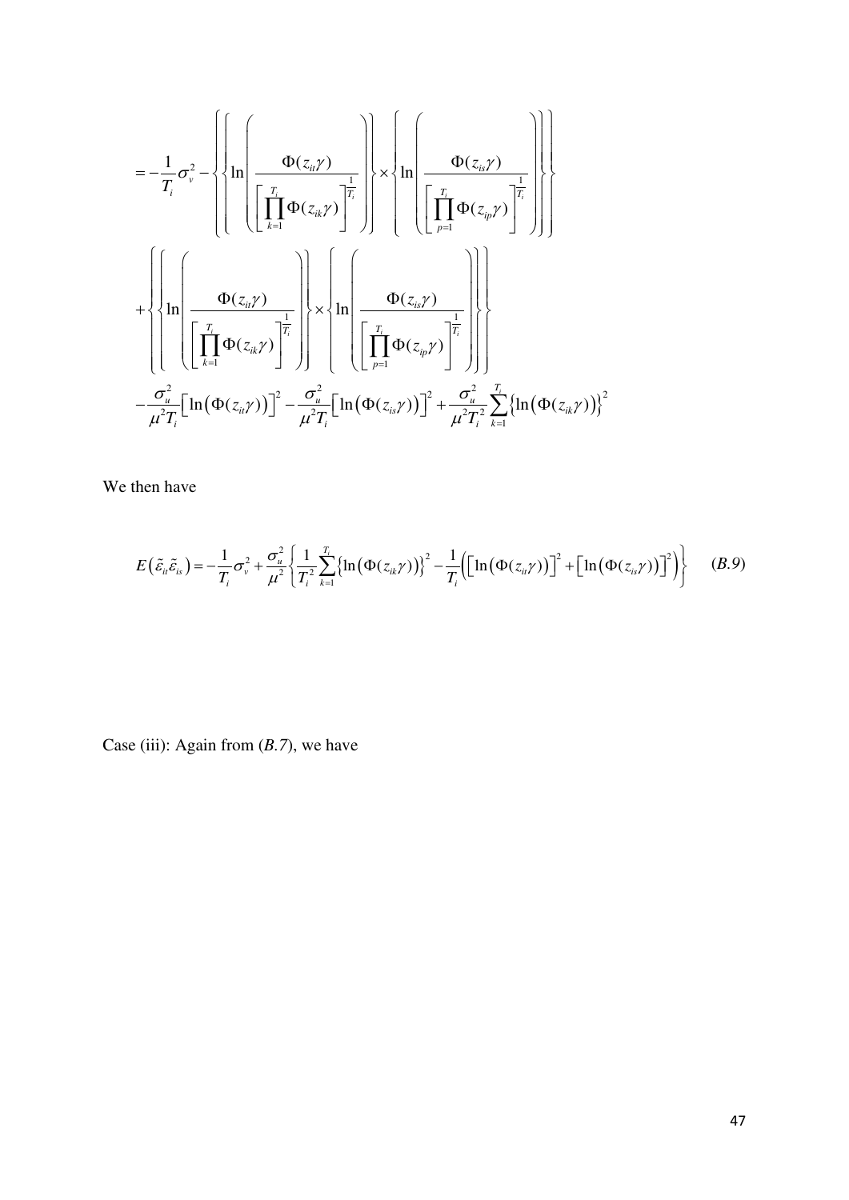$$
= -\frac{1}{T_i}\sigma_v^2 - \left\{ \left\{ \ln\left( \frac{\Phi(z_{it}\gamma)}{\left[ \prod_{k=1}^{T_i} \Phi(z_{ik}\gamma) \right]^{\frac{1}{T_i}}} \right) \right\} \times \left\{ \ln\left( \frac{\Phi(z_{is}\gamma)}{\left[ \prod_{p=1}^{T_i} \Phi(z_{ip}\gamma) \right]^{\frac{1}{T_i}}} \right) \right\} \right\}
$$

$$
+ \left\{ \left\{ \ln\left( \frac{\Phi(z_{it}\gamma)}{\left[ \prod_{k=1}^{T_i} \Phi(z_{ik}\gamma) \right]^{\frac{1}{T_i}}} \right) \right\} \times \left\{ \ln\left( \frac{\Phi(z_{is}\gamma)}{\left[ \prod_{p=1}^{T_i} \Phi(z_{ip}\gamma) \right]^{\frac{1}{T_i}}} \right) \right\} \right\}
$$

$$
-\frac{\sigma_u^2}{\mu^2 T_i}\left[ \ln\left( \Phi(z_{it}\gamma) \right) \right]^2 - \frac{\sigma_u^2}{\mu^2 T_i}\left[ \ln\left( \Phi(z_{is}\gamma) \right) \right]^2 + \frac{\sigma_u^2}{\mu^2 T_i^2}\sum_{k=1}^{T_i}\left\{ \ln\left( \Phi(z_{ik}\gamma) \right) \right\}^2
$$

We then have

$$
E\left( \tilde{\varepsilon}_{it}\tilde{\varepsilon}_{is} \right) = -\frac{1}{T_i}\sigma_v^2 + \frac{\sigma_u^2}{\mu^2}\left\{ \frac{1}{T_i^2}\sum_{k=1}^{T_i}\left\{ \ln\left( \Phi(z_{ik}\gamma) \right) \right\}^2 - \frac{1}{T_i}\left( \left[ \ln\left( \Phi(z_{it}\gamma) \right) \right]^2 + \left[ \ln\left( \Phi(z_{is}\gamma) \right) \right]^2 \right) \right\} \qquad (B.9)
$$

Case (iii): Again from (*B.7*), we have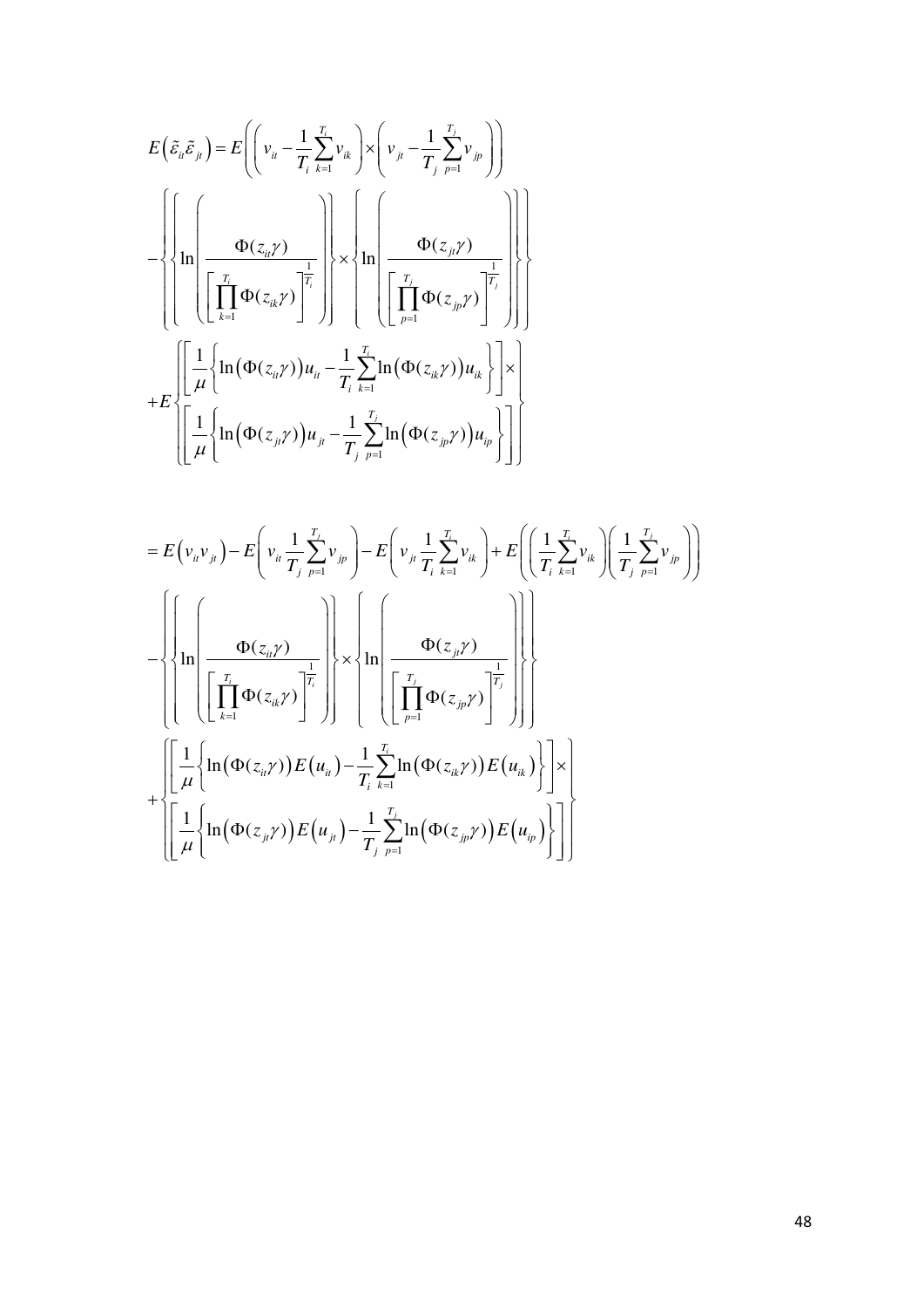$$
E\left(\tilde{\varepsilon}_{it}\tilde{\varepsilon}_{jt}\right) = E\left(\left(v_{it} - \frac{1}{T_i}\sum_{k=1}^{T_i} v_{ik}\right) \times \left(v_{jt} - \frac{1}{T_j}\sum_{p=1}^{T_j} v_{jp}\right)\right)
$$

$$
-\left\{\left\{\ln\left(\frac{\Phi(z_{it}\gamma)}{\left[\prod_{k=1}^{T_i}\Phi(z_{ik}\gamma)\right]^{\frac{1}{T_i}}}\right)\right\} \times \left\{\ln\left(\frac{\Phi(z_{jt}\gamma)}{\left[\prod_{p=1}^{T_j}\Phi(z_{jp}\gamma)\right]^{\frac{1}{T_j}}}\right)\right\}\right\}
$$

$$
+E\left\{\begin{array}{l}\left[\frac{1}{\mu}\left\{\ln\left(\Phi(z_{it}\gamma)\right)u_{it} - \frac{1}{T_i}\sum_{k=1}^{T_i}\ln\left(\Phi(z_{ik}\gamma)\right)u_{ik}\right\}\right] \times \\ \left[\frac{1}{\mu}\left\{\ln\left(\Phi(z_{jt}\gamma)\right)u_{jt} - \frac{1}{T_j}\sum_{p=1}^{T_j}\ln\left(\Phi(z_{jp}\gamma)\right)u_{ip}\right\}\right]\end{array}\right\}
$$

$$
= E\left(v_{it}v_{jt}\right) - E\left(v_{it}\frac{1}{T_j}\sum_{p=1}^{T_j} v_{jp}\right) - E\left(v_{jt}\frac{1}{T_i}\sum_{k=1}^{T_i} v_{ik}\right) + E\left(\left(\frac{1}{T_i}\sum_{k=1}^{T_i} v_{ik}\right)\left(\frac{1}{T_j}\sum_{p=1}^{T_j} v_{jp}\right)\right)
$$

$$
-\left\{\left\{\ln\left(\frac{\Phi(z_{it}\gamma)}{\left[\prod_{k=1}^{T_i}\Phi(z_{ik}\gamma)\right]^{\frac{1}{T_i}}}\right)\right\} \times \left\{\ln\left(\frac{\Phi(z_{jt}\gamma)}{\left[\prod_{p=1}^{T_j}\Phi(z_{jp}\gamma)\right]^{\frac{1}{T_j}}}\right)\right\}\right\}
$$

$$
+\left\{\begin{array}{l}\left[\frac{1}{\mu}\left\{\ln\left(\Phi(z_{it}\gamma)\right)E\left(u_{it}\right) - \frac{1}{T_i}\sum_{k=1}^{T_i}\ln\left(\Phi(z_{ik}\gamma)\right)E\left(u_{ik}\right)\right\}\right] \times \\ \left[\frac{1}{\mu}\left\{\ln\left(\Phi(z_{jt}\gamma)\right)E\left(u_{jt}\right) - \frac{1}{T_j}\sum_{p=1}^{T_j}\ln\left(\Phi(z_{jp}\gamma)\right)E\left(u_{ip}\right)\right\}\right]\end{array}\right\}
$$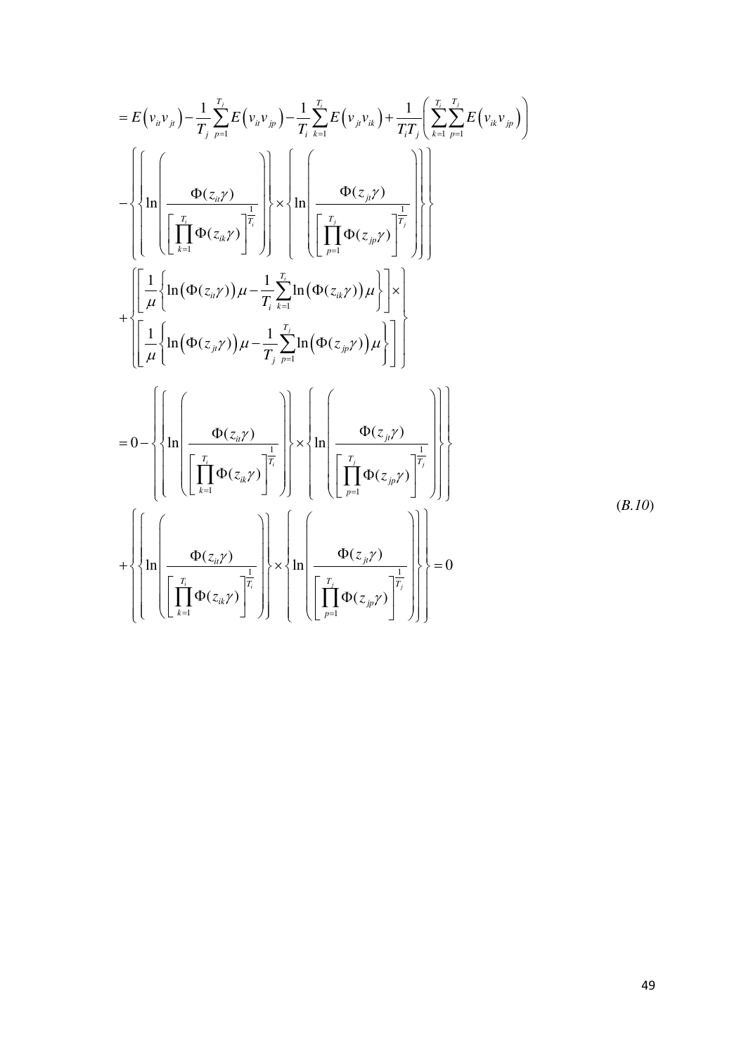$$
\begin{aligned}
&= E\left(v_{it}v_{jt}\right) - \frac{1}{T_j}\sum_{p=1}^{T_j} E\left(v_{it}v_{jp}\right) - \frac{1}{T_i}\sum_{k=1}^{T_i} E\left(v_{jt}v_{ik}\right) + \frac{1}{T_iT_j}\left(\sum_{k=1}^{T_i}\sum_{p=1}^{T_j} E\left(v_{ik}v_{jp}\right)\right) \\
&- \left\{ \left\{ \ln\left( \frac{\Phi(z_{it}\gamma)}{\left[\prod_{k=1}^{T_i}\Phi(z_{ik}\gamma)\right]^{\frac{1}{T_i}}} \right) \right\} \times \left\{ \ln\left( \frac{\Phi(z_{jt}\gamma)}{\left[\prod_{p=1}^{T_j}\Phi(z_{jp}\gamma)\right]^{\frac{1}{T_j}}} \right) \right\} \right\} \\
&+ \left\{ \begin{array}{l} \left[ \dfrac{1}{\mu}\left\{ \ln\left(\Phi(z_{it}\gamma)\right)\mu - \dfrac{1}{T_i}\displaystyle\sum_{k=1}^{T_i}\ln\left(\Phi(z_{ik}\gamma)\right)\mu \right\} \right] \times \\ \left[ \dfrac{1}{\mu}\left\{ \ln\left(\Phi(z_{jt}\gamma)\right)\mu - \dfrac{1}{T_j}\displaystyle\sum_{p=1}^{T_j}\ln\left(\Phi(z_{jp}\gamma)\right)\mu \right\} \right] \end{array} \right\} \\
&= 0 - \left\{ \left\{ \ln\left( \frac{\Phi(z_{it}\gamma)}{\left[\prod_{k=1}^{T_i}\Phi(z_{ik}\gamma)\right]^{\frac{1}{T_i}}} \right) \right\} \times \left\{ \ln\left( \frac{\Phi(z_{jt}\gamma)}{\left[\prod_{p=1}^{T_j}\Phi(z_{jp}\gamma)\right]^{\frac{1}{T_j}}} \right) \right\} \right\} \\
&+ \left\{ \left\{ \ln\left( \frac{\Phi(z_{it}\gamma)}{\left[\prod_{k=1}^{T_i}\Phi(z_{ik}\gamma)\right]^{\frac{1}{T_i}}} \right) \right\} \times \left\{ \ln\left( \frac{\Phi(z_{jt}\gamma)}{\left[\prod_{p=1}^{T_j}\Phi(z_{jp}\gamma)\right]^{\frac{1}{T_j}}} \right) \right\} \right\} = 0
\end{aligned}
\qquad (B.10)
$$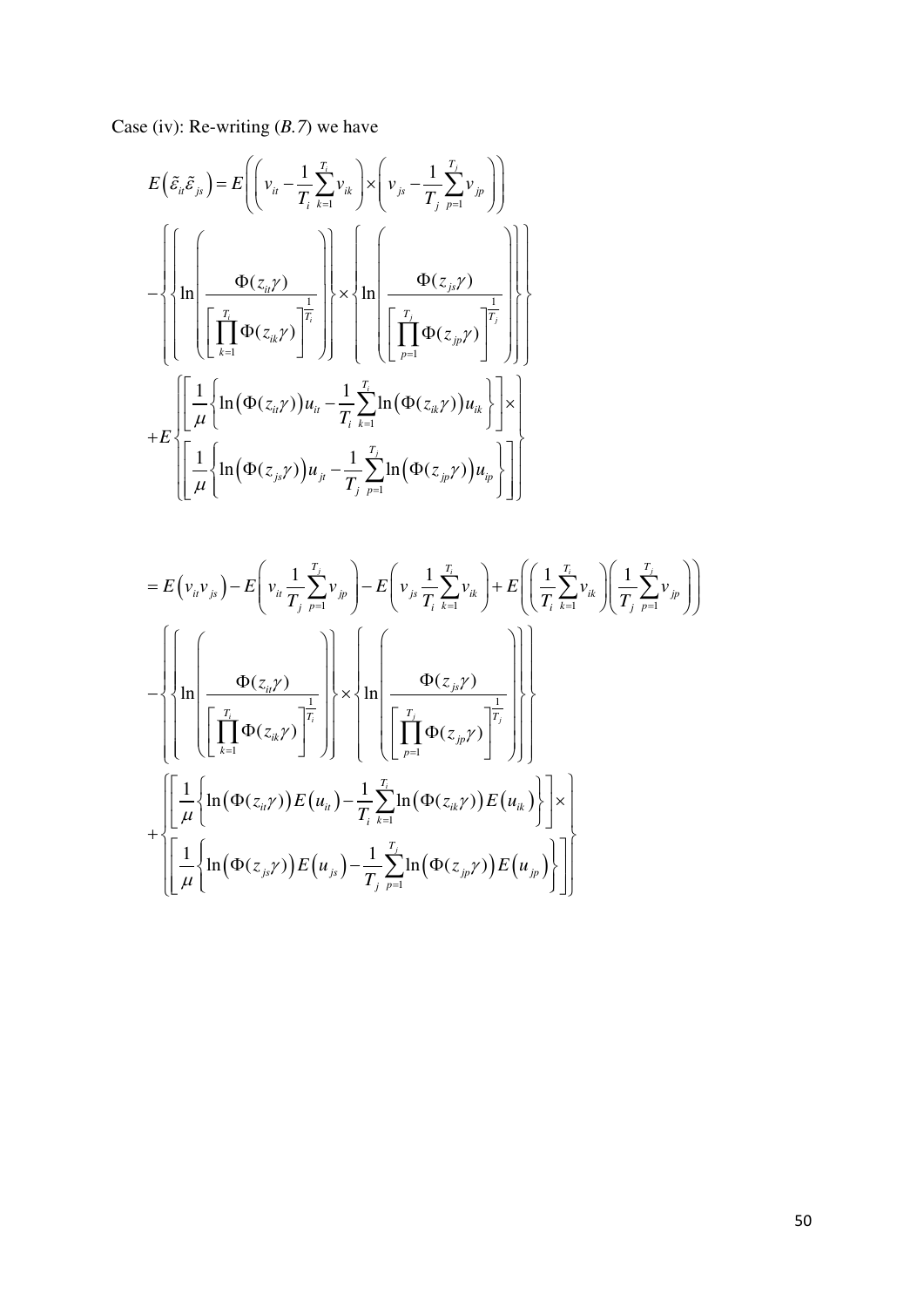Case (iv): Re-writing (*B.7*) we have

$$E\left(\tilde{\varepsilon}_{it}\tilde{\varepsilon}_{js}\right) = E\left(\left(v_{it} - \frac{1}{T_i}\sum_{k=1}^{T_i} v_{ik}\right) \times \left(v_{js} - \frac{1}{T_j}\sum_{p=1}^{T_j} v_{jp}\right)\right)$$

$$-\left\{\left\{\ln\left(\frac{\Phi(z_{it}\gamma)}{\left[\prod_{k=1}^{T_i}\Phi(z_{ik}\gamma)\right]^{\frac{1}{T_i}}}\right)\right\} \times \left\{\ln\left(\frac{\Phi(z_{js}\gamma)}{\left[\prod_{p=1}^{T_j}\Phi(z_{jp}\gamma)\right]^{\frac{1}{T_j}}}\right)\right\}\right\}$$

$$+E\left\{\begin{bmatrix}\frac{1}{\mu}\left\{\ln\left(\Phi(z_{it}\gamma)\right)u_{it} - \frac{1}{T_i}\sum_{k=1}^{T_i}\ln\left(\Phi(z_{ik}\gamma)\right)u_{ik}\right\}\end{bmatrix} \times \\ \begin{bmatrix}\frac{1}{\mu}\left\{\ln\left(\Phi(z_{js}\gamma)\right)u_{jt} - \frac{1}{T_j}\sum_{p=1}^{T_j}\ln\left(\Phi(z_{jp}\gamma)\right)u_{ip}\right\}\end{bmatrix}\right\}$$

$$= E\left(v_{it}v_{js}\right) - E\left(v_{it}\frac{1}{T_j}\sum_{p=1}^{T_j}v_{jp}\right) - E\left(v_{js}\frac{1}{T_i}\sum_{k=1}^{T_i}v_{ik}\right) + E\left(\left(\frac{1}{T_i}\sum_{k=1}^{T_i}v_{ik}\right)\left(\frac{1}{T_j}\sum_{p=1}^{T_j}v_{jp}\right)\right)$$

$$-\left\{\left\{\ln\left(\frac{\Phi(z_{it}\gamma)}{\left[\prod_{k=1}^{T_i}\Phi(z_{ik}\gamma)\right]^{\frac{1}{T_i}}}\right)\right\} \times \left\{\ln\left(\frac{\Phi(z_{js}\gamma)}{\left[\prod_{p=1}^{T_j}\Phi(z_{jp}\gamma)\right]^{\frac{1}{T_j}}}\right)\right\}\right\}$$

$$+\left\{\begin{bmatrix}\frac{1}{\mu}\left\{\ln\left(\Phi(z_{it}\gamma)\right)E\left(u_{it}\right) - \frac{1}{T_i}\sum_{k=1}^{T_i}\ln\left(\Phi(z_{ik}\gamma)\right)E\left(u_{ik}\right)\right\}\end{bmatrix} \times \\ \begin{bmatrix}\frac{1}{\mu}\left\{\ln\left(\Phi(z_{js}\gamma)\right)E\left(u_{js}\right) - \frac{1}{T_j}\sum_{p=1}^{T_j}\ln\left(\Phi(z_{jp}\gamma)\right)E\left(u_{jp}\right)\right\}\end{bmatrix}\right\}$$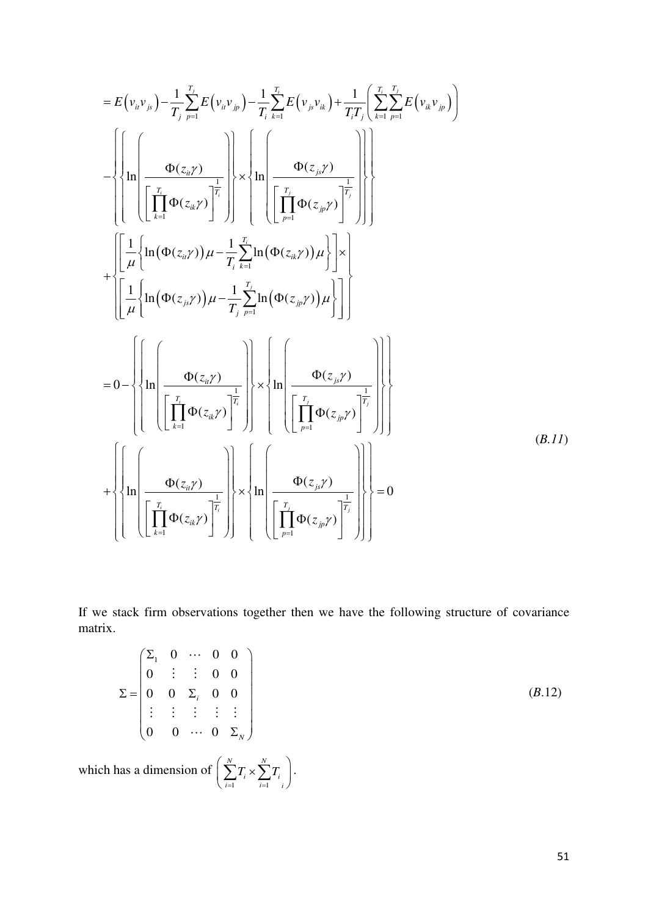$$
\begin{aligned}
&= E\left(v_{it} v_{js}\right) - \frac{1}{T_j}\sum_{p=1}^{T_j} E\left(v_{it} v_{jp}\right) - \frac{1}{T_i}\sum_{k=1}^{T_i} E\left(v_{js} v_{ik}\right) + \frac{1}{T_i T_j}\left(\sum_{k=1}^{T_i}\sum_{p=1}^{T_j} E\left(v_{ik} v_{jp}\right)\right) \\
&- \left\{ \left\{ \ln\left( \frac{\Phi(z_{it}\gamma)}{\left[\prod_{k=1}^{T_i} \Phi(z_{ik}\gamma)\right]^{\frac{1}{T_i}}} \right) \right\} \times \left\{ \ln\left( \frac{\Phi(z_{js}\gamma)}{\left[\prod_{p=1}^{T_j} \Phi(z_{jp}\gamma)\right]^{\frac{1}{T_j}}} \right) \right\} \right\} \\
&+ \left\{ \begin{array}{l} \left[ \frac{1}{\mu}\left\{ \ln\left(\Phi(z_{it}\gamma)\right)\mu - \frac{1}{T_i}\sum_{k=1}^{T_i} \ln\left(\Phi(z_{ik}\gamma)\right)\mu \right\} \right] \times \\ \left[ \frac{1}{\mu}\left\{ \ln\left(\Phi(z_{js}\gamma)\right)\mu - \frac{1}{T_j}\sum_{p=1}^{T_j} \ln\left(\Phi(z_{jp}\gamma)\right)\mu \right\} \right] \end{array} \right\} \\
&= 0 - \left\{ \left\{ \ln\left( \frac{\Phi(z_{it}\gamma)}{\left[\prod_{k=1}^{T_i} \Phi(z_{ik}\gamma)\right]^{\frac{1}{T_i}}} \right) \right\} \times \left\{ \ln\left( \frac{\Phi(z_{js}\gamma)}{\left[\prod_{p=1}^{T_j} \Phi(z_{jp}\gamma)\right]^{\frac{1}{T_j}}} \right) \right\} \right\} \\
&+ \left\{ \left\{ \ln\left( \frac{\Phi(z_{it}\gamma)}{\left[\prod_{k=1}^{T_i} \Phi(z_{ik}\gamma)\right]^{\frac{1}{T_i}}} \right) \right\} \times \left\{ \ln\left( \frac{\Phi(z_{js}\gamma)}{\left[\prod_{p=1}^{T_j} \Phi(z_{jp}\gamma)\right]^{\frac{1}{T_j}}} \right) \right\} \right\} = 0
\end{aligned}
\qquad (B.11)
$$

If we stack firm observations together then we have the following structure of covariance matrix.

$$
\Sigma = \begin{pmatrix} \Sigma_1 & 0 & \cdots & 0 & 0 \\ 0 & \vdots & \vdots & 0 & 0 \\ 0 & 0 & \Sigma_i & 0 & 0 \\ \vdots & \vdots & \vdots & \vdots & \vdots \\ 0 & 0 & \cdots & 0 & \Sigma_N \end{pmatrix} \qquad (B.12)
$$

which has a dimension of $\left(\sum_{i=1}^{N} T_i \times \sum_{i=1}^{N} T_i\right)$.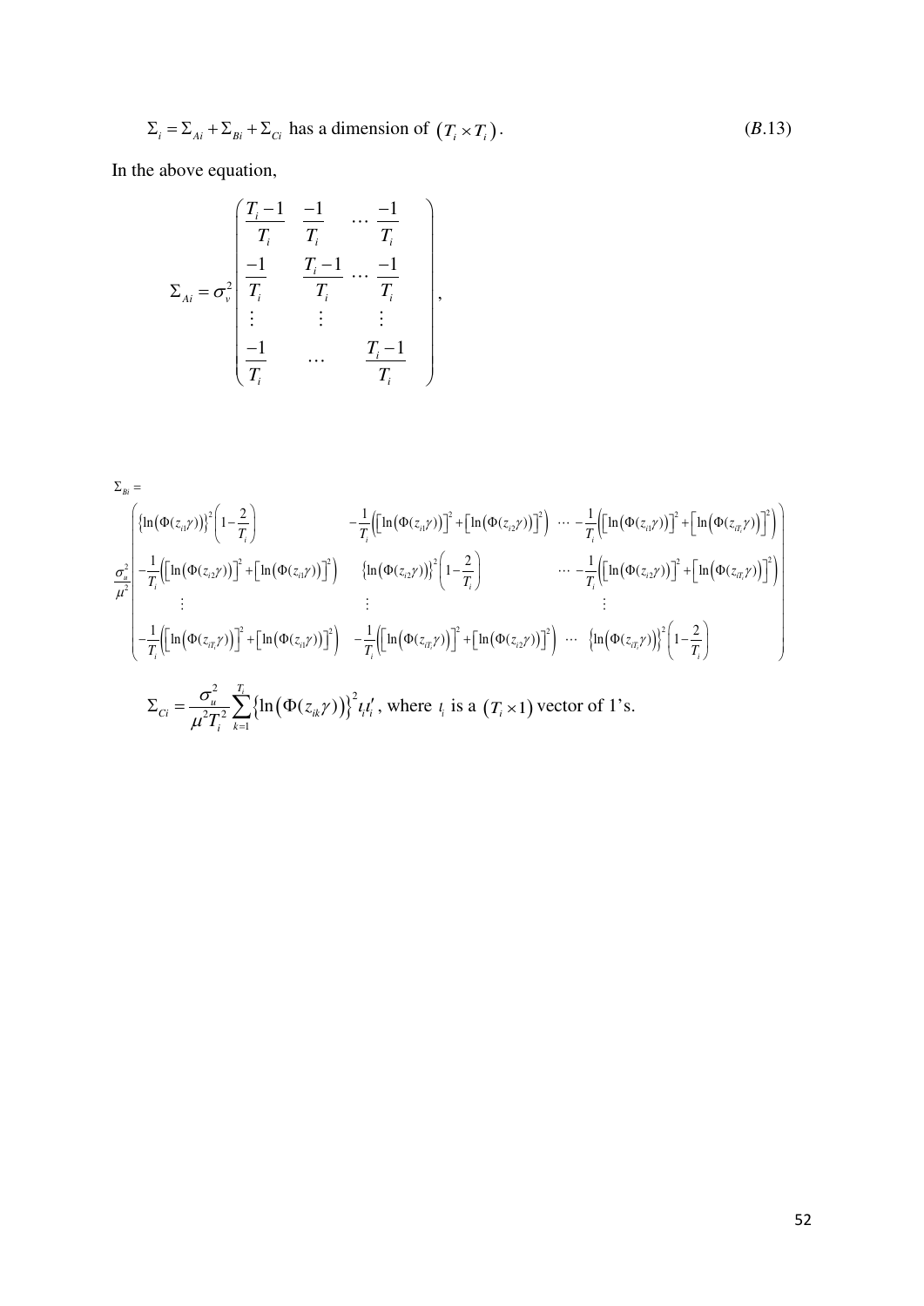$$\Sigma_i = \Sigma_{Ai} + \Sigma_{Bi} + \Sigma_{Ci} \text{ has a dimension of } (T_i \times T_i). \qquad (B.13)$$

In the above equation,

$$\Sigma_{Ai} = \sigma_v^2 \begin{pmatrix} \frac{T_i - 1}{T_i} & \frac{-1}{T_i} & \cdots & \frac{-1}{T_i} \\ \frac{-1}{T_i} & \frac{T_i - 1}{T_i} & \cdots & \frac{-1}{T_i} \\ \vdots & \vdots & & \vdots \\ \frac{-1}{T_i} & \cdots & & \frac{T_i - 1}{T_i} \end{pmatrix},$$

$$\Sigma_{Bi} =$$

$$\frac{\sigma_u^2}{\mu^2} \begin{pmatrix} \left\{\ln\left(\Phi(z_{i1}\gamma)\right)\right\}^2 \left(1 - \frac{2}{T_i}\right) & -\frac{1}{T_i}\left(\left[\ln\left(\Phi(z_{i1}\gamma)\right)\right]^2 + \left[\ln\left(\Phi(z_{i2}\gamma)\right)\right]^2\right) & \cdots & -\frac{1}{T_i}\left(\left[\ln\left(\Phi(z_{i1}\gamma)\right)\right]^2 + \left[\ln\left(\Phi(z_{iT_i}\gamma)\right)\right]^2\right) \\ -\frac{1}{T_i}\left(\left[\ln\left(\Phi(z_{i2}\gamma)\right)\right]^2 + \left[\ln\left(\Phi(z_{i1}\gamma)\right)\right]^2\right) & \left\{\ln\left(\Phi(z_{i2}\gamma)\right)\right\}^2 \left(1 - \frac{2}{T_i}\right) & \cdots & -\frac{1}{T_i}\left(\left[\ln\left(\Phi(z_{i2}\gamma)\right)\right]^2 + \left[\ln\left(\Phi(z_{iT_i}\gamma)\right)\right]^2\right) \\ \vdots & \vdots & & \vdots \\ -\frac{1}{T_i}\left(\left[\ln\left(\Phi(z_{iT_i}\gamma)\right)\right]^2 + \left[\ln\left(\Phi(z_{i1}\gamma)\right)\right]^2\right) & -\frac{1}{T_i}\left(\left[\ln\left(\Phi(z_{iT_i}\gamma)\right)\right]^2 + \left[\ln\left(\Phi(z_{i2}\gamma)\right)\right]^2\right) & \cdots & \left\{\ln\left(\Phi(z_{iT_i}\gamma)\right)\right\}^2 \left(1 - \frac{2}{T_i}\right) \end{pmatrix}$$

$\Sigma_{Ci} = \frac{\sigma_u^2}{\mu^2 T_i^2} \sum_{k=1}^{T_i} \left\{\ln\left(\Phi(z_{ik}\gamma)\right)\right\}^2 \iota_i \iota_i'$, where $\iota_i$ is a $(T_i \times 1)$ vector of 1's.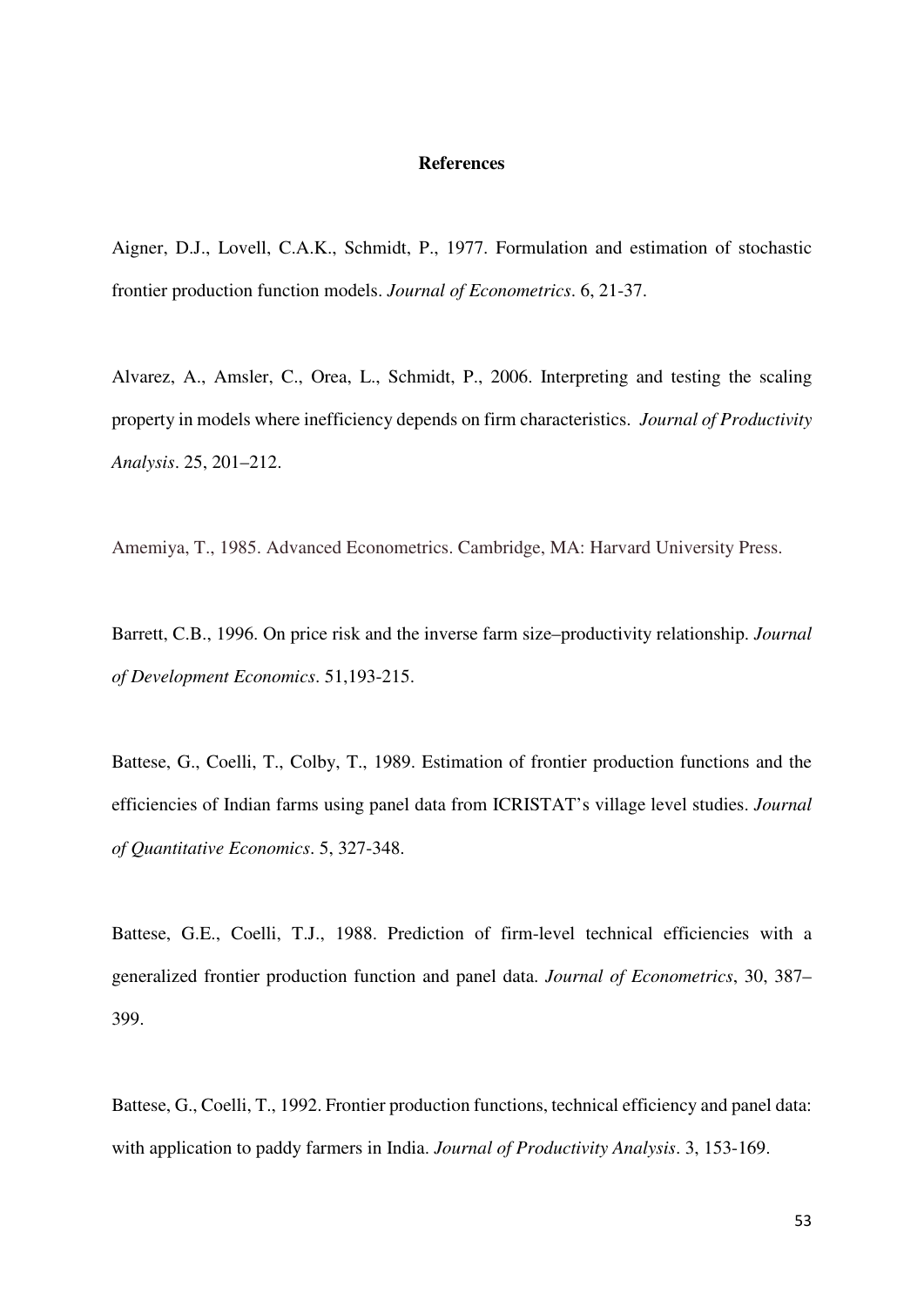# References

Aigner, D.J., Lovell, C.A.K., Schmidt, P., 1977. Formulation and estimation of stochastic frontier production function models. *Journal of Econometrics*. 6, 21-37.

Alvarez, A., Amsler, C., Orea, L., Schmidt, P., 2006. Interpreting and testing the scaling property in models where inefficiency depends on firm characteristics. *Journal of Productivity Analysis*. 25, 201–212.

Amemiya, T., 1985. Advanced Econometrics. Cambridge, MA: Harvard University Press.

Barrett, C.B., 1996. On price risk and the inverse farm size–productivity relationship. *Journal of Development Economics*. 51,193-215.

Battese, G., Coelli, T., Colby, T., 1989. Estimation of frontier production functions and the efficiencies of Indian farms using panel data from ICRISTAT's village level studies. *Journal of Quantitative Economics*. 5, 327-348.

Battese, G.E., Coelli, T.J., 1988. Prediction of firm-level technical efficiencies with a generalized frontier production function and panel data. *Journal of Econometrics*, 30, 387–399.

Battese, G., Coelli, T., 1992. Frontier production functions, technical efficiency and panel data: with application to paddy farmers in India. *Journal of Productivity Analysis*. 3, 153-169.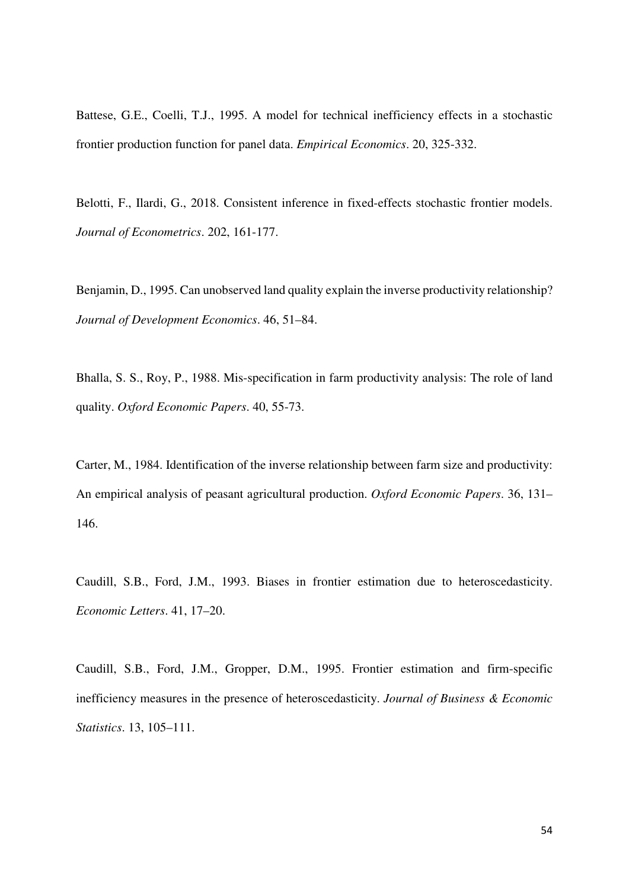Battese, G.E., Coelli, T.J., 1995. A model for technical inefficiency effects in a stochastic frontier production function for panel data. *Empirical Economics*. 20, 325-332.

Belotti, F., Ilardi, G., 2018. Consistent inference in fixed-effects stochastic frontier models. *Journal of Econometrics*. 202, 161-177.

Benjamin, D., 1995. Can unobserved land quality explain the inverse productivity relationship? *Journal of Development Economics*. 46, 51–84.

Bhalla, S. S., Roy, P., 1988. Mis-specification in farm productivity analysis: The role of land quality. *Oxford Economic Papers*. 40, 55-73.

Carter, M., 1984. Identification of the inverse relationship between farm size and productivity: An empirical analysis of peasant agricultural production. *Oxford Economic Papers*. 36, 131–146.

Caudill, S.B., Ford, J.M., 1993. Biases in frontier estimation due to heteroscedasticity. *Economic Letters*. 41, 17–20.

Caudill, S.B., Ford, J.M., Gropper, D.M., 1995. Frontier estimation and firm-specific inefficiency measures in the presence of heteroscedasticity. *Journal of Business & Economic Statistics*. 13, 105–111.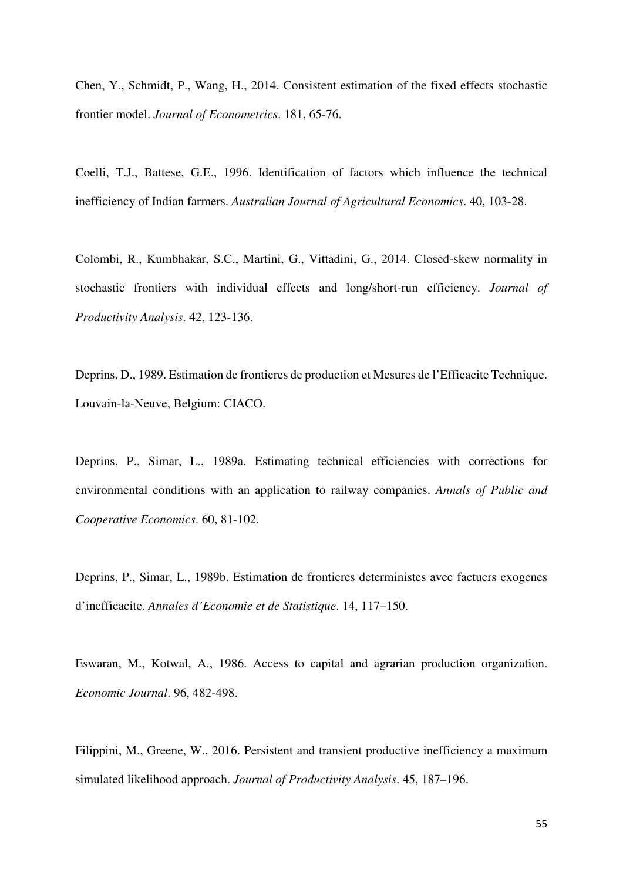Chen, Y., Schmidt, P., Wang, H., 2014. Consistent estimation of the fixed effects stochastic frontier model. *Journal of Econometrics*. 181, 65-76.

Coelli, T.J., Battese, G.E., 1996. Identification of factors which influence the technical inefficiency of Indian farmers. *Australian Journal of Agricultural Economics*. 40, 103-28.

Colombi, R., Kumbhakar, S.C., Martini, G., Vittadini, G., 2014. Closed-skew normality in stochastic frontiers with individual effects and long/short-run efficiency. *Journal of Productivity Analysis*. 42, 123-136.

Deprins, D., 1989. Estimation de frontieres de production et Mesures de l'Efficacite Technique. Louvain-la-Neuve, Belgium: CIACO.

Deprins, P., Simar, L., 1989a. Estimating technical efficiencies with corrections for environmental conditions with an application to railway companies. *Annals of Public and Cooperative Economics*. 60, 81-102.

Deprins, P., Simar, L., 1989b. Estimation de frontieres deterministes avec factuers exogenes d'inefficacite. *Annales d'Economie et de Statistique*. 14, 117–150.

Eswaran, M., Kotwal, A., 1986. Access to capital and agrarian production organization. *Economic Journal*. 96, 482-498.

Filippini, M., Greene, W., 2016. Persistent and transient productive inefficiency a maximum simulated likelihood approach. *Journal of Productivity Analysis*. 45, 187–196.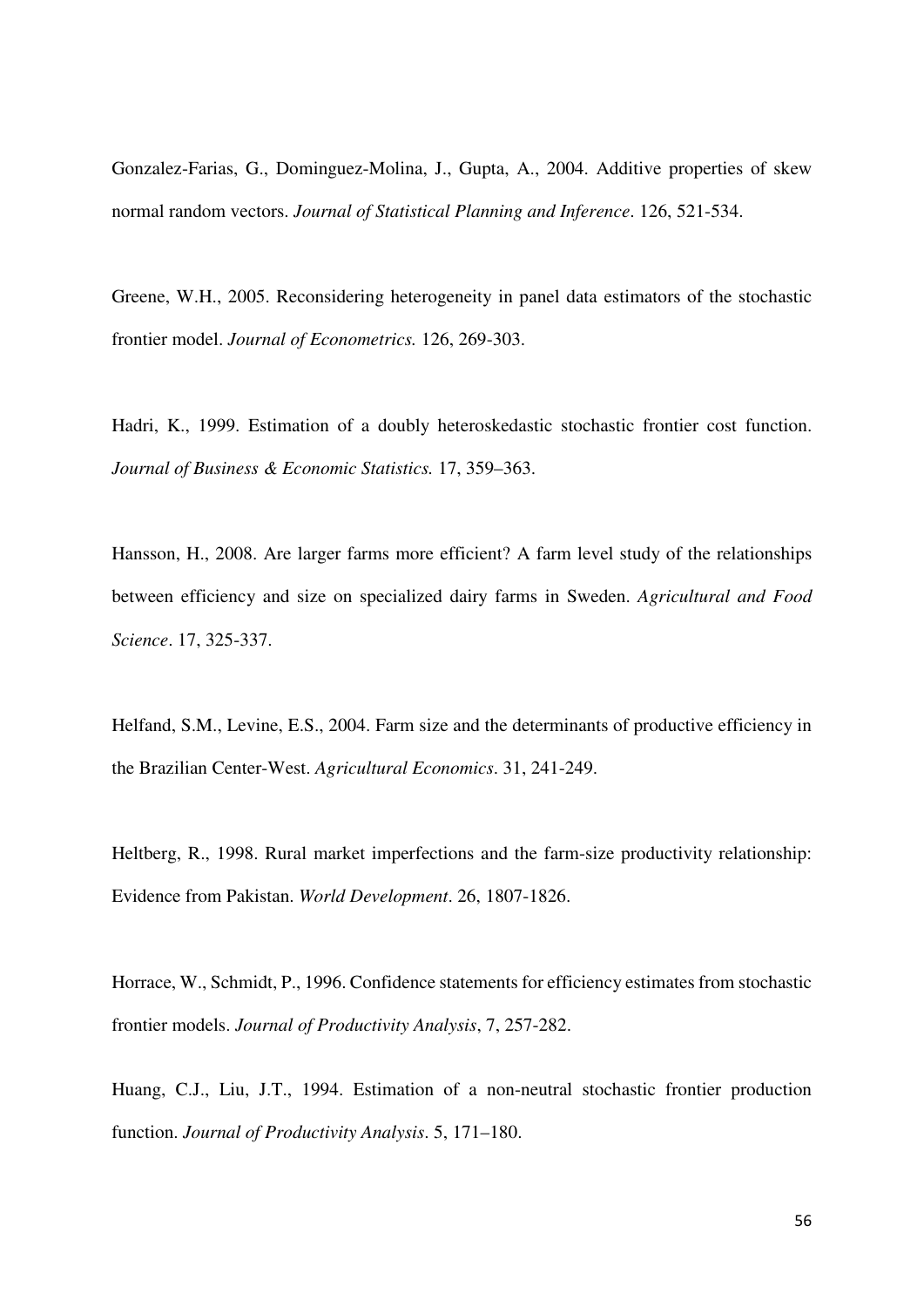Gonzalez-Farias, G., Dominguez-Molina, J., Gupta, A., 2004. Additive properties of skew normal random vectors. *Journal of Statistical Planning and Inference*. 126, 521-534.

Greene, W.H., 2005. Reconsidering heterogeneity in panel data estimators of the stochastic frontier model. *Journal of Econometrics.* 126, 269-303.

Hadri, K., 1999. Estimation of a doubly heteroskedastic stochastic frontier cost function. *Journal of Business & Economic Statistics.* 17, 359–363.

Hansson, H., 2008. Are larger farms more efficient? A farm level study of the relationships between efficiency and size on specialized dairy farms in Sweden. *Agricultural and Food Science*. 17, 325-337.

Helfand, S.M., Levine, E.S., 2004. Farm size and the determinants of productive efficiency in the Brazilian Center-West. *Agricultural Economics*. 31, 241-249.

Heltberg, R., 1998. Rural market imperfections and the farm-size productivity relationship: Evidence from Pakistan. *World Development*. 26, 1807-1826.

Horrace, W., Schmidt, P., 1996. Confidence statements for efficiency estimates from stochastic frontier models. *Journal of Productivity Analysis*, 7, 257-282.

Huang, C.J., Liu, J.T., 1994. Estimation of a non-neutral stochastic frontier production function. *Journal of Productivity Analysis*. 5, 171–180.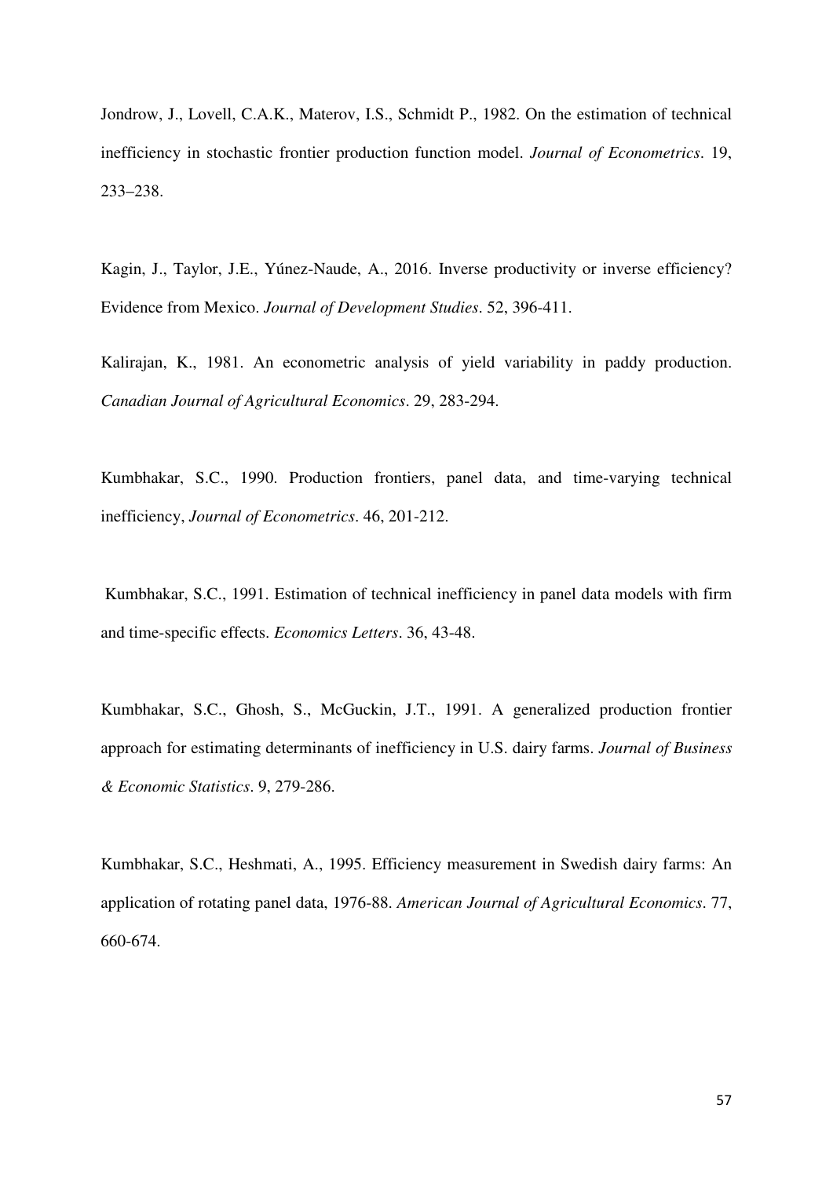Jondrow, J., Lovell, C.A.K., Materov, I.S., Schmidt P., 1982. On the estimation of technical inefficiency in stochastic frontier production function model. *Journal of Econometrics*. 19, 233–238.

Kagin, J., Taylor, J.E., Yúnez-Naude, A., 2016. Inverse productivity or inverse efficiency? Evidence from Mexico. *Journal of Development Studies*. 52, 396-411.

Kalirajan, K., 1981. An econometric analysis of yield variability in paddy production. *Canadian Journal of Agricultural Economics*. 29, 283-294.

Kumbhakar, S.C., 1990. Production frontiers, panel data, and time-varying technical inefficiency, *Journal of Econometrics*. 46, 201-212.

Kumbhakar, S.C., 1991. Estimation of technical inefficiency in panel data models with firm and time-specific effects. *Economics Letters*. 36, 43-48.

Kumbhakar, S.C., Ghosh, S., McGuckin, J.T., 1991. A generalized production frontier approach for estimating determinants of inefficiency in U.S. dairy farms. *Journal of Business & Economic Statistics*. 9, 279-286.

Kumbhakar, S.C., Heshmati, A., 1995. Efficiency measurement in Swedish dairy farms: An application of rotating panel data, 1976-88. *American Journal of Agricultural Economics*. 77, 660-674.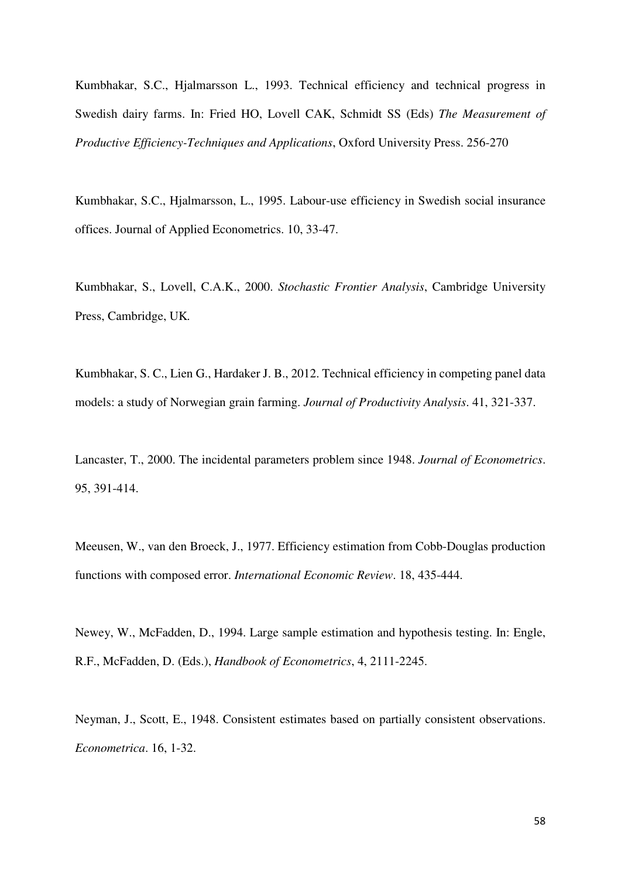Kumbhakar, S.C., Hjalmarsson L., 1993. Technical efficiency and technical progress in Swedish dairy farms. In: Fried HO, Lovell CAK, Schmidt SS (Eds) *The Measurement of Productive Efficiency-Techniques and Applications*, Oxford University Press. 256-270

Kumbhakar, S.C., Hjalmarsson, L., 1995. Labour-use efficiency in Swedish social insurance offices. Journal of Applied Econometrics. 10, 33-47.

Kumbhakar, S., Lovell, C.A.K., 2000. *Stochastic Frontier Analysis*, Cambridge University Press, Cambridge, UK.

Kumbhakar, S. C., Lien G., Hardaker J. B., 2012. Technical efficiency in competing panel data models: a study of Norwegian grain farming. *Journal of Productivity Analysis*. 41, 321-337.

Lancaster, T., 2000. The incidental parameters problem since 1948. *Journal of Econometrics*. 95, 391-414.

Meeusen, W., van den Broeck, J., 1977. Efficiency estimation from Cobb-Douglas production functions with composed error. *International Economic Review*. 18, 435-444.

Newey, W., McFadden, D., 1994. Large sample estimation and hypothesis testing. In: Engle, R.F., McFadden, D. (Eds.), *Handbook of Econometrics*, 4, 2111-2245.

Neyman, J., Scott, E., 1948. Consistent estimates based on partially consistent observations. *Econometrica*. 16, 1-32.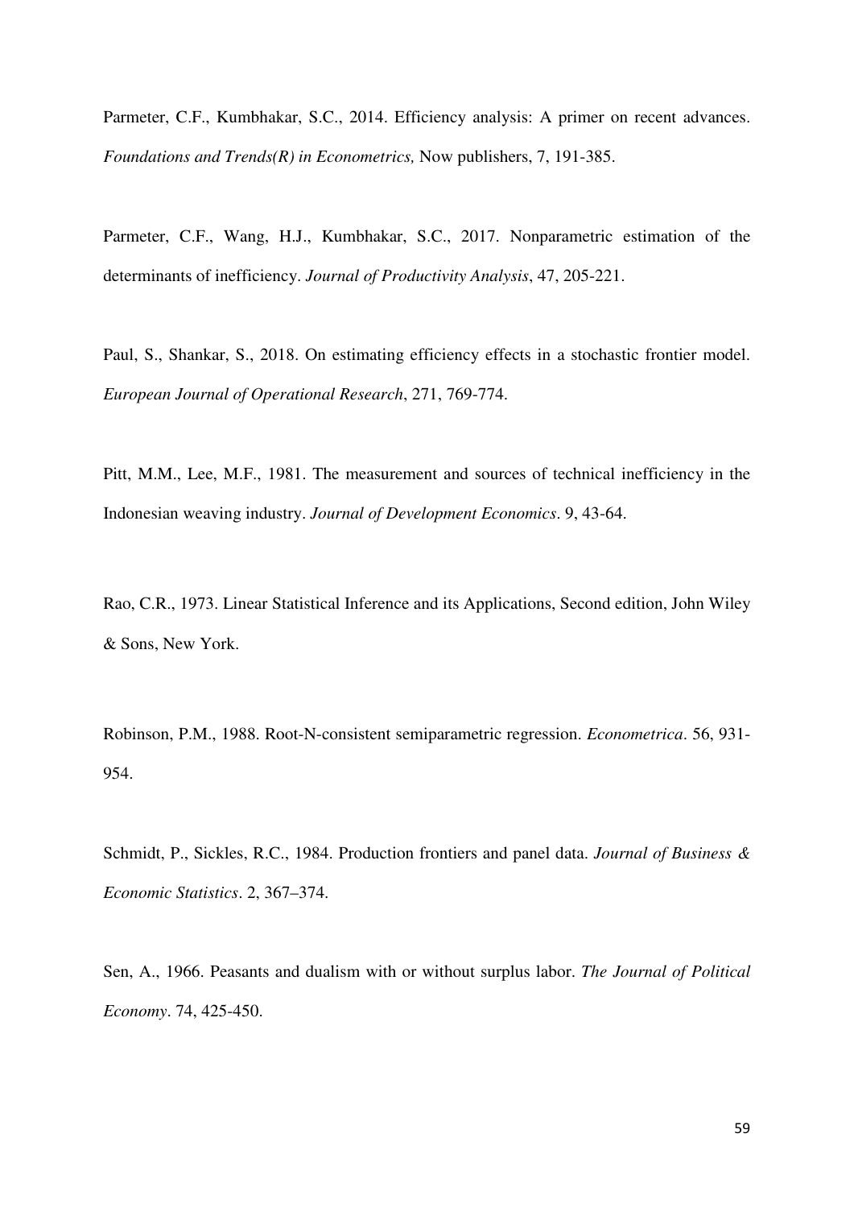Parmeter, C.F., Kumbhakar, S.C., 2014. Efficiency analysis: A primer on recent advances. *Foundations and Trends(R) in Econometrics,* Now publishers, 7, 191-385.

Parmeter, C.F., Wang, H.J., Kumbhakar, S.C., 2017. Nonparametric estimation of the determinants of inefficiency. *Journal of Productivity Analysis*, 47, 205-221.

Paul, S., Shankar, S., 2018. On estimating efficiency effects in a stochastic frontier model. *European Journal of Operational Research*, 271, 769-774.

Pitt, M.M., Lee, M.F., 1981. The measurement and sources of technical inefficiency in the Indonesian weaving industry. *Journal of Development Economics*. 9, 43-64.

Rao, C.R., 1973. Linear Statistical Inference and its Applications, Second edition, John Wiley & Sons, New York.

Robinson, P.M., 1988. Root-N-consistent semiparametric regression. *Econometrica*. 56, 931-954.

Schmidt, P., Sickles, R.C., 1984. Production frontiers and panel data. *Journal of Business & Economic Statistics*. 2, 367–374.

Sen, A., 1966. Peasants and dualism with or without surplus labor. *The Journal of Political Economy*. 74, 425-450.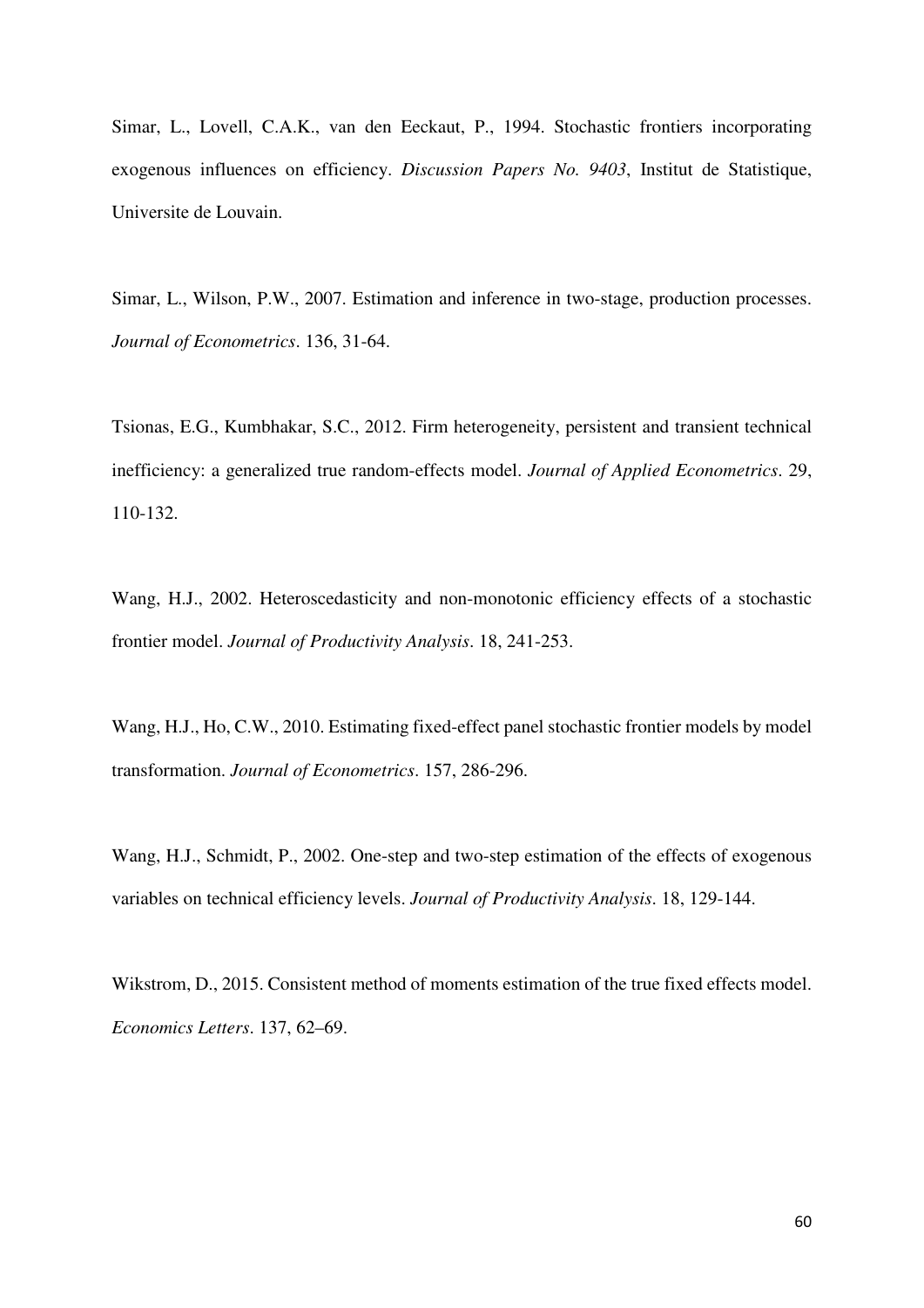Simar, L., Lovell, C.A.K., van den Eeckaut, P., 1994. Stochastic frontiers incorporating exogenous influences on efficiency. *Discussion Papers No. 9403*, Institut de Statistique, Universite de Louvain.

Simar, L., Wilson, P.W., 2007. Estimation and inference in two-stage, production processes. *Journal of Econometrics*. 136, 31-64.

Tsionas, E.G., Kumbhakar, S.C., 2012. Firm heterogeneity, persistent and transient technical inefficiency: a generalized true random-effects model. *Journal of Applied Econometrics*. 29, 110-132.

Wang, H.J., 2002. Heteroscedasticity and non-monotonic efficiency effects of a stochastic frontier model. *Journal of Productivity Analysis*. 18, 241-253.

Wang, H.J., Ho, C.W., 2010. Estimating fixed-effect panel stochastic frontier models by model transformation. *Journal of Econometrics*. 157, 286-296.

Wang, H.J., Schmidt, P., 2002. One-step and two-step estimation of the effects of exogenous variables on technical efficiency levels. *Journal of Productivity Analysis*. 18, 129-144.

Wikstrom, D., 2015. Consistent method of moments estimation of the true fixed effects model. *Economics Letters*. 137, 62–69.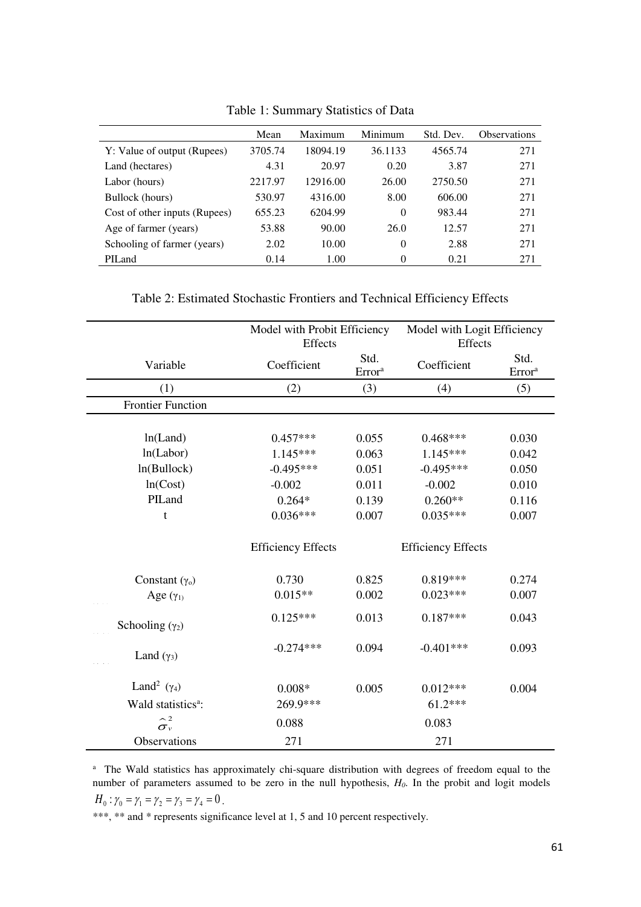Table 1: Summary Statistics of Data

| | Mean | Maximum | Minimum | Std. Dev. | Observations |
|---|---|---|---|---|---|
| Y: Value of output (Rupees) | 3705.74 | 18094.19 | 36.1133 | 4565.74 | 271 |
| Land (hectares) | 4.31 | 20.97 | 0.20 | 3.87 | 271 |
| Labor (hours) | 2217.97 | 12916.00 | 26.00 | 2750.50 | 271 |
| Bullock (hours) | 530.97 | 4316.00 | 8.00 | 606.00 | 271 |
| Cost of other inputs (Rupees) | 655.23 | 6204.99 | 0 | 983.44 | 271 |
| Age of farmer (years) | 53.88 | 90.00 | 26.0 | 12.57 | 271 |
| Schooling of farmer (years) | 2.02 | 10.00 | 0 | 2.88 | 271 |
| PILand | 0.14 | 1.00 | 0 | 0.21 | 271 |

Table 2: Estimated Stochastic Frontiers and Technical Efficiency Effects

| | Model with Probit Efficiency Effects | | Model with Logit Efficiency Effects | |
|---|---|---|---|---|
| Variable | Coefficient | Std. Error[a] | Coefficient | Std. Error[a] |
| (1) | (2) | (3) | (4) | (5) |
| Frontier Function | | | | |
| ln(Land) | 0.457*** | 0.055 | 0.468*** | 0.030 |
| ln(Labor) | 1.145*** | 0.063 | 1.145*** | 0.042 |
| ln(Bullock) | -0.495*** | 0.051 | -0.495*** | 0.050 |
| ln(Cost) | -0.002 | 0.011 | -0.002 | 0.010 |
| PILand | 0.264* | 0.139 | 0.260** | 0.116 |
| t | 0.036*** | 0.007 | 0.035*** | 0.007 |
| | Efficiency Effects | | Efficiency Effects | |
| Constant ($\gamma_0$) | 0.730 | 0.825 | 0.819*** | 0.274 |
| Age ($\gamma_1$) | 0.015** | 0.002 | 0.023*** | 0.007 |
| Schooling ($\gamma_2$) | 0.125*** | 0.013 | 0.187*** | 0.043 |
| Land ($\gamma_3$) | -0.274*** | 0.094 | -0.401*** | 0.093 |
| Land$^2$ ($\gamma_4$) | 0.008* | 0.005 | 0.012*** | 0.004 |
| Wald statistics[a]: | 269.9*** | | 61.2*** | |
| $\hat{\sigma}_v^2$ | 0.088 | | 0.083 | |
| Observations | 271 | | 271 | |

[a] The Wald statistics has approximately chi-square distribution with degrees of freedom equal to the number of parameters assumed to be zero in the null hypothesis, $H_0$. In the probit and logit models $H_0: \gamma_0 = \gamma_1 = \gamma_2 = \gamma_3 = \gamma_4 = 0$.

***, ** and * represents significance level at 1, 5 and 10 percent respectively.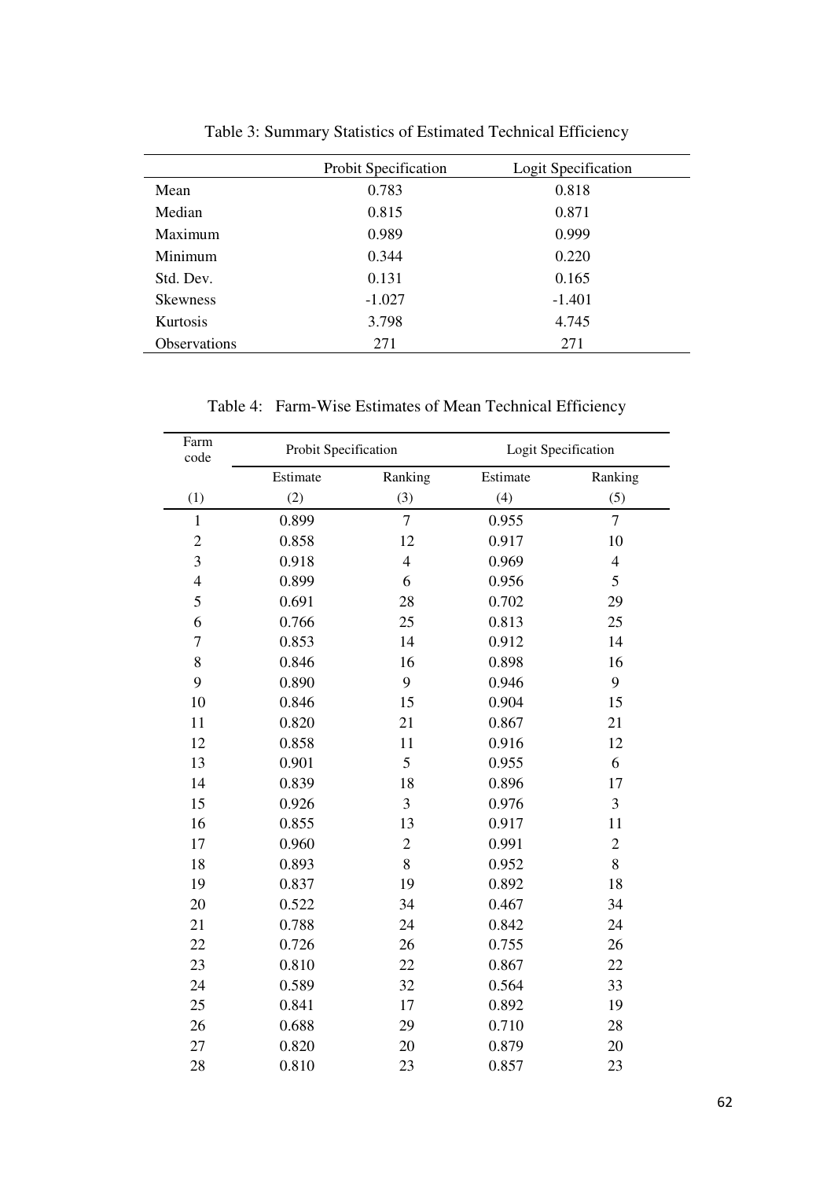Table 3: Summary Statistics of Estimated Technical Efficiency

| | Probit Specification | Logit Specification |
|---|---|---|
| Mean | 0.783 | 0.818 |
| Median | 0.815 | 0.871 |
| Maximum | 0.989 | 0.999 |
| Minimum | 0.344 | 0.220 |
| Std. Dev. | 0.131 | 0.165 |
| Skewness | -1.027 | -1.401 |
| Kurtosis | 3.798 | 4.745 |
| Observations | 271 | 271 |

Table 4: Farm-Wise Estimates of Mean Technical Efficiency

| Farm code | Probit Specification | | Logit Specification | |
|---|---|---|---|---|
| | Estimate | Ranking | Estimate | Ranking |
| (1) | (2) | (3) | (4) | (5) |
| 1 | 0.899 | 7 | 0.955 | 7 |
| 2 | 0.858 | 12 | 0.917 | 10 |
| 3 | 0.918 | 4 | 0.969 | 4 |
| 4 | 0.899 | 6 | 0.956 | 5 |
| 5 | 0.691 | 28 | 0.702 | 29 |
| 6 | 0.766 | 25 | 0.813 | 25 |
| 7 | 0.853 | 14 | 0.912 | 14 |
| 8 | 0.846 | 16 | 0.898 | 16 |
| 9 | 0.890 | 9 | 0.946 | 9 |
| 10 | 0.846 | 15 | 0.904 | 15 |
| 11 | 0.820 | 21 | 0.867 | 21 |
| 12 | 0.858 | 11 | 0.916 | 12 |
| 13 | 0.901 | 5 | 0.955 | 6 |
| 14 | 0.839 | 18 | 0.896 | 17 |
| 15 | 0.926 | 3 | 0.976 | 3 |
| 16 | 0.855 | 13 | 0.917 | 11 |
| 17 | 0.960 | 2 | 0.991 | 2 |
| 18 | 0.893 | 8 | 0.952 | 8 |
| 19 | 0.837 | 19 | 0.892 | 18 |
| 20 | 0.522 | 34 | 0.467 | 34 |
| 21 | 0.788 | 24 | 0.842 | 24 |
| 22 | 0.726 | 26 | 0.755 | 26 |
| 23 | 0.810 | 22 | 0.867 | 22 |
| 24 | 0.589 | 32 | 0.564 | 33 |
| 25 | 0.841 | 17 | 0.892 | 19 |
| 26 | 0.688 | 29 | 0.710 | 28 |
| 27 | 0.820 | 20 | 0.879 | 20 |
| 28 | 0.810 | 23 | 0.857 | 23 |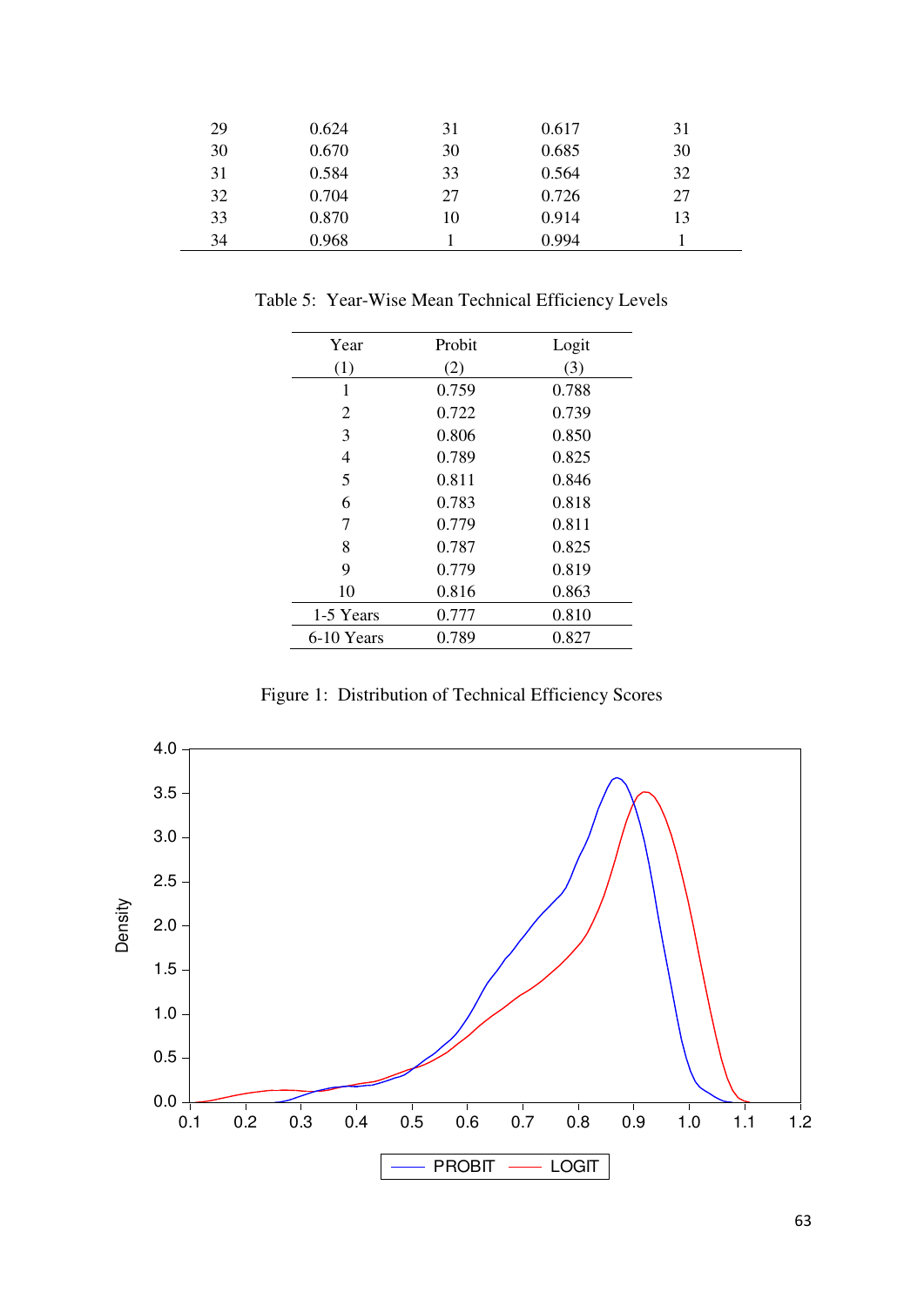| | | | | |
|---|---|---|---|---|
| 29 | 0.624 | 31 | 0.617 | 31 |
| 30 | 0.670 | 30 | 0.685 | 30 |
| 31 | 0.584 | 33 | 0.564 | 32 |
| 32 | 0.704 | 27 | 0.726 | 27 |
| 33 | 0.870 | 10 | 0.914 | 13 |
| 34 | 0.968 | 1 | 0.994 | 1 |

Table 5: Year-Wise Mean Technical Efficiency Levels

| Year (1) | Probit (2) | Logit (3) |
|---|---|---|
| 1 | 0.759 | 0.788 |
| 2 | 0.722 | 0.739 |
| 3 | 0.806 | 0.850 |
| 4 | 0.789 | 0.825 |
| 5 | 0.811 | 0.846 |
| 6 | 0.783 | 0.818 |
| 7 | 0.779 | 0.811 |
| 8 | 0.787 | 0.825 |
| 9 | 0.779 | 0.819 |
| 10 | 0.816 | 0.863 |
| 1-5 Years | 0.777 | 0.810 |
| 6-10 Years | 0.789 | 0.827 |

Figure 1: Distribution of Technical Efficiency Scores

Density

4.0
3.5
3.0
2.5
2.0
1.5
1.0
0.5
0.0

0.1 0.2 0.3 0.4 0.5 0.6 0.7 0.8 0.9 1.0 1.1 1.2

PROBIT LOGIT